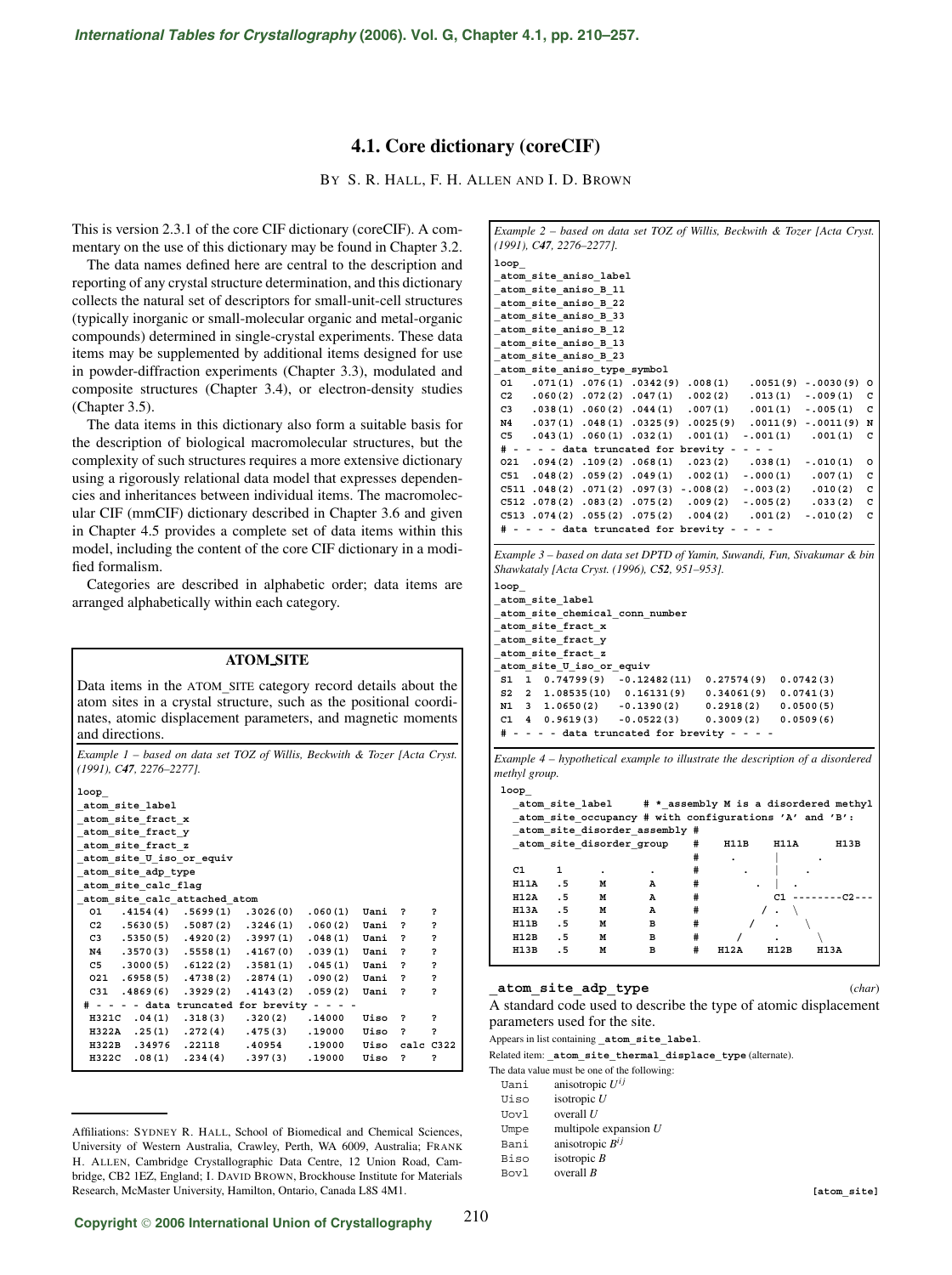# 4.1. Core dictionary (coreCIF)

BY S. R. HALL, F. H. ALLEN AND I. D. BROWN

This is version 2.3.1 of the core CIF dictionary (coreCIF). A commentary on the use of this dictionary may be found in Chapter 3.2.

The data names defined here are central to the description and reporting of any crystal structure determination, and this dictionary collects the natural set of descriptors for small-unit-cell structures (typically inorganic or small-molecular organic and metal-organic compounds) determined in single-crystal experiments. These data items may be supplemented by additional items designed for use in powder-diffraction experiments (Chapter 3.3), modulated and composite structures (Chapter 3.4), or electron-density studies (Chapter 3.5).

The data items in this dictionary also form a suitable basis for the description of biological macromolecular structures, but the complexity of such structures requires a more extensive dictionary using a rigorously relational data model that expresses dependencies and inheritances between individual items. The macromolecular CIF (mmCIF) dictionary described in Chapter 3.6 and given in Chapter 4.5 provides a complete set of data items within this model, including the content of the core CIF dictionary in a modified formalism.

Categories are described in alphabetic order; data items are arranged alphabetically within each category.

## ATOM_SITE

Data items in the ATOM_SITE category record details about the atom sites in a crystal structure, such as the positional coordinates, atomic displacement parameters, and magnetic moments and directions.

*Example 1 – based on data set TOZ of Willis, Beckwith & Tozer [Acta Cryst. (1991), C47, 2276–2277].*

```
loop_
_atom_site_label
_atom_site_fract_x
_atom_site_fract_y
_atom_site_fract_z
_atom_site_U_iso_or_equiv
_atom_site_adp_type
_atom_site_calc_flag
_atom_site_calc_attached_atom
 O1    .4154(4)  .5699(1)  .3026(0)  .060(1)  Uani  ?     ?
 C2    .5630(5)  .5087(2)  .3246(1)  .060(2)  Uani  ?     ?
 C3    .5350(5)  .4920(2)  .3997(1)  .048(1)  Uani  ?     ?
 N4    .3570(3)  .5558(1)  .4167(0)  .039(1)  Uani  ?     ?
 C5    .3000(5)  .6122(2)  .3581(1)  .045(1)  Uani  ?     ?
 O21   .6958(5)  .4738(2)  .2874(1)  .090(2)  Uani  ?     ?
 C31   .4869(6)  .3929(2)  .4143(2)  .059(2)  Uani  ?     ?
# - - - - data truncated for brevity - - - -
 H321C  .04(1)   .318(3)   .320(2)   .14000   Uiso  ?     ?
 H322A  .25(1)   .272(4)   .475(3)   .19000   Uiso  ?     ?
 H322B  .34976   .22118    .40954    .19000   Uiso  calc  C322
 H322C  .08(1)   .234(4)   .397(3)   .19000   Uiso  ?     ?
```

*Example 2 – based on data set TOZ of Willis, Beckwith & Tozer [Acta Cryst. (1991), C47, 2276–2277].*

```
loop_
_atom_site_aniso_label
_atom_site_aniso_B_11
_atom_site_aniso_B_22
_atom_site_aniso_B_33
_atom_site_aniso_B_12
_atom_site_aniso_B_13
_atom_site_aniso_B_23
_atom_site_aniso_type_symbol
 O1    .071(1) .076(1) .0342(9) .008(1)   .0051(9) -.0030(9) O
 C2    .060(2) .072(2) .047(1)  .002(2)   .013(1)  -.009(1)  C
 C3    .038(1) .060(2) .044(1)  .007(1)   .001(1)  -.005(1)  C
 N4    .037(1) .048(1) .0325(9) .0025(9)  .0011(9) -.0011(9) N
 C5    .043(1) .060(1) .032(1)  .001(1)  -.001(1)   .001(1)  C
 # - - - - data truncated for brevity - - - -
 O21   .094(2) .109(2) .068(1)  .023(2)   .038(1)  -.010(1)  O
 C51   .048(2) .059(2) .049(1)  .002(1)  -.000(1)   .007(1)  C
 C511  .048(2) .071(2) .097(3) -.008(2)  -.003(2)   .010(2)  C
 C512  .078(2) .083(2) .075(2)  .009(2)  -.005(2)   .033(2)  C
 C513  .074(2) .055(2) .075(2)  .004(2)   .001(2)  -.010(2)  C
 # - - - - data truncated for brevity - - - -
```

*Example 3 – based on data set DPTD of Yamin, Suwandi, Fun, Sivakumar & bin Shawkataly [Acta Cryst. (1996), C52, 951–953].*

```
loop_
_atom_site_label
_atom_site_chemical_conn_number
_atom_site_fract_x
_atom_site_fract_y
_atom_site_fract_z
_atom_site_U_iso_or_equiv
 S1  1  0.74799(9)   -0.12482(11)  0.27574(9)   0.0742(3)
 S2  2  1.08535(10)   0.16131(9)   0.34061(9)   0.0741(3)
 N1  3  1.0650(2)    -0.1390(2)    0.2918(2)    0.0500(5)
 C1  4  0.9619(3)    -0.0522(3)    0.3009(2)    0.0509(6)
 # - - - - data truncated for brevity - - - -
```

*Example 4 – hypothetical example to illustrate the description of a disordered methyl group.*

```
loop_
   _atom_site_label      # *_assembly M is a disordered methyl
   _atom_site_occupancy  # with configurations 'A' and 'B':
   _atom_site_disorder_assembly #
   _atom_site_disorder_group    #    H11B    H11A      H13B
                                #     .       |        .
   C1     1      .        .     #       .     |     .
   H11A   .5     M        A     #         .   |   .
   H12A   .5     M        A     #            C1 --------C2---
   H13A   .5     M        A     #           / .  \
   H11B   .5     M        B     #         /   .    \
   H12B   .5     M        B     #       /     .      \
   H13B   .5     M        B     #  H12A     H12B     H13A
```

**_atom_site_adp_type** (*char*)

A standard code used to describe the type of atomic displacement parameters used for the site.

Appears in list containing **_atom_site_label**.

Related item: **_atom_site_thermal_displace_type** (alternate).

The data value must be one of the following:

- Uani — anisotropic $U^{ij}$
- Uiso — isotropic $U$
- Uovl — overall $U$
- Umpe — multipole expansion $U$
- Bani — anisotropic $B^{ij}$
- Biso — isotropic $B$
- Bovl — overall $B$

Affiliations: SYDNEY R. HALL, School of Biomedical and Chemical Sciences, University of Western Australia, Crawley, Perth, WA 6009, Australia; FRANK H. ALLEN, Cambridge Crystallographic Data Centre, 12 Union Road, Cambridge, CB2 1EZ, England; I. DAVID BROWN, Brockhouse Institute for Materials Research, McMaster University, Hamilton, Ontario, Canada L8S 4M1.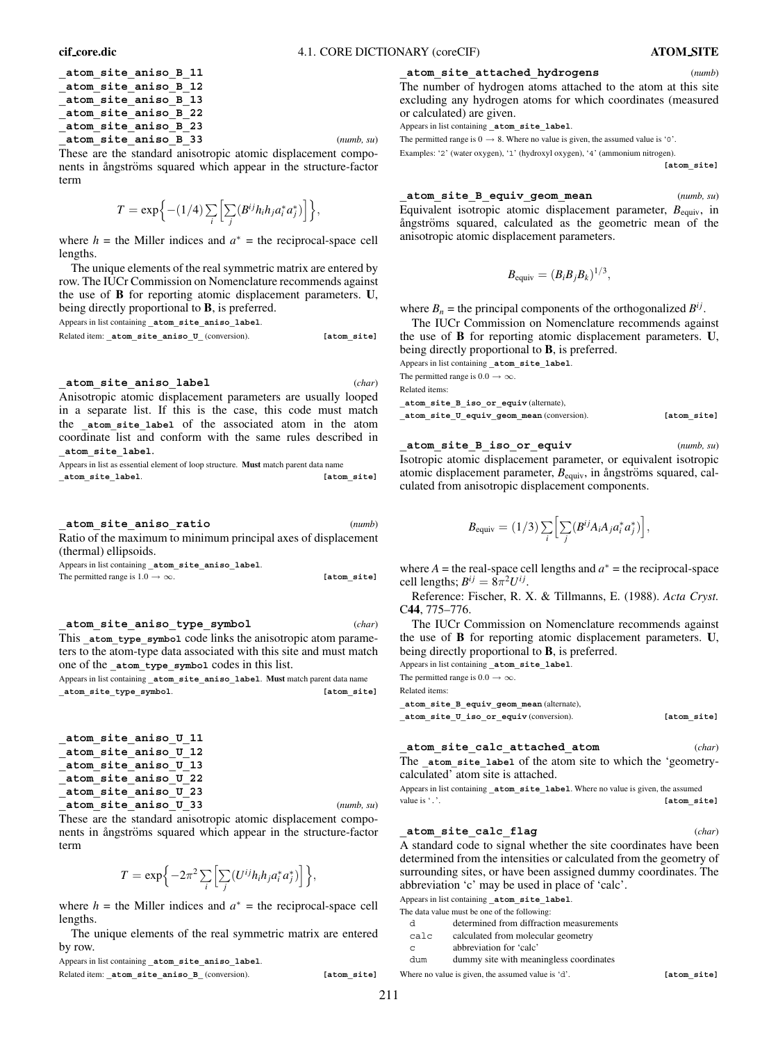**_atom_site_aniso_B_11**
**_atom_site_aniso_B_12**
**_atom_site_aniso_B_13**
**_atom_site_aniso_B_22**
**_atom_site_aniso_B_23**
**_atom_site_aniso_B_33** (*numb, su*)

These are the standard anisotropic atomic displacement components in ångströms squared which appear in the structure-factor term

$$T = \exp\Big\{-(1/4)\sum_i\Big[\sum_j(B^{ij}h_ih_ja_i^*a_j^*)\Big]\Big\},$$

where $h$ = the Miller indices and $a^*$ = the reciprocal-space cell lengths.

The unique elements of the real symmetric matrix are entered by row. The IUCr Commission on Nomenclature recommends against the use of **B** for reporting atomic displacement parameters. **U**, being directly proportional to **B**, is preferred.

Appears in list containing **_atom_site_aniso_label**.

Related item: **_atom_site_aniso_U_** (conversion). **[atom_site]**

**_atom_site_aniso_label** (*char*)

Anisotropic atomic displacement parameters are usually looped in a separate list. If this is the case, this code must match the **_atom_site_label** of the associated atom in the atom coordinate list and conform with the same rules described in **_atom_site_label**.

Appears in list as essential element of loop structure. **Must** match parent data name **_atom_site_label**. **[atom_site]**

**_atom_site_aniso_ratio** (*numb*)

Ratio of the maximum to minimum principal axes of displacement (thermal) ellipsoids.

Appears in list containing **_atom_site_aniso_label**.

The permitted range is $1.0 \rightarrow \infty$. **[atom_site]**

**_atom_site_aniso_type_symbol** (*char*)

This **_atom_type_symbol** code links the anisotropic atom parameters to the atom-type data associated with this site and must match one of the **_atom_type_symbol** codes in this list.

Appears in list containing **_atom_site_aniso_label**. **Must** match parent data name **_atom_site_type_symbol**. **[atom_site]**

**_atom_site_aniso_U_11**
**_atom_site_aniso_U_12**
**_atom_site_aniso_U_13**
**_atom_site_aniso_U_22**
**_atom_site_aniso_U_23**
**_atom_site_aniso_U_33** (*numb, su*)

These are the standard anisotropic atomic displacement components in ångströms squared which appear in the structure-factor term

$$T = \exp\Big\{-2\pi^2\sum_i\Big[\sum_j(U^{ij}h_ih_ja_i^*a_j^*)\Big]\Big\},$$

where $h$ = the Miller indices and $a^*$ = the reciprocal-space cell lengths.

The unique elements of the real symmetric matrix are entered by row.

Appears in list containing **_atom_site_aniso_label**.

Related item: **_atom_site_aniso_B_** (conversion). **[atom_site]**

**_atom_site_attached_hydrogens** (*numb*)

The number of hydrogen atoms attached to the atom at this site excluding any hydrogen atoms for which coordinates (measured or calculated) are given.

Appears in list containing **_atom_site_label**.

The permitted range is $0 \rightarrow 8$. Where no value is given, the assumed value is '0'.

Examples: '2' (water oxygen), '1' (hydroxyl oxygen), '4' (ammonium nitrogen). **[atom_site]**

**_atom_site_B_equiv_geom_mean** (*numb, su*)

Equivalent isotropic atomic displacement parameter, $B_{\text{equiv}}$, in ångströms squared, calculated as the geometric mean of the anisotropic atomic displacement parameters.

$$B_{\text{equiv}} = (B_iB_jB_k)^{1/3},$$

where $B_n$ = the principal components of the orthogonalized $B^{ij}$.

The IUCr Commission on Nomenclature recommends against the use of **B** for reporting atomic displacement parameters. **U**, being directly proportional to **B**, is preferred.

Appears in list containing **_atom_site_label**.

The permitted range is $0.0 \rightarrow \infty$.

Related items:

**_atom_site_B_iso_or_equiv** (alternate),

**_atom_site_U_equiv_geom_mean** (conversion). **[atom_site]**

**_atom_site_B_iso_or_equiv** (*numb, su*)

Isotropic atomic displacement parameter, or equivalent isotropic atomic displacement parameter, $B_{\text{equiv}}$, in ångströms squared, calculated from anisotropic displacement components.

$$B_{\text{equiv}} = (1/3)\sum_i\Big[\sum_j(B^{ij}A_iA_ja_i^*a_j^*)\Big],$$

where $A$ = the real-space cell lengths and $a^*$ = the reciprocal-space cell lengths; $B^{ij} = 8\pi^2U^{ij}$.

Reference: Fischer, R. X. & Tillmanns, E. (1988). *Acta Cryst.* C**44**, 775–776.

The IUCr Commission on Nomenclature recommends against the use of **B** for reporting atomic displacement parameters. **U**, being directly proportional to **B**, is preferred.

Appears in list containing **_atom_site_label**.

The permitted range is $0.0 \rightarrow \infty$.

Related items:

**_atom_site_B_equiv_geom_mean** (alternate),

**_atom_site_U_iso_or_equiv** (conversion). **[atom_site]**

**_atom_site_calc_attached_atom** (*char*)

The **_atom_site_label** of the atom site to which the 'geometry-calculated' atom site is attached.

Appears in list containing **_atom_site_label**. Where no value is given, the assumed value is '.'. **[atom_site]**

**_atom_site_calc_flag** (*char*)

A standard code to signal whether the site coordinates have been determined from the intensities or calculated from the geometry of surrounding sites, or have been assigned dummy coordinates. The abbreviation 'c' may be used in place of 'calc'.

Appears in list containing **_atom_site_label**.

The data value must be one of the following:

| | |
|---|---|
| d | determined from diffraction measurements |
| calc | calculated from molecular geometry |
| c | abbreviation for 'calc' |
| dum | dummy site with meaningless coordinates |

Where no value is given, the assumed value is 'd'. **[atom_site]**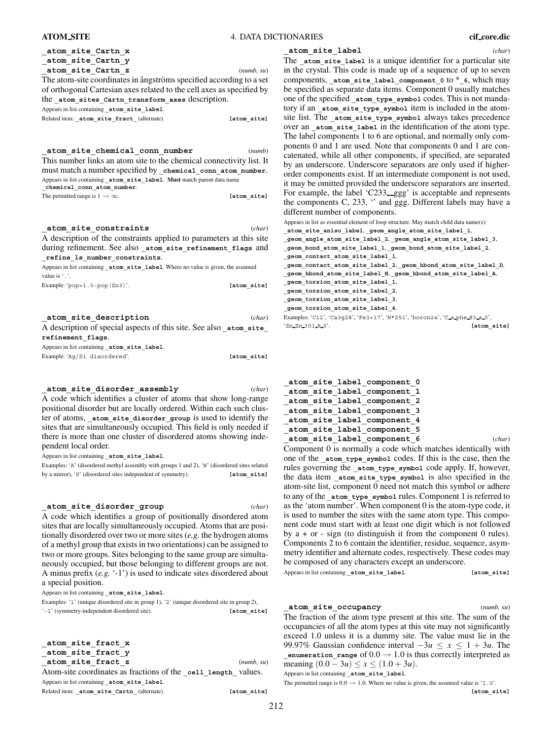**_atom_site_Cartn_x**
**_atom_site_Cartn_y**
**_atom_site_Cartn_z** (*numb, su*)

The atom-site coordinates in ångströms specified according to a set of orthogonal Cartesian axes related to the cell axes as specified by the **_atom_sites_Cartn_transform_axes** description.

Appears in list containing **_atom_site_label**.

Related item: **_atom_site_fract_** (alternate). **[atom_site]**

**_atom_site_chemical_conn_number** (*numb*)

This number links an atom site to the chemical connectivity list. It must match a number specified by **_chemical_conn_atom_number**.

Appears in list containing **_atom_site_label**. **Must** match parent data name **_chemical_conn_atom_number**.

The permitted range is $1 \rightarrow \infty$. **[atom_site]**

**_atom_site_constraints** (*char*)

A description of the constraints applied to parameters at this site during refinement. See also **_atom_site_refinement_flags** and **_refine_ls_number_constraints**.

Appears in list containing **_atom_site_label**. Where no value is given, the assumed value is '.'.

Example: 'pop=1.0-pop(Zn3)'. **[atom_site]**

**_atom_site_description** (*char*)

A description of special aspects of this site. See also **_atom_site_refinement_flags**.

Appears in list containing **_atom_site_label**.

Example: 'Ag/Si disordered'. **[atom_site]**

**_atom_site_disorder_assembly** (*char*)

A code which identifies a cluster of atoms that show long-range positional disorder but are locally ordered. Within each such cluster of atoms, **_atom_site_disorder_group** is used to identify the sites that are simultaneously occupied. This field is only needed if there is more than one cluster of disordered atoms showing independent local order.

Appears in list containing **_atom_site_label**.

Examples: 'A' (disordered methyl assembly with groups 1 and 2), 'B' (disordered sites related by a mirror), 'S' (disordered sites independent of symmetry). **[atom_site]**

**_atom_site_disorder_group** (*char*)

A code which identifies a group of positionally disordered atom sites that are locally simultaneously occupied. Atoms that are positionally disordered over two or more sites (*e.g.* the hydrogen atoms of a methyl group that exists in two orientations) can be assigned to two or more groups. Sites belonging to the same group are simultaneously occupied, but those belonging to different groups are not. A minus prefix (*e.g.* '-1') is used to indicate sites disordered about a special position.

Appears in list containing **_atom_site_label**.

Examples: '1' (unique disordered site in group 1), '2' (unique disordered site in group 2), '-1' (symmetry-independent disordered site). **[atom_site]**

**_atom_site_fract_x**
**_atom_site_fract_y**
**_atom_site_fract_z** (*numb, su*)

Atom-site coordinates as fractions of the **_cell_length_** values.

Appears in list containing **_atom_site_label**.

Related item: **_atom_site_Cartn_** (alternate). **[atom_site]**

**_atom_site_label** (*char*)

The **_atom_site_label** is a unique identifier for a particular site in the crystal. This code is made up of a sequence of up to seven components, **_atom_site_label_component_0** to ***_6**, which may be specified as separate data items. Component 0 usually matches one of the specified **_atom_type_symbol** codes. This is not mandatory if an **_atom_site_type_symbol** item is included in the atom-site list. The **_atom_site_type_symbol** always takes precedence over an **_atom_site_label** in the identification of the atom type. The label components 1 to 6 are optional, and normally only components 0 and 1 are used. Note that components 0 and 1 are concatenated, while all other components, if specified, are separated by an underscore. Underscore separators are only used if higher-order components exist. If an intermediate component is not used, it may be omitted provided the underscore separators are inserted. For example, the label 'C233__ggg' is acceptable and represents the components C, 233, '' and ggg. Different labels may have a different number of components.

Appears in list as essential element of loop structure. May match child data name(s): **_atom_site_aniso_label**, **_geom_angle_atom_site_label_1**, **_geom_angle_atom_site_label_2**, **_geom_angle_atom_site_label_3**, **_geom_bond_atom_site_label_1**, **_geom_bond_atom_site_label_2**, **_geom_contact_atom_site_label_1**, **_geom_contact_atom_site_label_2**, **_geom_hbond_atom_site_label_D**, **_geom_hbond_atom_site_label_H**, **_geom_hbond_atom_site_label_A**, **_geom_torsion_atom_site_label_1**, **_geom_torsion_atom_site_label_2**, **_geom_torsion_atom_site_label_3**, **_geom_torsion_atom_site_label_4**.

Examples: 'C12', 'Ca3g28', 'Fe3+17', 'H*251', 'boron2a', 'C_a_phe_83_a_0', 'Zn_Zn_301_A_0'. **[atom_site]**

**_atom_site_label_component_0**
**_atom_site_label_component_1**
**_atom_site_label_component_2**
**_atom_site_label_component_3**
**_atom_site_label_component_4**
**_atom_site_label_component_5**
**_atom_site_label_component_6** (*char*)

Component 0 is normally a code which matches identically with one of the **_atom_type_symbol** codes. If this is the case, then the rules governing the **_atom_type_symbol** code apply. If, however, the data item **_atom_site_type_symbol** is also specified in the atom-site list, component 0 need not match this symbol or adhere to any of the **_atom_type_symbol** rules. Component 1 is referred to as the 'atom number'. When component 0 is the atom-type code, it is used to number the sites with the same atom type. This component code must start with at least one digit which is not followed by a + or - sign (to distinguish it from the component 0 rules). Components 2 to 6 contain the identifier, residue, sequence, asymmetry identifier and alternate codes, respectively. These codes may be composed of any characters except an underscore.

Appears in list containing **_atom_site_label**. **[atom_site]**

**_atom_site_occupancy** (*numb, su*)

The fraction of the atom type present at this site. The sum of the occupancies of all the atom types at this site may not significantly exceed 1.0 unless it is a dummy site. The value must lie in the 99.97% Gaussian confidence interval $-3u \leq x \leq 1 + 3u$. The **_enumeration_range** of $0.0 \rightarrow 1.0$ is thus correctly interpreted as meaning $(0.0 - 3u) \leq x \leq (1.0 + 3u)$.

Appears in list containing **_atom_site_label**.

The permitted range is $0.0 \rightarrow 1.0$. Where no value is given, the assumed value is '1.0'. **[atom_site]**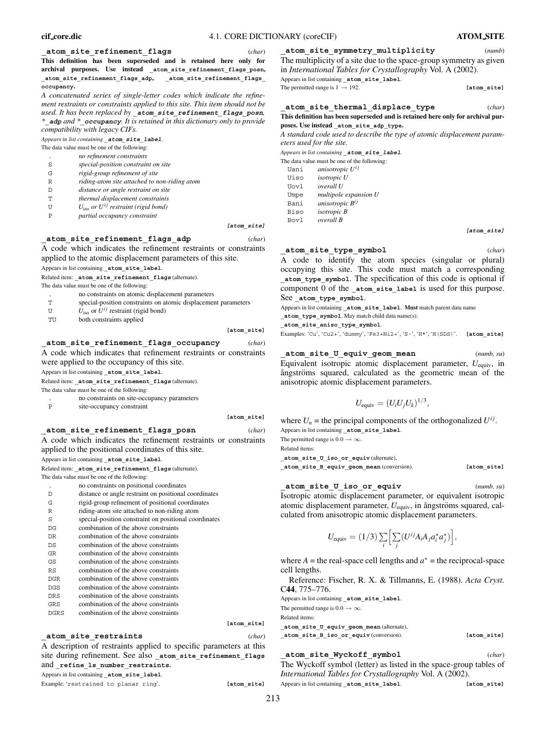**_atom_site_refinement_flags** (*char*)

**This definition has been superseded and is retained here only for archival purposes. Use instead _atom_site_refinement_flags_posn, _atom_site_refinement_flags_adp, _atom_site_refinement_flags_occupancy.**

*A concatenated series of single-letter codes which indicate the refinement restraints or constraints applied to this site. This item should not be used. It has been replaced by **_atom_site_refinement_flags_posn**, ***_adp** and ***_occupancy**. It is retained in this dictionary only to provide compatibility with legacy CIFs.*

*Appears in list containing **_atom_site_label**.*

The data value must be one of the following:

| | |
|---|---|
| . | *no refinement constraints* |
| S | *special-position constraint on site* |
| G | *rigid-group refinement of site* |
| R | *riding-atom site attached to non-riding atom* |
| D | *distance or angle restraint on site* |
| T | *thermal displacement constraints* |
| U | *$U_{iso}$ or $U^{ij}$ restraint (rigid bond)* |
| P | *partial occupancy constraint* |

***[atom_site]***

**_atom_site_refinement_flags_adp** (*char*)

A code which indicates the refinement restraints or constraints applied to the atomic displacement parameters of this site.

Appears in list containing **_atom_site_label**.

Related item: **_atom_site_refinement_flags** (alternate).

The data value must be one of the following:

| | |
|---|---|
| . | no constraints on atomic displacement parameters |
| T | special-position constraints on atomic displacement parameters |
| U | $U_{iso}$ or $U^{ij}$ restraint (rigid bond) |
| TU | both constraints applied |

**[atom_site]**

**_atom_site_refinement_flags_occupancy** (*char*)

A code which indicates that refinement restraints or constraints were applied to the occupancy of this site.

Appears in list containing **_atom_site_label**.

Related item: **_atom_site_refinement_flags** (alternate).

The data value must be one of the following:

| | |
|---|---|
| . | no constraints on site-occupancy parameters |
| P | site-occupancy constraint |

**[atom_site]**

**_atom_site_refinement_flags_posn** (*char*)

A code which indicates the refinement restraints or constraints applied to the positional coordinates of this site.

Appears in list containing **_atom_site_label**.

Related item: **_atom_site_refinement_flags** (alternate).

The data value must be one of the following:

| | |
|---|---|
| . | no constraints on positional coordinates |
| D | distance or angle restraint on positional coordinates |
| G | rigid-group refinement of positional coordinates |
| R | riding-atom site attached to non-riding atom |
| S | special-position constraint on positional coordinates |
| DG | combination of the above constraints |
| DR | combination of the above constraints |
| DS | combination of the above constraints |
| GR | combination of the above constraints |
| GS | combination of the above constraints |
| RS | combination of the above constraints |
| DGR | combination of the above constraints |
| DGS | combination of the above constraints |
| DRS | combination of the above constraints |
| GRS | combination of the above constraints |
| DGRS | combination of the above constraints |

**[atom_site]**

**_atom_site_restraints** (*char*)

A description of restraints applied to specific parameters at this site during refinement. See also **_atom_site_refinement_flags** and **_refine_ls_number_restraints**.

Appears in list containing **_atom_site_label**.

Example: 'restrained to planar ring'. **[atom_site]**

**_atom_site_symmetry_multiplicity** (*numb*)

The multiplicity of a site due to the space-group symmetry as given in *International Tables for Crystallography* Vol. A (2002).

Appears in list containing **_atom_site_label**.

The permitted range is 1 → 192. **[atom_site]**

**_atom_site_thermal_displace_type** (*char*)

**This definition has been superseded and is retained here only for archival purposes. Use instead _atom_site_adp_type.**

*A standard code used to describe the type of atomic displacement parameters used for the site.*

*Appears in list containing **_atom_site_label**.*

The data value must be one of the following:

| | |
|---|---|
| Uani | *anisotropic $U^{ij}$* |
| Uiso | *isotropic U* |
| Uovl | *overall U* |
| Umpe | *multipole expansion U* |
| Bani | *anisotropic $B^{ij}$* |
| Biso | *isotropic B* |
| Bovl | *overall B* |

***[atom_site]***

**_atom_site_type_symbol** (*char*)

A code to identify the atom species (singular or plural) occupying this site. This code must match a corresponding **_atom_type_symbol**. The specification of this code is optional if component 0 of the **_atom_site_label** is used for this purpose. See **_atom_type_symbol**.

Appears in list containing **_atom_site_label**. **Must** match parent data name **_atom_type_symbol**. May match child data name(s): **_atom_site_aniso_type_symbol**.

Examples: 'Cu', 'Cu2+', 'dummy', 'Fe3+Ni2+', 'S-', 'H*', 'H(SDS)'. **[atom_site]**

**_atom_site_U_equiv_geom_mean** (*numb, su*)

Equivalent isotropic atomic displacement parameter, $U_{equiv}$, in ångströms squared, calculated as the geometric mean of the anisotropic atomic displacement parameters.

$$U_{equiv} = (U_i U_j U_k)^{1/3},$$

where $U_n$ = the principal components of the orthogonalized $U^{ij}$.

Appears in list containing **_atom_site_label**.

The permitted range is 0.0 → ∞.

Related items:

**_atom_site_U_iso_or_equiv** (alternate),

**_atom_site_B_equiv_geom_mean** (conversion). **[atom_site]**

**_atom_site_U_iso_or_equiv** (*numb, su*)

Isotropic atomic displacement parameter, or equivalent isotropic atomic displacement parameter, $U_{equiv}$, in ångströms squared, calculated from anisotropic atomic displacement parameters.

$$U_{equiv} = (1/3) \sum_i \Big[ \sum_j (U^{ij} A_i A_j a^*_i a^*_j) \Big],$$

where $A$ = the real-space cell lengths and $a^*$ = the reciprocal-space cell lengths.

Reference: Fischer, R. X. & Tillmanns, E. (1988). *Acta Cryst.* C**44**, 775–776.

Appears in list containing **_atom_site_label**.

The permitted range is 0.0 → ∞.

Related items:

**_atom_site_U_equiv_geom_mean** (alternate),

**_atom_site_B_iso_or_equiv** (conversion). **[atom_site]**

**_atom_site_Wyckoff_symbol** (*char*)

The Wyckoff symbol (letter) as listed in the space-group tables of *International Tables for Crystallography* Vol. A (2002).

Appears in list containing **_atom_site_label**. **[atom_site]**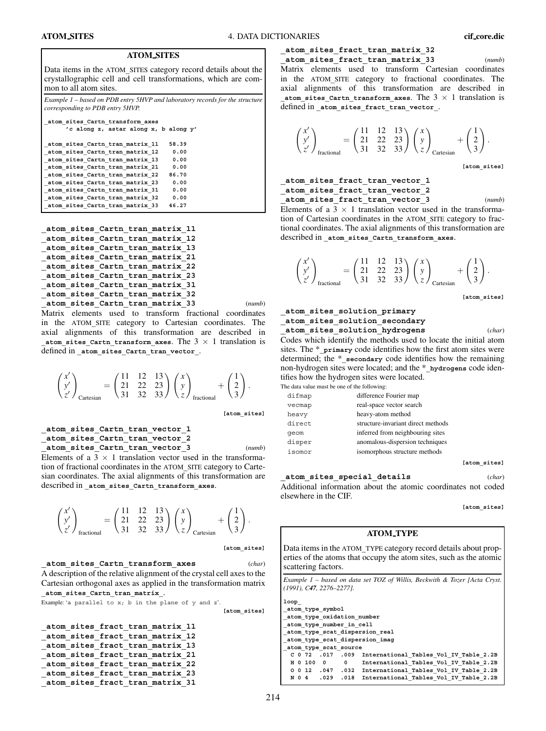## ATOM_SITES

Data items in the ATOM_SITES category record details about the crystallographic cell and cell transformations, which are common to all atom sites.

*Example 1 – based on PDB entry 5HVP and laboratory records for the structure corresponding to PDB entry 5HVP.*

```
_atom_sites_Cartn_transform_axes
      'c along z, astar along x, b along y'

_atom_sites_Cartn_tran_matrix_11   58.39
_atom_sites_Cartn_tran_matrix_12    0.00
_atom_sites_Cartn_tran_matrix_13    0.00
_atom_sites_Cartn_tran_matrix_21    0.00
_atom_sites_Cartn_tran_matrix_22   86.70
_atom_sites_Cartn_tran_matrix_23    0.00
_atom_sites_Cartn_tran_matrix_31    0.00
_atom_sites_Cartn_tran_matrix_32    0.00
_atom_sites_Cartn_tran_matrix_33   46.27
```

**_atom_sites_Cartn_tran_matrix_11**
**_atom_sites_Cartn_tran_matrix_12**
**_atom_sites_Cartn_tran_matrix_13**
**_atom_sites_Cartn_tran_matrix_21**
**_atom_sites_Cartn_tran_matrix_22**
**_atom_sites_Cartn_tran_matrix_23**
**_atom_sites_Cartn_tran_matrix_31**
**_atom_sites_Cartn_tran_matrix_32**
**_atom_sites_Cartn_tran_matrix_33** (*numb*)

Matrix elements used to transform fractional coordinates in the ATOM_SITE category to Cartesian coordinates. The axial alignments of this transformation are described in **_atom_sites_Cartn_transform_axes**. The 3 × 1 translation is defined in **_atom_sites_Cartn_tran_vector_**.

$$\begin{pmatrix} x' \\ y' \\ z' \end{pmatrix}_{\text{Cartesian}} = \begin{pmatrix} 11 & 12 & 13 \\ 21 & 22 & 23 \\ 31 & 32 & 33 \end{pmatrix} \begin{pmatrix} x \\ y \\ z \end{pmatrix}_{\text{fractional}} + \begin{pmatrix} 1 \\ 2 \\ 3 \end{pmatrix}.$$

**[atom_sites]**

**_atom_sites_Cartn_tran_vector_1**
**_atom_sites_Cartn_tran_vector_2**
**_atom_sites_Cartn_tran_vector_3** (*numb*)

Elements of a 3 × 1 translation vector used in the transformation of fractional coordinates in the ATOM_SITE category to Cartesian coordinates. The axial alignments of this transformation are described in **_atom_sites_Cartn_transform_axes**.

$$\begin{pmatrix} x' \\ y' \\ z' \end{pmatrix}_{\text{fractional}} = \begin{pmatrix} 11 & 12 & 13 \\ 21 & 22 & 23 \\ 31 & 32 & 33 \end{pmatrix} \begin{pmatrix} x \\ y \\ z \end{pmatrix}_{\text{Cartesian}} + \begin{pmatrix} 1 \\ 2 \\ 3 \end{pmatrix}.$$

**[atom_sites]**

**_atom_sites_Cartn_transform_axes** (*char*)

A description of the relative alignment of the crystal cell axes to the Cartesian orthogonal axes as applied in the transformation matrix **_atom_sites_Cartn_tran_matrix_**.

Example: 'a parallel to x; b in the plane of y and z'.

**[atom_sites]**

**_atom_sites_fract_tran_matrix_11**
**_atom_sites_fract_tran_matrix_12**
**_atom_sites_fract_tran_matrix_13**
**_atom_sites_fract_tran_matrix_21**
**_atom_sites_fract_tran_matrix_22**
**_atom_sites_fract_tran_matrix_23**
**_atom_sites_fract_tran_matrix_31**
**_atom_sites_fract_tran_matrix_32**
**_atom_sites_fract_tran_matrix_33** (*numb*)

Matrix elements used to transform Cartesian coordinates in the ATOM_SITE category to fractional coordinates. The axial alignments of this transformation are described in **_atom_sites_Cartn_transform_axes**. The 3 × 1 translation is defined in **_atom_sites_fract_tran_vector_**.

$$\begin{pmatrix} x' \\ y' \\ z' \end{pmatrix}_{\text{fractional}} = \begin{pmatrix} 11 & 12 & 13 \\ 21 & 22 & 23 \\ 31 & 32 & 33 \end{pmatrix} \begin{pmatrix} x \\ y \\ z \end{pmatrix}_{\text{Cartesian}} + \begin{pmatrix} 1 \\ 2 \\ 3 \end{pmatrix}.$$

**[atom_sites]**

**_atom_sites_fract_tran_vector_1**
**_atom_sites_fract_tran_vector_2**
**_atom_sites_fract_tran_vector_3** (*numb*)

Elements of a 3 × 1 translation vector used in the transformation of Cartesian coordinates in the ATOM_SITE category to fractional coordinates. The axial alignments of this transformation are described in **_atom_sites_Cartn_transform_axes**.

$$\begin{pmatrix} x' \\ y' \\ z' \end{pmatrix}_{\text{fractional}} = \begin{pmatrix} 11 & 12 & 13 \\ 21 & 22 & 23 \\ 31 & 32 & 33 \end{pmatrix} \begin{pmatrix} x \\ y \\ z \end{pmatrix}_{\text{Cartesian}} + \begin{pmatrix} 1 \\ 2 \\ 3 \end{pmatrix}.$$

**[atom_sites]**

**_atom_sites_solution_primary**
**_atom_sites_solution_secondary**
**_atom_sites_solution_hydrogens** (*char*)

Codes which identify the methods used to locate the initial atom sites. The ***_primary** code identifies how the first atom sites were determined; the ***_secondary** code identifies how the remaining non-hydrogen sites were located; and the ***_hydrogens** code identifies how the hydrogen sites were located.

The data value must be one of the following:

| | |
|---|---|
| difmap | difference Fourier map |
| vecmap | real-space vector search |
| heavy | heavy-atom method |
| direct | structure-invariant direct methods |
| geom | inferred from neighbouring sites |
| disper | anomalous-dispersion techniques |
| isomor | isomorphous structure methods |

**[atom_sites]**

**_atom_sites_special_details** (*char*)

Additional information about the atomic coordinates not coded elsewhere in the CIF.

**[atom_sites]**

## ATOM_TYPE

Data items in the ATOM_TYPE category record details about properties of the atoms that occupy the atom sites, such as the atomic scattering factors.

*Example 1 – based on data set TOZ of Willis, Beckwith & Tozer [Acta Cryst. (1991), C47, 2276–2277].*

```
loop_
_atom_type_symbol
_atom_type_oxidation_number
_atom_type_number_in_cell
_atom_type_scat_dispersion_real
_atom_type_scat_dispersion_imag
_atom_type_scat_source
  C 0 72  .017  .009  International_Tables_Vol_IV_Table_2.2B
  H 0 100 0     0     International_Tables_Vol_IV_Table_2.2B
  O 0 12  .047  .032  International_Tables_Vol_IV_Table_2.2B
  N 0 4   .029  .018  International_Tables_Vol_IV_Table_2.2B
```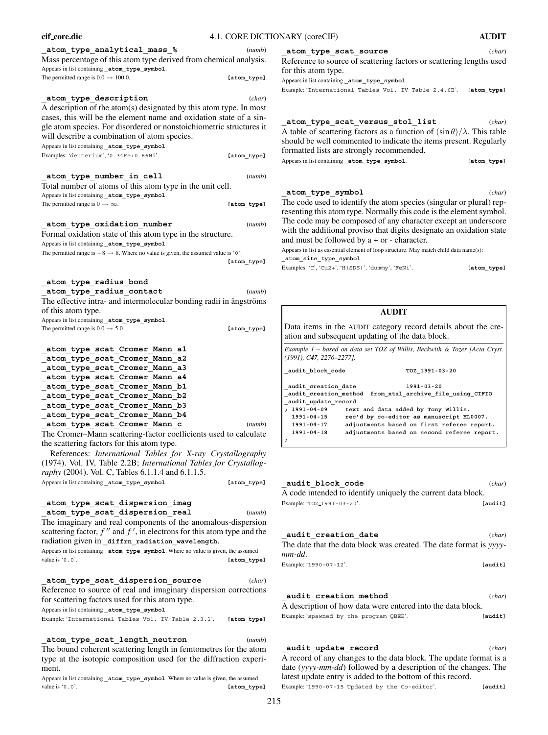**_atom_type_analytical_mass_%** (*numb*)

Mass percentage of this atom type derived from chemical analysis.

Appears in list containing **_atom_type_symbol**.
The permitted range is 0.0 → 100.0. **[atom_type]**

**_atom_type_description** (*char*)

A description of the atom(s) designated by this atom type. In most cases, this will be the element name and oxidation state of a single atom species. For disordered or nonstoichiometric structures it will describe a combination of atom species.

Appears in list containing **_atom_type_symbol**.
Examples: 'deuterium', '0.34Fe+0.66Ni'. **[atom_type]**

**_atom_type_number_in_cell** (*numb*)

Total number of atoms of this atom type in the unit cell.

Appears in list containing **_atom_type_symbol**.
The permitted range is 0 → ∞. **[atom_type]**

**_atom_type_oxidation_number** (*numb*)

Formal oxidation state of this atom type in the structure.

Appears in list containing **_atom_type_symbol**.
The permitted range is $-8 \rightarrow 8$. Where no value is given, the assumed value is '0'. **[atom_type]**

**_atom_type_radius_bond**
**_atom_type_radius_contact** (*numb*)

The effective intra- and intermolecular bonding radii in ångströms of this atom type.

Appears in list containing **_atom_type_symbol**.
The permitted range is 0.0 → 5.0. **[atom_type]**

**_atom_type_scat_Cromer_Mann_a1**
**_atom_type_scat_Cromer_Mann_a2**
**_atom_type_scat_Cromer_Mann_a3**
**_atom_type_scat_Cromer_Mann_a4**
**_atom_type_scat_Cromer_Mann_b1**
**_atom_type_scat_Cromer_Mann_b2**
**_atom_type_scat_Cromer_Mann_b3**
**_atom_type_scat_Cromer_Mann_b4**
**_atom_type_scat_Cromer_Mann_c** (*numb*)

The Cromer–Mann scattering-factor coefficients used to calculate the scattering factors for this atom type.

References: *International Tables for X-ray Crystallography* (1974). Vol. IV, Table 2.2B; *International Tables for Crystallography* (2004). Vol. C, Tables 6.1.1.4 and 6.1.1.5.

Appears in list containing **_atom_type_symbol**. **[atom_type]**

**_atom_type_scat_dispersion_imag**
**_atom_type_scat_dispersion_real** (*numb*)

The imaginary and real components of the anomalous-dispersion scattering factor, $f''$ and $f'$, in electrons for this atom type and the radiation given in **_diffrn_radiation_wavelength**.

Appears in list containing **_atom_type_symbol**. Where no value is given, the assumed value is '0.0'. **[atom_type]**

**_atom_type_scat_dispersion_source** (*char*)

Reference to source of real and imaginary dispersion corrections for scattering factors used for this atom type.

Appears in list containing **_atom_type_symbol**.
Example: 'International Tables Vol. IV Table 2.3.1'. **[atom_type]**

**_atom_type_scat_length_neutron** (*numb*)

The bound coherent scattering length in femtometres for the atom type at the isotopic composition used for the diffraction experiment.

Appears in list containing **_atom_type_symbol**. Where no value is given, the assumed value is '0.0'. **[atom_type]**

**_atom_type_scat_source** (*char*)

Reference to source of scattering factors or scattering lengths used for this atom type.

Appears in list containing **_atom_type_symbol**.
Example: 'International Tables Vol. IV Table 2.4.6B'. **[atom_type]**

**_atom_type_scat_versus_stol_list** (*char*)

A table of scattering factors as a function of $(\sin\theta)/\lambda$. This table should be well commented to indicate the items present. Regularly formatted lists are strongly recommended.

Appears in list containing **_atom_type_symbol**. **[atom_type]**

**_atom_type_symbol** (*char*)

The code used to identify the atom species (singular or plural) representing this atom type. Normally this code is the element symbol. The code may be composed of any character except an underscore with the additional proviso that digits designate an oxidation state and must be followed by a + or - character.

Appears in list as essential element of loop structure. May match child data name(s): **_atom_site_type_symbol**.
Examples: 'C', 'Cu2+', 'H(SDS)', 'dummy', 'FeNi'. **[atom_type]**

## AUDIT

Data items in the AUDIT category record details about the creation and subsequent updating of the data block.

*Example 1 – based on data set TOZ of Willis, Beckwith & Tozer [Acta Cryst. (1991), C47, 2276–2277].*

```
_audit_block_code              TOZ_1991-03-20

_audit_creation_date           1991-03-20
_audit_creation_method  from_xtal_archive_file_using_CIFIO
_audit_update_record
; 1991-04-09     text and data added by Tony Willis.
  1991-04-15     rec'd by co-editor as manuscript HL0007.
  1991-04-17     adjustments based on first referee report.
  1991-04-18     adjustments based on second referee report.
;
```

**_audit_block_code** (*char*)

A code intended to identify uniquely the current data block.

Example: 'TOZ_1991-03-20'. **[audit]**

**_audit_creation_date** (*char*)

The date that the data block was created. The date format is *yyyy-mm-dd*.

Example: '1990-07-12'. **[audit]**

**_audit_creation_method** (*char*)

A description of how data were entered into the data block.

Example: 'spawned by the program QBEE'. **[audit]**

**_audit_update_record** (*char*)

A record of any changes to the data block. The update format is a date (*yyyy-mm-dd*) followed by a description of the changes. The latest update entry is added to the bottom of this record.

Example: '1990-07-15 Updated by the Co-editor'. **[audit]**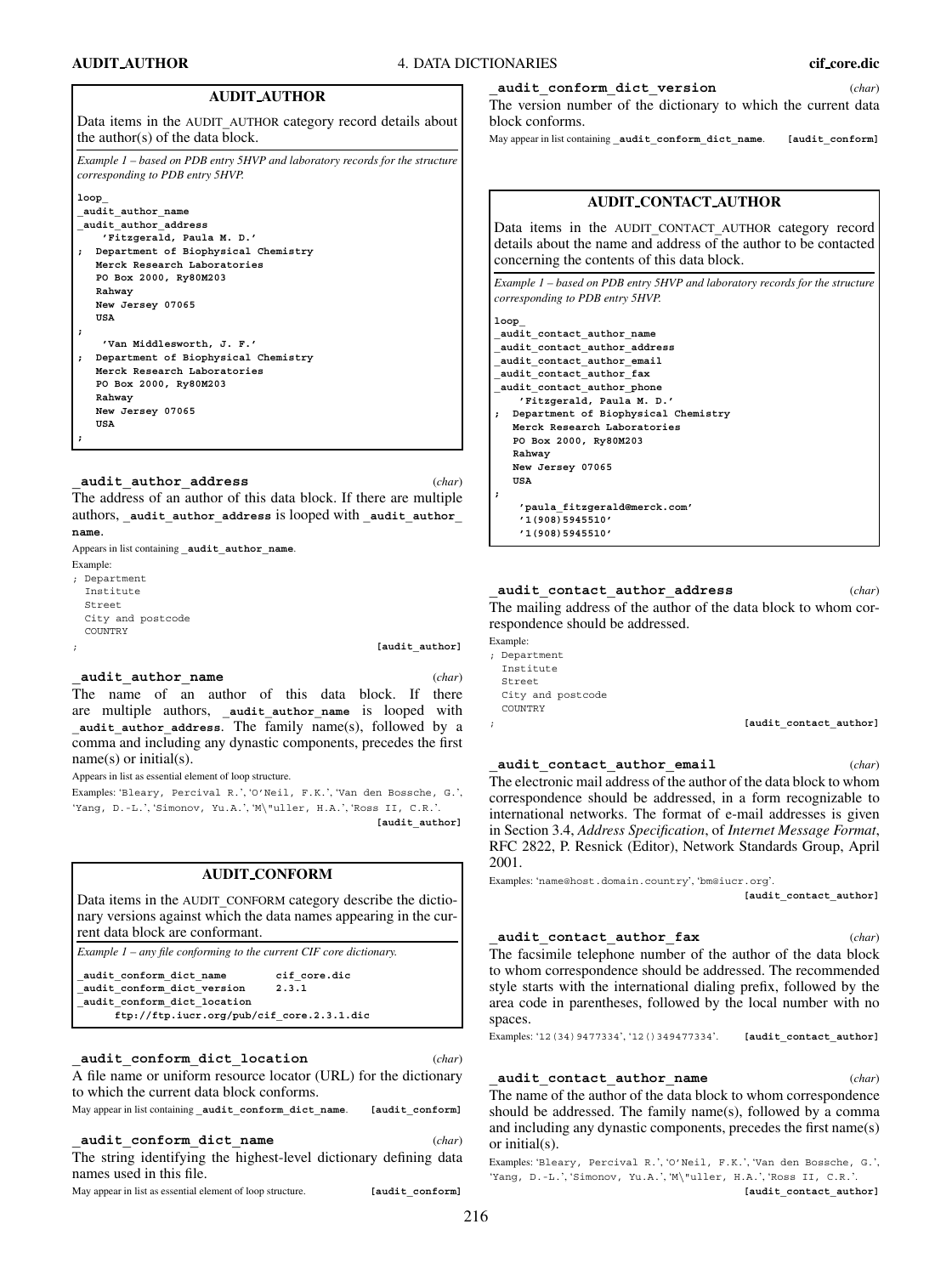## AUDIT_AUTHOR

Data items in the AUDIT_AUTHOR category record details about the author(s) of the data block.

*Example 1 – based on PDB entry 5HVP and laboratory records for the structure corresponding to PDB entry 5HVP.*

```
loop_
_audit_author_name
_audit_author_address
    'Fitzgerald, Paula M. D.'
;  Department of Biophysical Chemistry
   Merck Research Laboratories
   PO Box 2000, Ry80M203
   Rahway
   New Jersey 07065
   USA
;
    'Van Middlesworth, J. F.'
;  Department of Biophysical Chemistry
   Merck Research Laboratories
   PO Box 2000, Ry80M203
   Rahway
   New Jersey 07065
   USA
;
```

**_audit_author_address** (*char*)

The address of an author of this data block. If there are multiple authors, **_audit_author_address** is looped with **_audit_author_name**.

Appears in list containing **_audit_author_name**.

Example:

```
; Department
  Institute
  Street
  City and postcode
  COUNTRY
;
```

**[audit_author]**

**_audit_author_name** (*char*)

The name of an author of this data block. If there are multiple authors, **_audit_author_name** is looped with **_audit_author_address**. The family name(s), followed by a comma and including any dynastic components, precedes the first name(s) or initial(s).

Appears in list as essential element of loop structure.

Examples: 'Bleary, Percival R.', 'O'Neil, F.K.', 'Van den Bossche, G.', 'Yang, D.-L.', 'Simonov, Yu.A.', 'M\"uller, H.A.', 'Ross II, C.R.'.

**[audit_author]**

## AUDIT_CONFORM

Data items in the AUDIT_CONFORM category describe the dictionary versions against which the data names appearing in the current data block are conformant.

*Example 1 – any file conforming to the current CIF core dictionary.*

```
_audit_conform_dict_name        cif_core.dic
_audit_conform_dict_version     2.3.1
_audit_conform_dict_location
      ftp://ftp.iucr.org/pub/cif_core.2.3.1.dic
```

**_audit_conform_dict_location** (*char*)

A file name or uniform resource locator (URL) for the dictionary to which the current data block conforms.

May appear in list containing **_audit_conform_dict_name**. **[audit_conform]**

**_audit_conform_dict_name** (*char*)

The string identifying the highest-level dictionary defining data names used in this file.

May appear in list as essential element of loop structure. **[audit_conform]**

**_audit_conform_dict_version** (*char*)

The version number of the dictionary to which the current data block conforms.

May appear in list containing **_audit_conform_dict_name**. **[audit_conform]**

## AUDIT_CONTACT_AUTHOR

Data items in the AUDIT_CONTACT_AUTHOR category record details about the name and address of the author to be contacted concerning the contents of this data block.

*Example 1 – based on PDB entry 5HVP and laboratory records for the structure corresponding to PDB entry 5HVP.*

```
loop_
_audit_contact_author_name
_audit_contact_author_address
_audit_contact_author_email
_audit_contact_author_fax
_audit_contact_author_phone
    'Fitzgerald, Paula M. D.'
;  Department of Biophysical Chemistry
   Merck Research Laboratories
   PO Box 2000, Ry80M203
   Rahway
   New Jersey 07065
   USA
;
    'paula_fitzgerald@merck.com'
    '1(908)5945510'
    '1(908)5945510'
```

**_audit_contact_author_address** (*char*)

The mailing address of the author of the data block to whom correspondence should be addressed.

Example:

```
; Department
  Institute
  Street
  City and postcode
  COUNTRY
;
```

**[audit_contact_author]**

**_audit_contact_author_email** (*char*)

The electronic mail address of the author of the data block to whom correspondence should be addressed, in a form recognizable to international networks. The format of e-mail addresses is given in Section 3.4, *Address Specification*, of *Internet Message Format*, RFC 2822, P. Resnick (Editor), Network Standards Group, April 2001.

Examples: 'name@host.domain.country', 'bm@iucr.org'.

**[audit_contact_author]**

**_audit_contact_author_fax** (*char*)

The facsimile telephone number of the author of the data block to whom correspondence should be addressed. The recommended style starts with the international dialing prefix, followed by the area code in parentheses, followed by the local number with no spaces.

Examples: '12(34)9477334', '12()349477334'. **[audit_contact_author]**

**_audit_contact_author_name** (*char*)

The name of the author of the data block to whom correspondence should be addressed. The family name(s), followed by a comma and including any dynastic components, precedes the first name(s) or initial(s).

Examples: 'Bleary, Percival R.', 'O'Neil, F.K.', 'Van den Bossche, G.', 'Yang, D.-L.', 'Simonov, Yu.A.', 'M\"uller, H.A.', 'Ross II, C.R.'.

**[audit_contact_author]**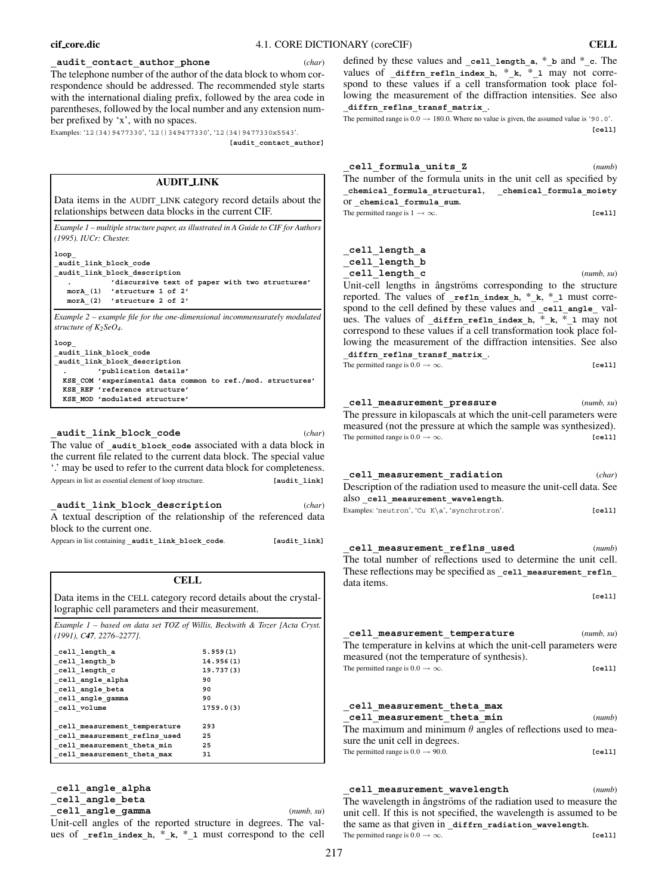**_audit_contact_author_phone** (*char*)

The telephone number of the author of the data block to whom correspondence should be addressed. The recommended style starts with the international dialing prefix, followed by the area code in parentheses, followed by the local number and any extension number prefixed by 'x', with no spaces.

Examples: '12(34)9477330', '12()349477330', '12(34)9477330x5543'.

[audit_contact_author]

## AUDIT_LINK

Data items in the AUDIT_LINK category record details about the relationships between data blocks in the current CIF.

*Example 1 – multiple structure paper, as illustrated in A Guide to CIF for Authors (1995). IUCr: Chester.*

```
loop_
_audit_link_block_code
_audit_link_block_description
   .        'discursive text of paper with two structures'
   morA_(1)  'structure 1 of 2'
   morA_(2)  'structure 2 of 2'
```

*Example 2 – example file for the one-dimensional incommensurately modulated structure of $K_2SeO_4$.*

```
loop_
_audit_link_block_code
_audit_link_block_description
  .       'publication details'
  KSE_COM 'experimental data common to ref./mod. structures'
  KSE_REF 'reference structure'
  KSE_MOD 'modulated structure'
```

**_audit_link_block_code** (*char*)

The value of **_audit_block_code** associated with a data block in the current file related to the current data block. The special value '.' may be used to refer to the current data block for completeness.

Appears in list as essential element of loop structure. [audit_link]

**_audit_link_block_description** (*char*)

A textual description of the relationship of the referenced data block to the current one.

Appears in list containing **_audit_link_block_code**. [audit_link]

## CELL

Data items in the CELL category record details about the crystallographic cell parameters and their measurement.

*Example 1 – based on data set TOZ of Willis, Beckwith & Tozer [Acta Cryst. (1991), C47, 2276–2277].*

```
_cell_length_a                  5.959(1)
_cell_length_b                  14.956(1)
_cell_length_c                  19.737(3)
_cell_angle_alpha               90
_cell_angle_beta                90
_cell_angle_gamma               90
_cell_volume                    1759.0(3)

_cell_measurement_temperature   293
_cell_measurement_reflns_used   25
_cell_measurement_theta_min     25
_cell_measurement_theta_max     31
```

**_cell_angle_alpha**
**_cell_angle_beta**
**_cell_angle_gamma** (*numb, su*)

Unit-cell angles of the reported structure in degrees. The values of **_refln_index_h**, *_**k**, *_**l** must correspond to the cell defined by these values and **_cell_length_a**, *_**b** and *_**c**. The values of **_diffrn_refln_index_h**, *_**k**, *_**l** may not correspond to these values if a cell transformation took place following the measurement of the diffraction intensities. See also **_diffrn_reflns_transf_matrix_**.

The permitted range is 0.0 → 180.0. Where no value is given, the assumed value is '90.0'. [cell]

**_cell_formula_units_Z** (*numb*)

The number of the formula units in the unit cell as specified by **_chemical_formula_structural**, **_chemical_formula_moiety** or **_chemical_formula_sum**.

The permitted range is 1 → ∞. [cell]

**_cell_length_a**
**_cell_length_b**
**_cell_length_c** (*numb, su*)

Unit-cell lengths in ångströms corresponding to the structure reported. The values of **_refln_index_h**, *_**k**, *_**l** must correspond to the cell defined by these values and **_cell_angle_** values. The values of **_diffrn_refln_index_h**, *_**k**, *_**l** may not correspond to these values if a cell transformation took place following the measurement of the diffraction intensities. See also **_diffrn_reflns_transf_matrix_**.

The permitted range is 0.0 → ∞. [cell]

**_cell_measurement_pressure** (*numb, su*)

The pressure in kilopascals at which the unit-cell parameters were measured (not the pressure at which the sample was synthesized).

The permitted range is 0.0 → ∞. [cell]

**_cell_measurement_radiation** (*char*)

Description of the radiation used to measure the unit-cell data. See also **_cell_measurement_wavelength**.

Examples: 'neutron', 'Cu K\a', 'synchrotron'. [cell]

**_cell_measurement_reflns_used** (*numb*)

The total number of reflections used to determine the unit cell. These reflections may be specified as **_cell_measurement_refln_** data items.

[cell]

**_cell_measurement_temperature** (*numb, su*)

The temperature in kelvins at which the unit-cell parameters were measured (not the temperature of synthesis).

The permitted range is 0.0 → ∞. [cell]

**_cell_measurement_theta_max**
**_cell_measurement_theta_min** (*numb*)

The maximum and minimum $\theta$ angles of reflections used to measure the unit cell in degrees.

The permitted range is 0.0 → 90.0. [cell]

**_cell_measurement_wavelength** (*numb*)

The wavelength in ångströms of the radiation used to measure the unit cell. If this is not specified, the wavelength is assumed to be the same as that given in **_diffrn_radiation_wavelength**.

The permitted range is 0.0 → ∞. [cell]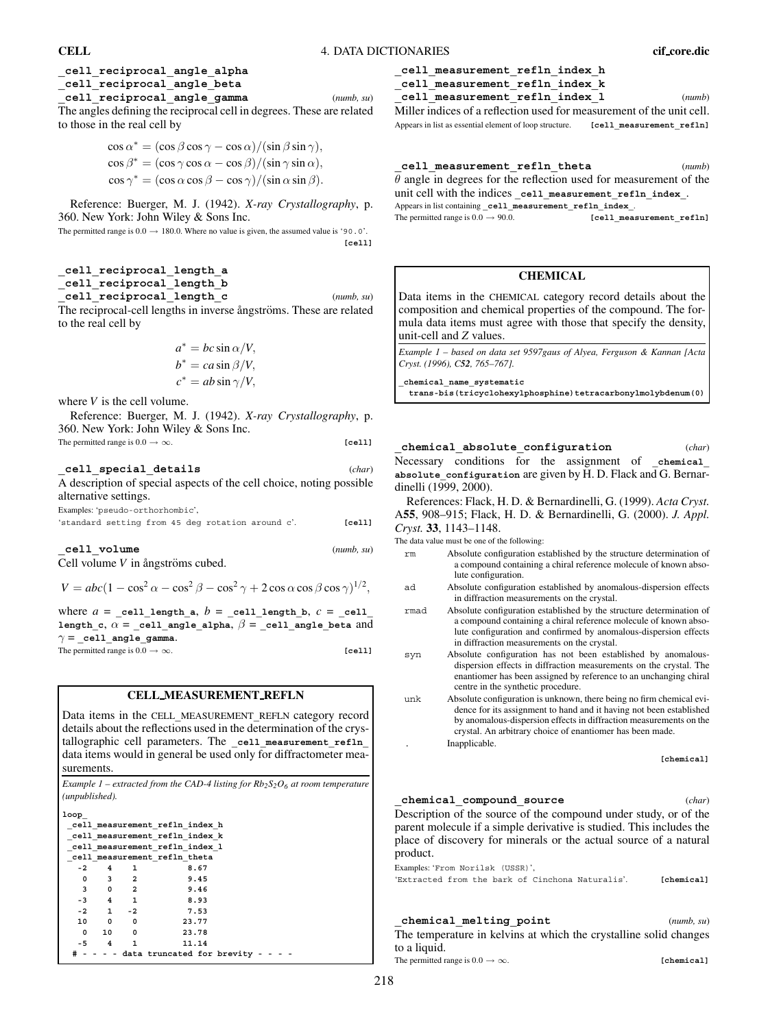**_cell_reciprocal_angle_alpha**
**_cell_reciprocal_angle_beta**
**_cell_reciprocal_angle_gamma** (*numb, su*)

The angles defining the reciprocal cell in degrees. These are related to those in the real cell by

$$\cos\alpha^* = (\cos\beta\cos\gamma - \cos\alpha)/(\sin\beta\sin\gamma),$$
$$\cos\beta^* = (\cos\gamma\cos\alpha - \cos\beta)/(\sin\gamma\sin\alpha),$$
$$\cos\gamma^* = (\cos\alpha\cos\beta - \cos\gamma)/(\sin\alpha\sin\beta).$$

Reference: Buerger, M. J. (1942). *X-ray Crystallography*, p. 360. New York: John Wiley & Sons Inc.

The permitted range is 0.0 → 180.0. Where no value is given, the assumed value is '90.0'. **[cell]**

**_cell_reciprocal_length_a**
**_cell_reciprocal_length_b**
**_cell_reciprocal_length_c** (*numb, su*)

The reciprocal-cell lengths in inverse ångströms. These are related to the real cell by

$$a^* = bc\sin\alpha/V,$$
$$b^* = ca\sin\beta/V,$$
$$c^* = ab\sin\gamma/V,$$

where *V* is the cell volume.

Reference: Buerger, M. J. (1942). *X-ray Crystallography*, p. 360. New York: John Wiley & Sons Inc.

The permitted range is 0.0 → ∞. **[cell]**

**_cell_special_details** (*char*)

A description of special aspects of the cell choice, noting possible alternative settings.

Examples: 'pseudo-orthorhombic',
'standard setting from 45 deg rotation around c'. **[cell]**

**_cell_volume** (*numb, su*)

Cell volume *V* in ångströms cubed.

$$V = abc(1 - \cos^2\alpha - \cos^2\beta - \cos^2\gamma + 2\cos\alpha\cos\beta\cos\gamma)^{1/2},$$

where $a$ = **_cell_length_a**, $b$ = **_cell_length_b**, $c$ = **_cell_length_c**, $\alpha$ = **_cell_angle_alpha**, $\beta$ = **_cell_angle_beta** and $\gamma$ = **_cell_angle_gamma**.

The permitted range is 0.0 → ∞. **[cell]**

## CELL_MEASUREMENT_REFLN

Data items in the CELL_MEASUREMENT_REFLN category record details about the reflections used in the determination of the crystallographic cell parameters. The **_cell_measurement_refln_** data items would in general be used only for diffractometer measurements.

*Example 1 – extracted from the CAD-4 listing for $Rb_2S_2O_6$ at room temperature (unpublished).*

```
loop_
 _cell_measurement_refln_index_h
 _cell_measurement_refln_index_k
 _cell_measurement_refln_index_l
 _cell_measurement_refln_theta
   -2    4    1          8.67
    0    3    2          9.45
    3    0    2          9.46
   -3    4    1          8.93
   -2    1   -2          7.53
   10    0    0         23.77
    0   10    0         23.78
   -5    4    1         11.14
  # - - - - data truncated for brevity - - - -
```

**_cell_measurement_refln_index_h**
**_cell_measurement_refln_index_k**
**_cell_measurement_refln_index_l** (*numb*)

Miller indices of a reflection used for measurement of the unit cell.

Appears in list as essential element of loop structure. **[cell_measurement_refln]**

**_cell_measurement_refln_theta** (*numb*)

$\theta$ angle in degrees for the reflection used for measurement of the unit cell with the indices **_cell_measurement_refln_index_**.

Appears in list containing **_cell_measurement_refln_index_**.
The permitted range is 0.0 → 90.0. **[cell_measurement_refln]**

## CHEMICAL

Data items in the CHEMICAL category record details about the composition and chemical properties of the compound. The formula data items must agree with those that specify the density, unit-cell and *Z* values.

*Example 1 – based on data set 9597gaus of Alyea, Ferguson & Kannan [Acta Cryst. (1996), C52, 765–767].*

```
_chemical_name_systematic
  trans-bis(tricyclohexylphosphine)tetracarbonylmolybdenum(0)
```

**_chemical_absolute_configuration** (*char*)

Necessary conditions for the assignment of **_chemical_absolute_configuration** are given by H. D. Flack and G. Bernardinelli (1999, 2000).

References: Flack, H. D. & Bernardinelli, G. (1999). *Acta Cryst.* A**55**, 908–915; Flack, H. D. & Bernardinelli, G. (2000). *J. Appl. Cryst.* **33**, 1143–1148.

The data value must be one of the following:

- `rm` Absolute configuration established by the structure determination of a compound containing a chiral reference molecule of known absolute configuration.
- `ad` Absolute configuration established by anomalous-dispersion effects in diffraction measurements on the crystal.
- `rmad` Absolute configuration established by the structure determination of a compound containing a chiral reference molecule of known absolute configuration and confirmed by anomalous-dispersion effects in diffraction measurements on the crystal.
- `syn` Absolute configuration has not been established by anomalous-dispersion effects in diffraction measurements on the crystal. The enantiomer has been assigned by reference to an unchanging chiral centre in the synthetic procedure.
- `unk` Absolute configuration is unknown, there being no firm chemical evidence for its assignment to hand and it having not been established by anomalous-dispersion effects in diffraction measurements on the crystal. An arbitrary choice of enantiomer has been made.
- `.` Inapplicable.

**[chemical]**

**_chemical_compound_source** (*char*)

Description of the source of the compound under study, or of the parent molecule if a simple derivative is studied. This includes the place of discovery for minerals or the actual source of a natural product.

Examples: 'From Norilsk (USSR)',
'Extracted from the bark of Cinchona Naturalis'. **[chemical]**

**_chemical_melting_point** (*numb, su*)

The temperature in kelvins at which the crystalline solid changes to a liquid.

The permitted range is 0.0 → ∞. **[chemical]**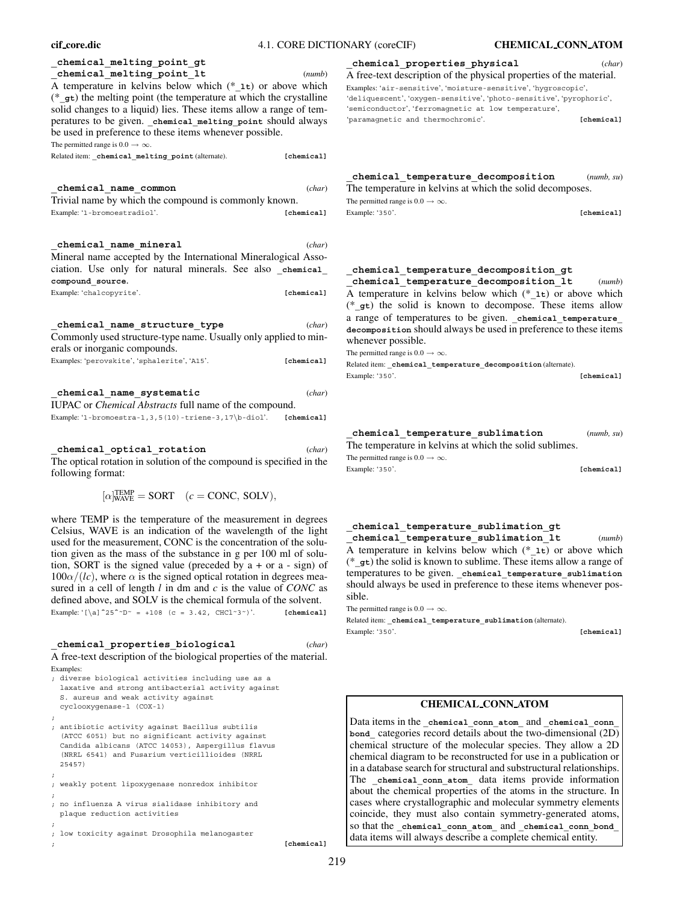**_chemical_melting_point_gt**
**_chemical_melting_point_lt** (*numb*)

A temperature in kelvins below which (*_lt) or above which (*_gt) the melting point (the temperature at which the crystalline solid changes to a liquid) lies. These items allow a range of temperatures to be given. **_chemical_melting_point** should always be used in preference to these items whenever possible.

The permitted range is $0.0 \rightarrow \infty$.

Related item: **_chemical_melting_point** (alternate). **[chemical]**

**_chemical_name_common** (*char*)

Trivial name by which the compound is commonly known.

Example: '1-bromoestradiol'. **[chemical]**

**_chemical_name_mineral** (*char*)

Mineral name accepted by the International Mineralogical Association. Use only for natural minerals. See also **_chemical_compound_source**.

Example: 'chalcopyrite'. **[chemical]**

**_chemical_name_structure_type** (*char*)

Commonly used structure-type name. Usually only applied to minerals or inorganic compounds.

Examples: 'perovskite', 'sphalerite', 'A15'. **[chemical]**

**_chemical_name_systematic** (*char*)

IUPAC or *Chemical Abstracts* full name of the compound.

Example: '1-bromoestra-1,3,5(10)-triene-3,17\b-diol'. **[chemical]**

**_chemical_optical_rotation** (*char*)

The optical rotation in solution of the compound is specified in the following format:

$$[\alpha]^{\rm TEMP}_{\rm WAVE} = {\rm SORT} \quad (c = {\rm CONC,\ SOLV}),$$

where TEMP is the temperature of the measurement in degrees Celsius, WAVE is an indication of the wavelength of the light used for the measurement, CONC is the concentration of the solution given as the mass of the substance in g per 100 ml of solution, SORT is the signed value (preceded by a + or a - sign) of $100\alpha/(lc)$, where $\alpha$ is the signed optical rotation in degrees measured in a cell of length $l$ in dm and $c$ is the value of *CONC* as defined above, and SOLV is the chemical formula of the solvent.

Example: '[\a]^25^~D~ = +108 (c = 3.42, CHCl~3~)'. **[chemical]**

**_chemical_properties_biological** (*char*)

A free-text description of the biological properties of the material.

Examples:

```
; diverse biological activities including use as a
  laxative and strong antibacterial activity against
  S. aureus and weak activity against
  cyclooxygenase-1 (COX-1)
;
; antibiotic activity against Bacillus subtilis
  (ATCC 6051) but no significant activity against
  Candida albicans (ATCC 14053), Aspergillus flavus
  (NRRL 6541) and Fusarium verticillioides (NRRL
  25457)
;
; weakly potent lipoxygenase nonredox inhibitor
;
; no influenza A virus sialidase inhibitory and
  plaque reduction activities
;
; low toxicity against Drosophila melanogaster
;
```

**[chemical]**

**_chemical_properties_physical** (*char*)

A free-text description of the physical properties of the material.

Examples: 'air-sensitive', 'moisture-sensitive', 'hygroscopic', 'deliquescent', 'oxygen-sensitive', 'photo-sensitive', 'pyrophoric', 'semiconductor', 'ferromagnetic at low temperature', 'paramagnetic and thermochromic'. **[chemical]**

**_chemical_temperature_decomposition** (*numb, su*)

The temperature in kelvins at which the solid decomposes.

The permitted range is $0.0 \rightarrow \infty$.

Example: '350'. **[chemical]**

**_chemical_temperature_decomposition_gt**
**_chemical_temperature_decomposition_lt** (*numb*)

A temperature in kelvins below which (*_lt) or above which (*_gt) the solid is known to decompose. These items allow a range of temperatures to be given. **_chemical_temperature_decomposition** should always be used in preference to these items whenever possible.

The permitted range is $0.0 \rightarrow \infty$.

Related item: **_chemical_temperature_decomposition** (alternate).

Example: '350'. **[chemical]**

**_chemical_temperature_sublimation** (*numb, su*)

The temperature in kelvins at which the solid sublimes.

The permitted range is $0.0 \rightarrow \infty$.

Example: '350'. **[chemical]**

**_chemical_temperature_sublimation_gt**
**_chemical_temperature_sublimation_lt** (*numb*)

A temperature in kelvins below which (*_lt) or above which (*_gt) the solid is known to sublime. These items allow a range of temperatures to be given. **_chemical_temperature_sublimation** should always be used in preference to these items whenever possible.

The permitted range is $0.0 \rightarrow \infty$.

Related item: **_chemical_temperature_sublimation** (alternate).

Example: '350'. **[chemical]**

## CHEMICAL_CONN_ATOM

Data items in the **_chemical_conn_atom_** and **_chemical_conn_bond_** categories record details about the two-dimensional (2D) chemical structure of the molecular species. They allow a 2D chemical diagram to be reconstructed for use in a publication or in a database search for structural and substructural relationships. The **_chemical_conn_atom_** data items provide information about the chemical properties of the atoms in the structure. In cases where crystallographic and molecular symmetry elements coincide, they must also contain symmetry-generated atoms, so that the **_chemical_conn_atom_** and **_chemical_conn_bond_** data items will always describe a complete chemical entity.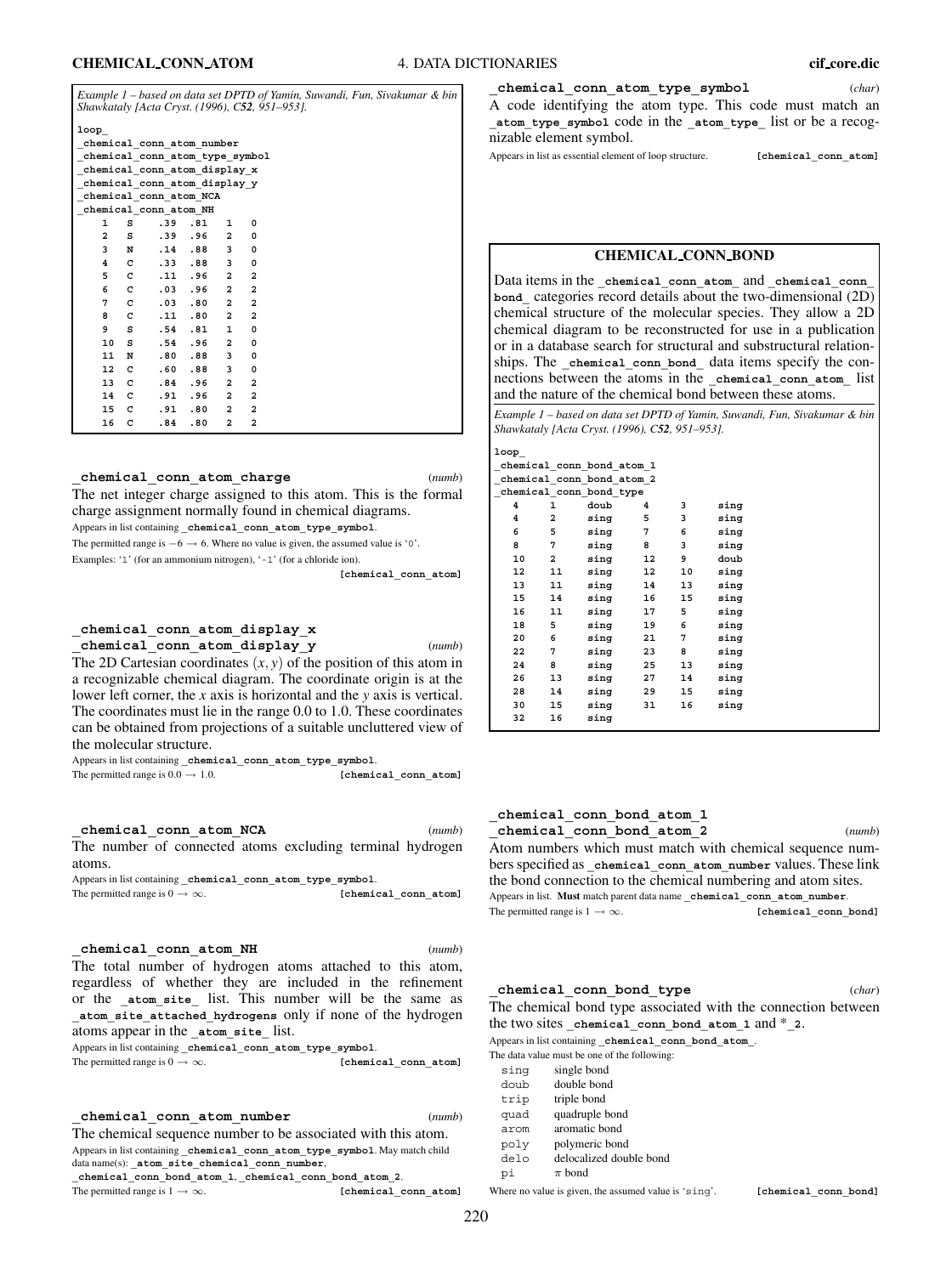*Example 1 – based on data set DPTD of Yamin, Suwandi, Fun, Sivakumar & bin Shawkataly [Acta Cryst. (1996), C**52**, 951–953].*

```
loop_
_chemical_conn_atom_number
_chemical_conn_atom_type_symbol
_chemical_conn_atom_display_x
_chemical_conn_atom_display_y
_chemical_conn_atom_NCA
_chemical_conn_atom_NH
    1   S    .39  .81   1   0
    2   S    .39  .96   2   0
    3   N    .14  .88   3   0
    4   C    .33  .88   3   0
    5   C    .11  .96   2   2
    6   C    .03  .96   2   2
    7   C    .03  .80   2   2
    8   C    .11  .80   2   2
    9   S    .54  .81   1   0
    10  S    .54  .96   2   0
    11  N    .80  .88   3   0
    12  C    .60  .88   3   0
    13  C    .84  .96   2   2
    14  C    .91  .96   2   2
    15  C    .91  .80   2   2
    16  C    .84  .80   2   2
```

**_chemical_conn_atom_charge** (*numb*)

The net integer charge assigned to this atom. This is the formal charge assignment normally found in chemical diagrams.

Appears in list containing **_chemical_conn_atom_type_symbol**.

The permitted range is $-6 \rightarrow 6$. Where no value is given, the assumed value is '0'.

Examples: '1' (for an ammonium nitrogen), '-1' (for a chloride ion).

[chemical_conn_atom]

**_chemical_conn_atom_display_x**
**_chemical_conn_atom_display_y** (*numb*)

The 2D Cartesian coordinates $(x, y)$ of the position of this atom in a recognizable chemical diagram. The coordinate origin is at the lower left corner, the $x$ axis is horizontal and the $y$ axis is vertical. The coordinates must lie in the range 0.0 to 1.0. These coordinates can be obtained from projections of a suitable uncluttered view of the molecular structure.

Appears in list containing **_chemical_conn_atom_type_symbol**.

The permitted range is $0.0 \rightarrow 1.0$. [chemical_conn_atom]

**_chemical_conn_atom_NCA** (*numb*)

The number of connected atoms excluding terminal hydrogen atoms.

Appears in list containing **_chemical_conn_atom_type_symbol**.

The permitted range is $0 \rightarrow \infty$. [chemical_conn_atom]

**_chemical_conn_atom_NH** (*numb*)

The total number of hydrogen atoms attached to this atom, regardless of whether they are included in the refinement or the **_atom_site_** list. This number will be the same as **_atom_site_attached_hydrogens** only if none of the hydrogen atoms appear in the **_atom_site_** list.

Appears in list containing **_chemical_conn_atom_type_symbol**.

The permitted range is $0 \rightarrow \infty$. [chemical_conn_atom]

**_chemical_conn_atom_number** (*numb*)

The chemical sequence number to be associated with this atom.

Appears in list containing **_chemical_conn_atom_type_symbol**. May match child data name(s): **_atom_site_chemical_conn_number**, **_chemical_conn_bond_atom_1**, **_chemical_conn_bond_atom_2**.

The permitted range is $1 \rightarrow \infty$. [chemical_conn_atom]

**_chemical_conn_atom_type_symbol** (*char*)

A code identifying the atom type. This code must match an **_atom_type_symbol** code in the **_atom_type_** list or be a recognizable element symbol.

Appears in list as essential element of loop structure. [chemical_conn_atom]

## CHEMICAL_CONN_BOND

Data items in the **_chemical_conn_atom_** and **_chemical_conn_bond_** categories record details about the two-dimensional (2D) chemical structure of the molecular species. They allow a 2D chemical diagram to be reconstructed for use in a publication or in a database search for structural and substructural relationships. The **_chemical_conn_bond_** data items specify the connections between the atoms in the **_chemical_conn_atom_** list and the nature of the chemical bond between these atoms.

*Example 1 – based on data set DPTD of Yamin, Suwandi, Fun, Sivakumar & bin Shawkataly [Acta Cryst. (1996), C**52**, 951–953].*

```
loop_
_chemical_conn_bond_atom_1
_chemical_conn_bond_atom_2
_chemical_conn_bond_type
   4    1    doub    4    3    sing
   4    2    sing    5    3    sing
   6    5    sing    7    6    sing
   8    7    sing    8    3    sing
   10   2    sing    12   9    doub
   12   11   sing    12   10   sing
   13   11   sing    14   13   sing
   15   14   sing    16   15   sing
   16   11   sing    17   5    sing
   18   5    sing    19   6    sing
   20   6    sing    21   7    sing
   22   7    sing    23   8    sing
   24   8    sing    25   13   sing
   26   13   sing    27   14   sing
   28   14   sing    29   15   sing
   30   15   sing    31   16   sing
   32   16   sing
```

**_chemical_conn_bond_atom_1**
**_chemical_conn_bond_atom_2** (*numb*)

Atom numbers which must match with chemical sequence numbers specified as **_chemical_conn_atom_number** values. These link the bond connection to the chemical numbering and atom sites.

Appears in list. **Must** match parent data name **_chemical_conn_atom_number**.

The permitted range is $1 \rightarrow \infty$. [chemical_conn_bond]

**_chemical_conn_bond_type** (*char*)

The chemical bond type associated with the connection between the two sites **_chemical_conn_bond_atom_1** and ***_2**.

Appears in list containing **_chemical_conn_bond_atom_**.

The data value must be one of the following:

| | |
|---|---|
| sing | single bond |
| doub | double bond |
| trip | triple bond |
| quad | quadruple bond |
| arom | aromatic bond |
| poly | polymeric bond |
| delo | delocalized double bond |
| pi | $\pi$ bond |

Where no value is given, the assumed value is 'sing'. [chemical_conn_bond]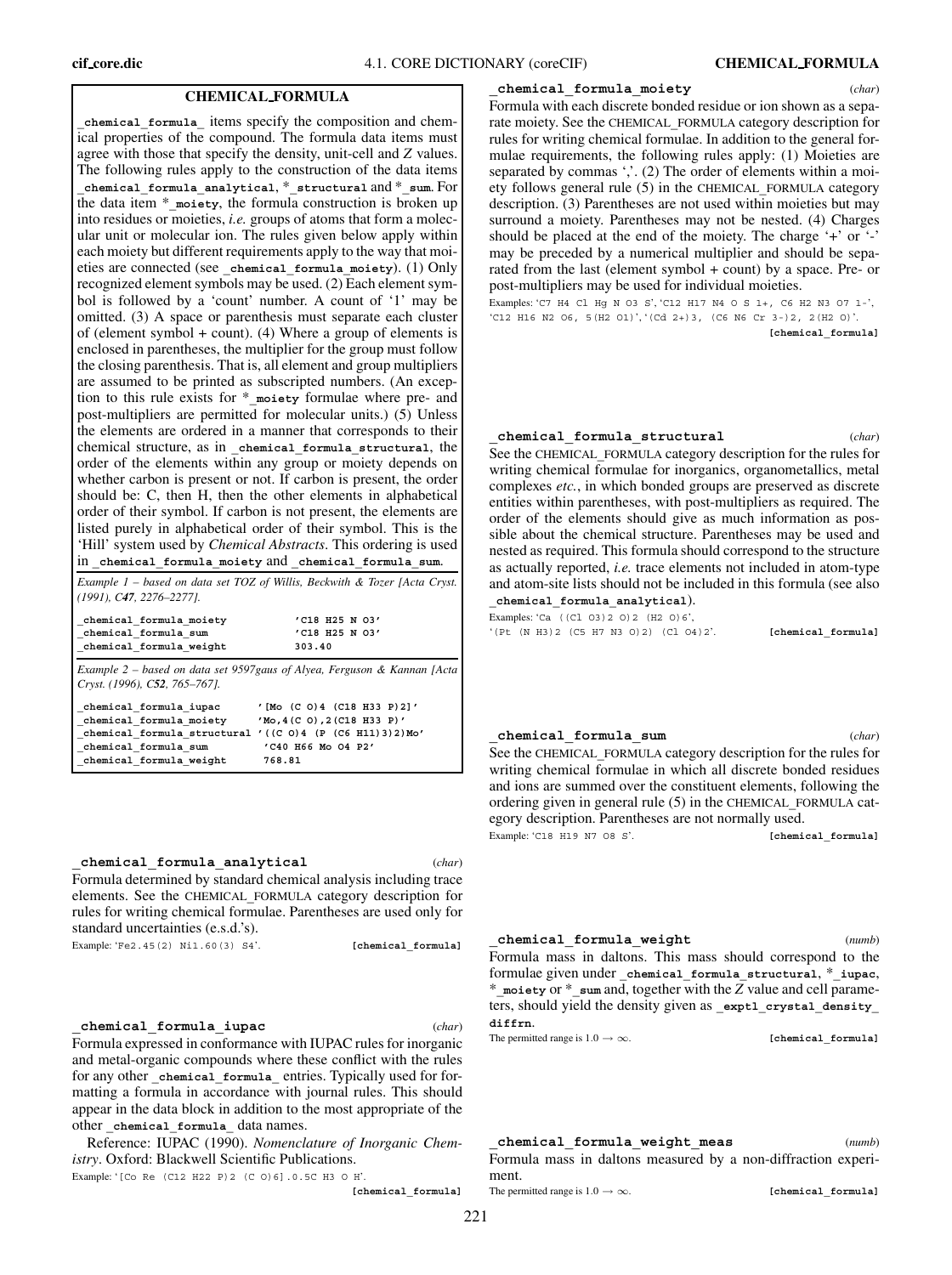## CHEMICAL_FORMULA

**_chemical_formula_** items specify the composition and chemical properties of the compound. The formula data items must agree with those that specify the density, unit-cell and *Z* values. The following rules apply to the construction of the data items **_chemical_formula_analytical**, ***_structural** and ***_sum**. For the data item ***_moiety**, the formula construction is broken up into residues or moieties, *i.e.* groups of atoms that form a molecular unit or molecular ion. The rules given below apply within each moiety but different requirements apply to the way that moieties are connected (see **_chemical_formula_moiety**). (1) Only recognized element symbols may be used. (2) Each element symbol is followed by a 'count' number. A count of '1' may be omitted. (3) A space or parenthesis must separate each cluster of (element symbol + count). (4) Where a group of elements is enclosed in parentheses, the multiplier for the group must follow the closing parenthesis. That is, all element and group multipliers are assumed to be printed as subscripted numbers. (An exception to this rule exists for ***_moiety** formulae where pre- and post-multipliers are permitted for molecular units.) (5) Unless the elements are ordered in a manner that corresponds to their chemical structure, as in **_chemical_formula_structural**, the order of the elements within any group or moiety depends on whether carbon is present or not. If carbon is present, the order should be: C, then H, then the other elements in alphabetical order of their symbol. If carbon is not present, the elements are listed purely in alphabetical order of their symbol. This is the 'Hill' system used by *Chemical Abstracts*. This ordering is used in **_chemical_formula_moiety** and **_chemical_formula_sum**.

*Example 1 – based on data set TOZ of Willis, Beckwith & Tozer [Acta Cryst. (1991), C**47**, 2276–2277].*

```
_chemical_formula_moiety         'C18 H25 N O3'
_chemical_formula_sum            'C18 H25 N O3'
_chemical_formula_weight         303.40
```

*Example 2 – based on data set 9597gaus of Alyea, Ferguson & Kannan [Acta Cryst. (1996), C**52**, 765–767].*

```
_chemical_formula_iupac      '[Mo (C O)4 (C18 H33 P)2]'
_chemical_formula_moiety     'Mo,4(C O),2(C18 H33 P)'
_chemical_formula_structural '((C O)4 (P (C6 H11)3)2)Mo'
_chemical_formula_sum         'C40 H66 Mo O4 P2'
_chemical_formula_weight      768.81
```

**_chemical_formula_analytical** (*char*)

Formula determined by standard chemical analysis including trace elements. See the CHEMICAL_FORMULA category description for rules for writing chemical formulae. Parentheses are used only for standard uncertainties (e.s.d.'s).

Example: 'Fe2.45(2) Ni1.60(3) S4'. **[chemical_formula]**

**_chemical_formula_iupac** (*char*)

Formula expressed in conformance with IUPAC rules for inorganic and metal-organic compounds where these conflict with the rules for any other **_chemical_formula_** entries. Typically used for formatting a formula in accordance with journal rules. This should appear in the data block in addition to the most appropriate of the other **_chemical_formula_** data names.

Reference: IUPAC (1990). *Nomenclature of Inorganic Chemistry*. Oxford: Blackwell Scientific Publications.

Example: '[Co Re (C12 H22 P)2 (C O)6].0.5C H3 O H'. **[chemical_formula]**

**_chemical_formula_moiety** (*char*)

Formula with each discrete bonded residue or ion shown as a separate moiety. See the CHEMICAL_FORMULA category description for rules for writing chemical formulae. In addition to the general formulae requirements, the following rules apply: (1) Moieties are separated by commas ','. (2) The order of elements within a moiety follows general rule (5) in the CHEMICAL_FORMULA category description. (3) Parentheses are not used within moieties but may surround a moiety. Parentheses may not be nested. (4) Charges should be placed at the end of the moiety. The charge '+' or '-' may be preceded by a numerical multiplier and should be separated from the last (element symbol + count) by a space. Pre- or post-multipliers may be used for individual moieties.

Examples: 'C7 H4 Cl Hg N O3 S', 'C12 H17 N4 O S 1+, C6 H2 N3 O7 1-', 'C12 H16 N2 O6, 5(H2 O1)', '(Cd 2+)3, (C6 N6 Cr 3-)2, 2(H2 O)'. **[chemical_formula]**

**_chemical_formula_structural** (*char*)

See the CHEMICAL_FORMULA category description for the rules for writing chemical formulae for inorganics, organometallics, metal complexes *etc.*, in which bonded groups are preserved as discrete entities within parentheses, with post-multipliers as required. The order of the elements should give as much information as possible about the chemical structure. Parentheses may be used and nested as required. This formula should correspond to the structure as actually reported, *i.e.* trace elements not included in atom-type and atom-site lists should not be included in this formula (see also **_chemical_formula_analytical**).

Examples: 'Ca ((Cl O3)2 O)2 (H2 O)6', '(Pt (N H3)2 (C5 H7 N3 O)2) (Cl O4)2'. **[chemical_formula]**

**_chemical_formula_sum** (*char*)

See the CHEMICAL_FORMULA category description for the rules for writing chemical formulae in which all discrete bonded residues and ions are summed over the constituent elements, following the ordering given in general rule (5) in the CHEMICAL_FORMULA category description. Parentheses are not normally used.

Example: 'C18 H19 N7 O8 S'. **[chemical_formula]**

**_chemical_formula_weight** (*numb*)

Formula mass in daltons. This mass should correspond to the formulae given under **_chemical_formula_structural**, ***_iupac**, ***_moiety** or ***_sum** and, together with the *Z* value and cell parameters, should yield the density given as **_exptl_crystal_density_diffrn**.

The permitted range is $1.0 \rightarrow \infty$. **[chemical_formula]**

**_chemical_formula_weight_meas** (*numb*)

Formula mass in daltons measured by a non-diffraction experiment.

The permitted range is $1.0 \rightarrow \infty$. **[chemical_formula]**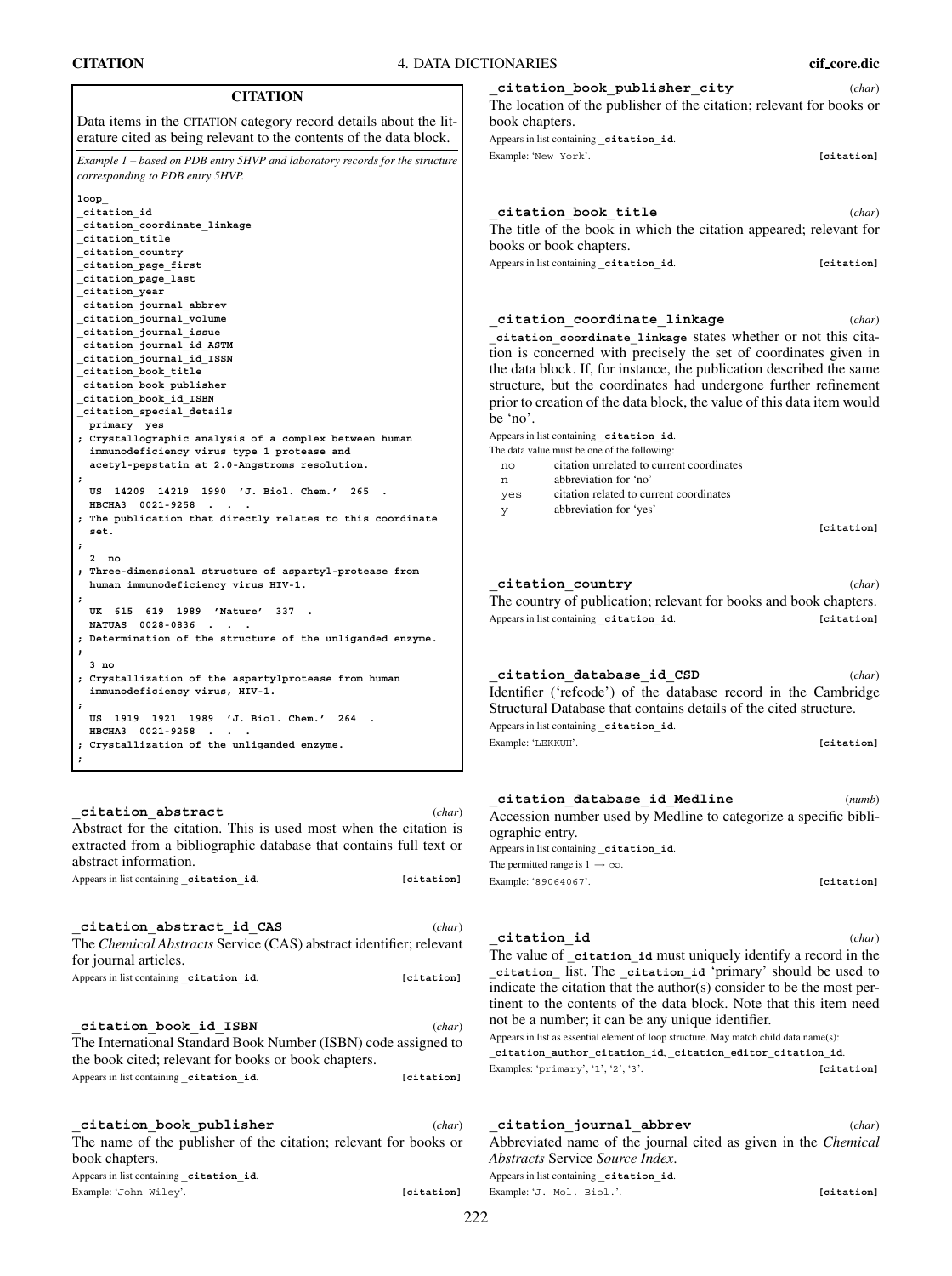## CITATION

Data items in the CITATION category record details about the literature cited as being relevant to the contents of the data block.

*Example 1 – based on PDB entry 5HVP and laboratory records for the structure corresponding to PDB entry 5HVP.*

```
loop_
_citation_id
_citation_coordinate_linkage
_citation_title
_citation_country
_citation_page_first
_citation_page_last
_citation_year
_citation_journal_abbrev
_citation_journal_volume
_citation_journal_issue
_citation_journal_id_ASTM
_citation_journal_id_ISSN
_citation_book_title
_citation_book_publisher
_citation_book_id_ISBN
_citation_special_details
  primary  yes
; Crystallographic analysis of a complex between human
  immunodeficiency virus type 1 protease and
  acetyl-pepstatin at 2.0-Angstroms resolution.
;
  US  14209  14219  1990  'J. Biol. Chem.'  265  .
  HBCHA3  0021-9258  .  .  .
; The publication that directly relates to this coordinate
  set.
;
  2  no
; Three-dimensional structure of aspartyl-protease from
  human immunodeficiency virus HIV-1.
;
  UK  615  619  1989  'Nature'  337  .
  NATUAS  0028-0836  .  .  .
; Determination of the structure of the unliganded enzyme.
;
  3 no
; Crystallization of the aspartylprotease from human
  immunodeficiency virus, HIV-1.
;
  US  1919  1921  1989  'J. Biol. Chem.'  264  .
  HBCHA3  0021-9258  .  .  .
; Crystallization of the unliganded enzyme.
;
```

**_citation_abstract** (*char*)

Abstract for the citation. This is used most when the citation is extracted from a bibliographic database that contains full text or abstract information.

Appears in list containing **_citation_id**. **[citation]**

**_citation_abstract_id_CAS** (*char*)

The *Chemical Abstracts* Service (CAS) abstract identifier; relevant for journal articles.

Appears in list containing **_citation_id**. **[citation]**

**_citation_book_id_ISBN** (*char*)

The International Standard Book Number (ISBN) code assigned to the book cited; relevant for books or book chapters.

Appears in list containing **_citation_id**. **[citation]**

**_citation_book_publisher** (*char*)

The name of the publisher of the citation; relevant for books or book chapters.

Appears in list containing **_citation_id**.

Example: 'John Wiley'. **[citation]**

**_citation_book_publisher_city** (*char*)

The location of the publisher of the citation; relevant for books or book chapters.

Appears in list containing **_citation_id**.

Example: 'New York'. **[citation]**

**_citation_book_title** (*char*)

The title of the book in which the citation appeared; relevant for books or book chapters.

Appears in list containing **_citation_id**. **[citation]**

**_citation_coordinate_linkage** (*char*)

**_citation_coordinate_linkage** states whether or not this citation is concerned with precisely the set of coordinates given in the data block. If, for instance, the publication described the same structure, but the coordinates had undergone further refinement prior to creation of the data block, the value of this data item would be 'no'.

Appears in list containing **_citation_id**.

The data value must be one of the following:

| | |
|---|---|
| no | citation unrelated to current coordinates |
| n | abbreviation for 'no' |
| yes | citation related to current coordinates |
| y | abbreviation for 'yes' |

**[citation]**

**_citation_country** (*char*)

The country of publication; relevant for books and book chapters.

Appears in list containing **_citation_id**. **[citation]**

**_citation_database_id_CSD** (*char*)

Identifier ('refcode') of the database record in the Cambridge Structural Database that contains details of the cited structure.

Appears in list containing **_citation_id**.

Example: 'LEKKUH'. **[citation]**

**_citation_database_id_Medline** (*numb*)

Accession number used by Medline to categorize a specific bibliographic entry.

Appears in list containing **_citation_id**.

The permitted range is $1 \rightarrow \infty$.

Example: '89064067'. **[citation]**

**_citation_id** (*char*)

The value of **_citation_id** must uniquely identify a record in the **_citation_** list. The **_citation_id** 'primary' should be used to indicate the citation that the author(s) consider to be the most pertinent to the contents of the data block. Note that this item need not be a number; it can be any unique identifier.

Appears in list as essential element of loop structure. May match child data name(s): **_citation_author_citation_id**, **_citation_editor_citation_id**.

Examples: 'primary', '1', '2', '3'. **[citation]**

**_citation_journal_abbrev** (*char*)

Abbreviated name of the journal cited as given in the *Chemical Abstracts* Service *Source Index*.

Appears in list containing **_citation_id**.

Example: 'J. Mol. Biol.'. **[citation]**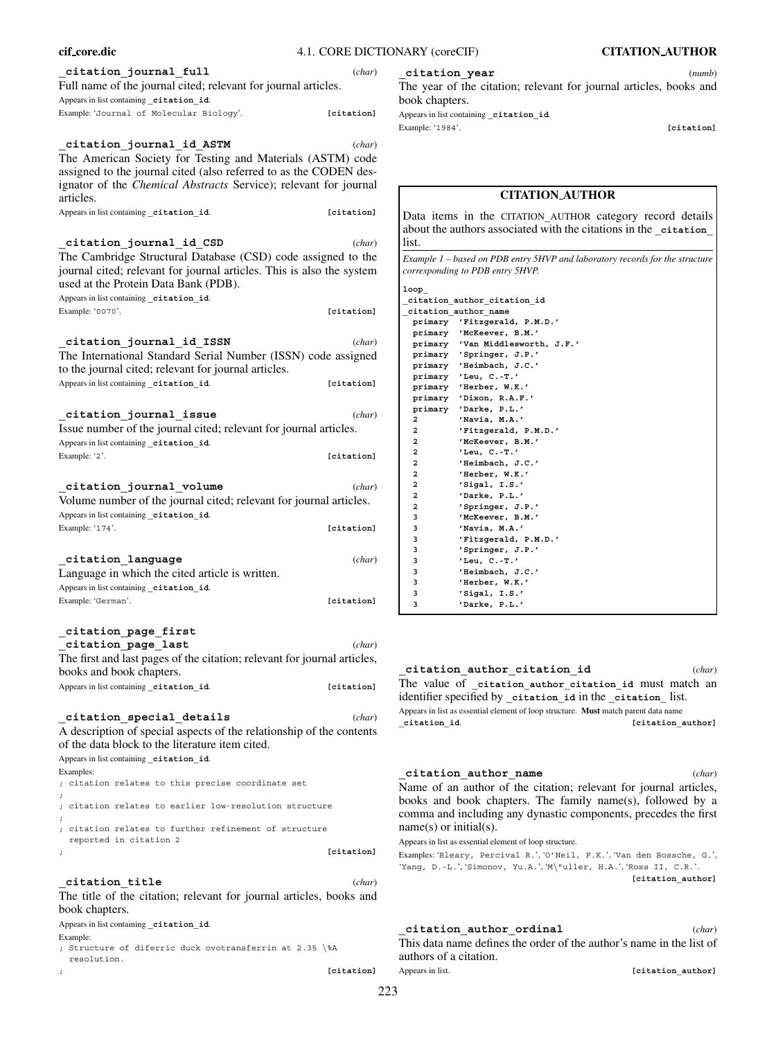**_citation_journal_full** (*char*)

Full name of the journal cited; relevant for journal articles.

Appears in list containing **_citation_id**.

Example: 'Journal of Molecular Biology'. **[citation]**

**_citation_journal_id_ASTM** (*char*)

The American Society for Testing and Materials (ASTM) code assigned to the journal cited (also referred to as the CODEN designator of the *Chemical Abstracts* Service); relevant for journal articles.

Appears in list containing **_citation_id**. **[citation]**

**_citation_journal_id_CSD** (*char*)

The Cambridge Structural Database (CSD) code assigned to the journal cited; relevant for journal articles. This is also the system used at the Protein Data Bank (PDB).

Appears in list containing **_citation_id**.

Example: '0070'. **[citation]**

**_citation_journal_id_ISSN** (*char*)

The International Standard Serial Number (ISSN) code assigned to the journal cited; relevant for journal articles.

Appears in list containing **_citation_id**. **[citation]**

**_citation_journal_issue** (*char*)

Issue number of the journal cited; relevant for journal articles.

Appears in list containing **_citation_id**.

Example: '2'. **[citation]**

**_citation_journal_volume** (*char*)

Volume number of the journal cited; relevant for journal articles.

Appears in list containing **_citation_id**.

Example: '174'. **[citation]**

**_citation_language** (*char*)

Language in which the cited article is written.

Appears in list containing **_citation_id**.

Example: 'German'. **[citation]**

**_citation_page_first**
**_citation_page_last** (*char*)

The first and last pages of the citation; relevant for journal articles, books and book chapters.

Appears in list containing **_citation_id**. **[citation]**

**_citation_special_details** (*char*)

A description of special aspects of the relationship of the contents of the data block to the literature item cited.

Appears in list containing **_citation_id**.

Examples:

```
; citation relates to this precise coordinate set
;
; citation relates to earlier low-resolution structure
;
; citation relates to further refinement of structure
  reported in citation 2
;
```

**[citation]**

**_citation_title** (*char*)

The title of the citation; relevant for journal articles, books and book chapters.

Appears in list containing **_citation_id**.

Example:

```
; Structure of diferric duck ovotransferrin at 2.35 \%A
  resolution.
;
```

**[citation]**

**_citation_year** (*numb*)

The year of the citation; relevant for journal articles, books and book chapters.

Appears in list containing **_citation_id**.

Example: '1984'. **[citation]**

## CITATION_AUTHOR

Data items in the CITATION_AUTHOR category record details about the authors associated with the citations in the **_citation_** list.

*Example 1 – based on PDB entry 5HVP and laboratory records for the structure corresponding to PDB entry 5HVP.*

```
loop_
_citation_author_citation_id
_citation_author_name
  primary  'Fitzgerald, P.M.D.'
  primary  'McKeever, B.M.'
  primary  'Van Middlesworth, J.F.'
  primary  'Springer, J.P.'
  primary  'Heimbach, J.C.'
  primary  'Leu, C.-T.'
  primary  'Herber, W.K.'
  primary  'Dixon, R.A.F.'
  primary  'Darke, P.L.'
  2        'Navia, M.A.'
  2        'Fitzgerald, P.M.D.'
  2        'McKeever, B.M.'
  2        'Leu, C.-T.'
  2        'Heimbach, J.C.'
  2        'Herber, W.K.'
  2        'Sigal, I.S.'
  2        'Darke, P.L.'
  2        'Springer, J.P.'
  3        'McKeever, B.M.'
  3        'Navia, M.A.'
  3        'Fitzgerald, P.M.D.'
  3        'Springer, J.P.'
  3        'Leu, C.-T.'
  3        'Heimbach, J.C.'
  3        'Herber, W.K.'
  3        'Sigal, I.S.'
  3        'Darke, P.L.'
```

**_citation_author_citation_id** (*char*)

The value of **_citation_author_citation_id** must match an identifier specified by **_citation_id** in the **_citation_** list.

Appears in list as essential element of loop structure. **Must** match parent data name **_citation_id**. **[citation_author]**

**_citation_author_name** (*char*)

Name of an author of the citation; relevant for journal articles, books and book chapters. The family name(s), followed by a comma and including any dynastic components, precedes the first name(s) or initial(s).

Appears in list as essential element of loop structure.

Examples: 'Bleary, Percival R.', 'O'Neil, F.K.', 'Van den Bossche, G.', 'Yang, D.-L.', 'Simonov, Yu.A.', 'M\"uller, H.A.', 'Ross II, C.R.'. **[citation_author]**

**_citation_author_ordinal** (*char*)

This data name defines the order of the author's name in the list of authors of a citation.

Appears in list. **[citation_author]**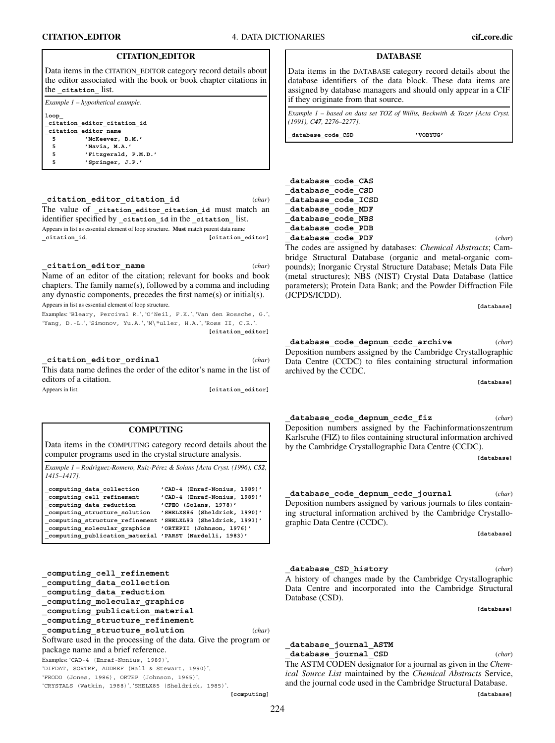## CITATION_EDITOR

Data items in the CITATION_EDITOR category record details about the editor associated with the book or book chapter citations in the `_citation_` list.

*Example 1 – hypothetical example.*

```
loop_
_citation_editor_citation_id
_citation_editor_name
  5        'McKeever, B.M.'
  5        'Navia, M.A.'
  5        'Fitzgerald, P.M.D.'
  5        'Springer, J.P.'
```

**`_citation_editor_citation_id`** (*char*)

The value of `_citation_editor_citation_id` must match an identifier specified by `_citation_id` in the `_citation_` list.

Appears in list as essential element of loop structure. **Must** match parent data name `_citation_id`. **[citation_editor]**

**`_citation_editor_name`** (*char*)

Name of an editor of the citation; relevant for books and book chapters. The family name(s), followed by a comma and including any dynastic components, precedes the first name(s) or initial(s).

Appears in list as essential element of loop structure.

Examples: 'Bleary, Percival R.', 'O'Neil, F.K.', 'Van den Bossche, G.', 'Yang, D.-L.', 'Simonov, Yu.A.', 'M\"uller, H.A.', 'Ross II, C.R.'. **[citation_editor]**

**`_citation_editor_ordinal`** (*char*)

This data name defines the order of the editor's name in the list of editors of a citation.

Appears in list. **[citation_editor]**

## COMPUTING

Data items in the COMPUTING category record details about the computer programs used in the crystal structure analysis.

*Example 1 – Rodríguez-Romero, Ruiz-Pérez & Solans [Acta Cryst. (1996), C**52**, 1415–1417].*

```
_computing_data_collection      'CAD-4 (Enraf-Nonius, 1989)'
_computing_cell_refinement      'CAD-4 (Enraf-Nonius, 1989)'
_computing_data_reduction       'CFEO (Solans, 1978)'
_computing_structure_solution   'SHELXS86 (Sheldrick, 1990)'
_computing_structure_refinement 'SHELXL93 (Sheldrick, 1993)'
_computing_molecular_graphics   'ORTEPII (Johnson, 1976)'
_computing_publication_material 'PARST (Nardelli, 1983)'
```

**`_computing_cell_refinement`**
**`_computing_data_collection`**
**`_computing_data_reduction`**
**`_computing_molecular_graphics`**
**`_computing_publication_material`**
**`_computing_structure_refinement`**
**`_computing_structure_solution`** (*char*)

Software used in the processing of the data. Give the program or package name and a brief reference.

Examples: 'CAD-4 (Enraf-Nonius, 1989)', 'DIFDAT, SORTRF, ADDREF (Hall & Stewart, 1990)', 'FRODO (Jones, 1986), ORTEP (Johnson, 1965)', 'CRYSTALS (Watkin, 1988)', 'SHELX85 (Sheldrick, 1985)'. **[computing]**

## DATABASE

Data items in the DATABASE category record details about the database identifiers of the data block. These data items are assigned by database managers and should only appear in a CIF if they originate from that source.

*Example 1 – based on data set TOZ of Willis, Beckwith & Tozer [Acta Cryst. (1991), C**47**, 2276–2277].*

```
_database_code_CSD              'VOBYUG'
```

**`_database_code_CAS`**
**`_database_code_CSD`**
**`_database_code_ICSD`**
**`_database_code_MDF`**
**`_database_code_NBS`**
**`_database_code_PDB`**
**`_database_code_PDF`** (*char*)

The codes are assigned by databases: *Chemical Abstracts*; Cambridge Structural Database (organic and metal-organic compounds); Inorganic Crystal Structure Database; Metals Data File (metal structures); NBS (NIST) Crystal Data Database (lattice parameters); Protein Data Bank; and the Powder Diffraction File (JCPDS/ICDD). **[database]**

**`_database_code_depnum_ccdc_archive`** (*char*)

Deposition numbers assigned by the Cambridge Crystallographic Data Centre (CCDC) to files containing structural information archived by the CCDC. **[database]**

**`_database_code_depnum_ccdc_fiz`** (*char*)

Deposition numbers assigned by the Fachinformationszentrum Karlsruhe (FIZ) to files containing structural information archived by the Cambridge Crystallographic Data Centre (CCDC). **[database]**

**`_database_code_depnum_ccdc_journal`** (*char*)

Deposition numbers assigned by various journals to files containing structural information archived by the Cambridge Crystallographic Data Centre (CCDC). **[database]**

**`_database_CSD_history`** (*char*)

A history of changes made by the Cambridge Crystallographic Data Centre and incorporated into the Cambridge Structural Database (CSD). **[database]**

**`_database_journal_ASTM`**
**`_database_journal_CSD`** (*char*)

The ASTM CODEN designator for a journal as given in the *Chemical Source List* maintained by the *Chemical Abstracts* Service, and the journal code used in the Cambridge Structural Database. **[database]**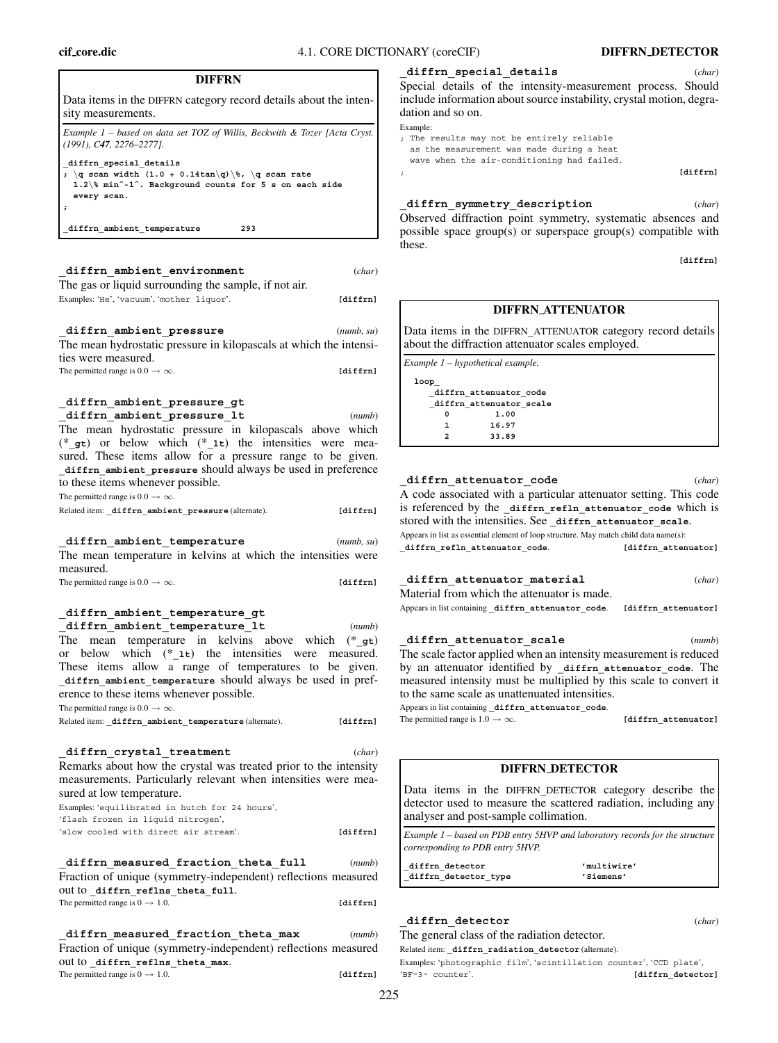## DIFFRN

Data items in the DIFFRN category record details about the intensity measurements.

*Example 1 – based on data set TOZ of Willis, Beckwith & Tozer [Acta Cryst. (1991), C47, 2276–2277].*

```
_diffrn_special_details
; \q scan width (1.0 + 0.14tan\q)\%, \q scan rate
  1.2\% min^-1^. Background counts for 5 s on each side
  every scan.
;

_diffrn_ambient_temperature       293
```

**_diffrn_ambient_environment** (*char*)

The gas or liquid surrounding the sample, if not air.

Examples: 'He', 'vacuum', 'mother liquor'. **[diffrn]**

**_diffrn_ambient_pressure** (*numb, su*)

The mean hydrostatic pressure in kilopascals at which the intensities were measured.

The permitted range is $0.0 \rightarrow \infty$. **[diffrn]**

**_diffrn_ambient_pressure_gt**
**_diffrn_ambient_pressure_lt** (*numb*)

The mean hydrostatic pressure in kilopascals above which (*_gt) or below which (*_lt) the intensities were measured. These items allow for a pressure range to be given. **_diffrn_ambient_pressure** should always be used in preference to these items whenever possible.

The permitted range is $0.0 \rightarrow \infty$.

Related item: **_diffrn_ambient_pressure** (alternate). **[diffrn]**

**_diffrn_ambient_temperature** (*numb, su*)

The mean temperature in kelvins at which the intensities were measured.

The permitted range is $0.0 \rightarrow \infty$. **[diffrn]**

**_diffrn_ambient_temperature_gt**
**_diffrn_ambient_temperature_lt** (*numb*)

The mean temperature in kelvins above which (*_gt) or below which (*_lt) the intensities were measured. These items allow a range of temperatures to be given. **_diffrn_ambient_temperature** should always be used in preference to these items whenever possible.

The permitted range is $0.0 \rightarrow \infty$.

Related item: **_diffrn_ambient_temperature** (alternate). **[diffrn]**

**_diffrn_crystal_treatment** (*char*)

Remarks about how the crystal was treated prior to the intensity measurements. Particularly relevant when intensities were measured at low temperature.

Examples: 'equilibrated in hutch for 24 hours', 'flash frozen in liquid nitrogen', 'slow cooled with direct air stream'. **[diffrn]**

**_diffrn_measured_fraction_theta_full** (*numb*)

Fraction of unique (symmetry-independent) reflections measured out to **_diffrn_reflns_theta_full**.

The permitted range is $0 \rightarrow 1.0$. **[diffrn]**

**_diffrn_measured_fraction_theta_max** (*numb*)

Fraction of unique (symmetry-independent) reflections measured out to **_diffrn_reflns_theta_max**.

The permitted range is $0 \rightarrow 1.0$. **[diffrn]**

**_diffrn_special_details** (*char*)

Special details of the intensity-measurement process. Should include information about source instability, crystal motion, degradation and so on.

Example:

```
; The results may not be entirely reliable
  as the measurement was made during a heat
  wave when the air-conditioning had failed.
;
```

**[diffrn]**

**_diffrn_symmetry_description** (*char*)

Observed diffraction point symmetry, systematic absences and possible space group(s) or superspace group(s) compatible with these.

**[diffrn]**

## DIFFRN_ATTENUATOR

Data items in the DIFFRN_ATTENUATOR category record details about the diffraction attenuator scales employed.

*Example 1 – hypothetical example.*

```
loop_
   _diffrn_attenuator_code
   _diffrn_attenuator_scale
       0         1.00
       1        16.97
       2        33.89
```

**_diffrn_attenuator_code** (*char*)

A code associated with a particular attenuator setting. This code is referenced by the **_diffrn_refln_attenuator_code** which is stored with the intensities. See **_diffrn_attenuator_scale**.

Appears in list as essential element of loop structure. May match child data name(s): **_diffrn_refln_attenuator_code**. **[diffrn_attenuator]**

**_diffrn_attenuator_material** (*char*)

Material from which the attenuator is made.

Appears in list containing **_diffrn_attenuator_code**. **[diffrn_attenuator]**

**_diffrn_attenuator_scale** (*numb*)

The scale factor applied when an intensity measurement is reduced by an attenuator identified by **_diffrn_attenuator_code**. The measured intensity must be multiplied by this scale to convert it to the same scale as unattenuated intensities.

Appears in list containing **_diffrn_attenuator_code**.

The permitted range is $1.0 \rightarrow \infty$. **[diffrn_attenuator]**

## DIFFRN_DETECTOR

Data items in the DIFFRN_DETECTOR category describe the detector used to measure the scattered radiation, including any analyser and post-sample collimation.

*Example 1 – based on PDB entry 5HVP and laboratory records for the structure corresponding to PDB entry 5HVP.*

```
_diffrn_detector                  'multiwire'
_diffrn_detector_type             'Siemens'
```

**_diffrn_detector** (*char*)

The general class of the radiation detector.

Related item: **_diffrn_radiation_detector** (alternate).

Examples: 'photographic film', 'scintillation counter', 'CCD plate', 'BF~3~ counter'. **[diffrn_detector]**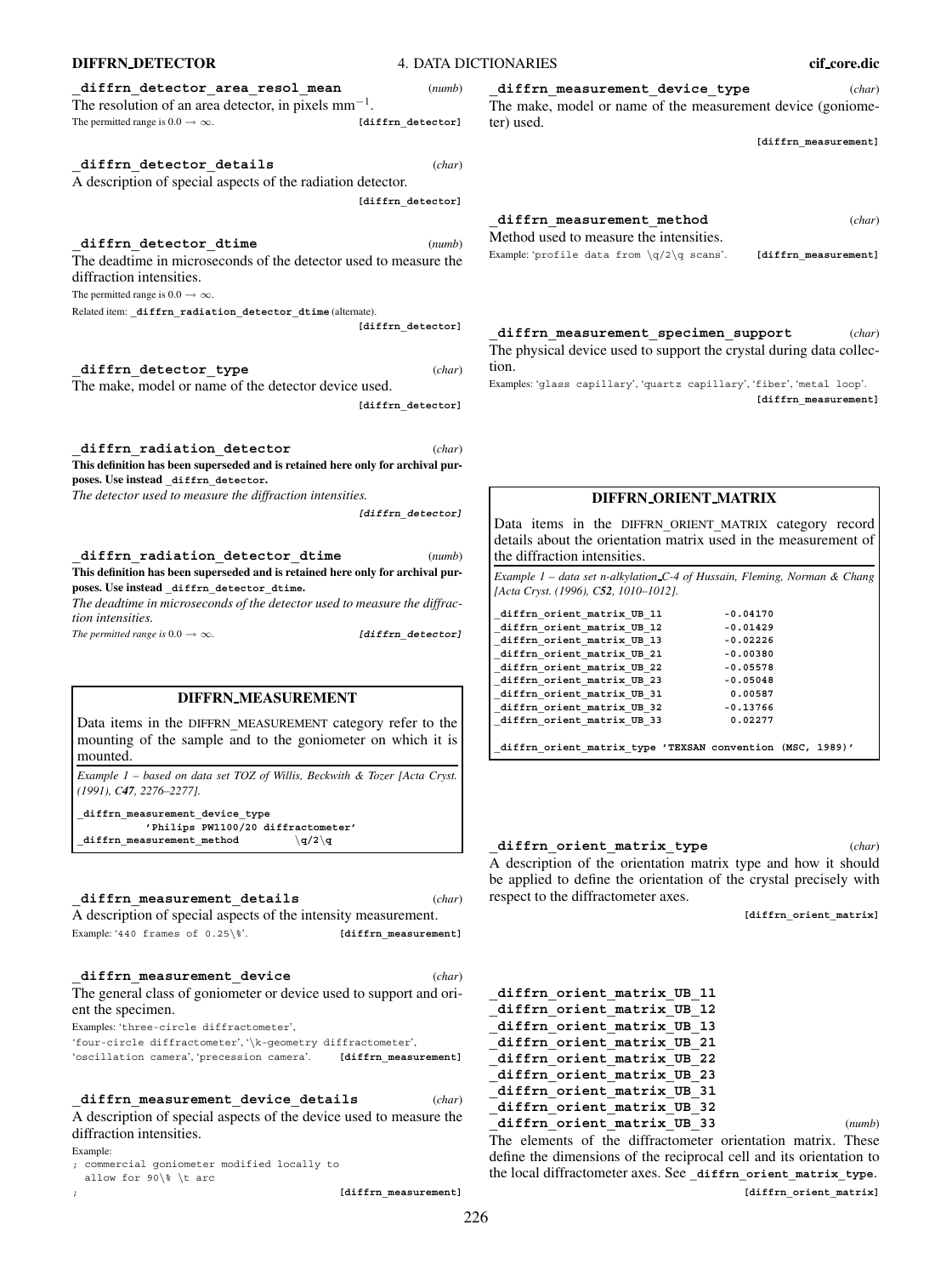**_diffrn_detector_area_resol_mean** (*numb*)
The resolution of an area detector, in pixels mm$^{-1}$.
The permitted range is $0.0 \rightarrow \infty$. **[diffrn_detector]**

**_diffrn_detector_details** (*char*)
A description of special aspects of the radiation detector.
**[diffrn_detector]**

**_diffrn_detector_dtime** (*numb*)
The deadtime in microseconds of the detector used to measure the diffraction intensities.
The permitted range is $0.0 \rightarrow \infty$.
Related item: **_diffrn_radiation_detector_dtime** (alternate).
**[diffrn_detector]**

**_diffrn_detector_type** (*char*)
The make, model or name of the detector device used.
**[diffrn_detector]**

**_diffrn_radiation_detector** (*char*)
**This definition has been superseded and is retained here only for archival purposes. Use instead _diffrn_detector.**
*The detector used to measure the diffraction intensities.*
***[diffrn_detector]***

**_diffrn_radiation_detector_dtime** (*numb*)
**This definition has been superseded and is retained here only for archival purposes. Use instead _diffrn_detector_dtime.**
*The deadtime in microseconds of the detector used to measure the diffraction intensities.*
*The permitted range is* $0.0 \rightarrow \infty$. ***[diffrn_detector]***

## DIFFRN_MEASUREMENT

Data items in the DIFFRN_MEASUREMENT category refer to the mounting of the sample and to the goniometer on which it is mounted.

*Example 1 – based on data set TOZ of Willis, Beckwith & Tozer [Acta Cryst. (1991), C**47**, 2276–2277].*

```
_diffrn_measurement_device_type
          'Philips PW1100/20 diffractometer'
_diffrn_measurement_method         \q/2\q
```

**_diffrn_measurement_details** (*char*)
A description of special aspects of the intensity measurement.
Example: '440 frames of 0.25\%'. **[diffrn_measurement]**

**_diffrn_measurement_device** (*char*)
The general class of goniometer or device used to support and orient the specimen.
Examples: 'three-circle diffractometer', 'four-circle diffractometer', '\k-geometry diffractometer', 'oscillation camera', 'precession camera'. **[diffrn_measurement]**

**_diffrn_measurement_device_details** (*char*)
A description of special aspects of the device used to measure the diffraction intensities.
Example:
```
; commercial goniometer modified locally to
  allow for 90\% \t arc
;
```
**[diffrn_measurement]**

**_diffrn_measurement_device_type** (*char*)
The make, model or name of the measurement device (goniometer) used.
**[diffrn_measurement]**

**_diffrn_measurement_method** (*char*)
Method used to measure the intensities.
Example: 'profile data from \q/2\q scans'. **[diffrn_measurement]**

**_diffrn_measurement_specimen_support** (*char*)
The physical device used to support the crystal during data collection.
Examples: 'glass capillary', 'quartz capillary', 'fiber', 'metal loop'.
**[diffrn_measurement]**

## DIFFRN_ORIENT_MATRIX

Data items in the DIFFRN_ORIENT_MATRIX category record details about the orientation matrix used in the measurement of the diffraction intensities.

*Example 1 – data set n-alkylation_C-4 of Hussain, Fleming, Norman & Chang [Acta Cryst. (1996), C**52**, 1010–1012].*

```
_diffrn_orient_matrix_UB_11          -0.04170
_diffrn_orient_matrix_UB_12          -0.01429
_diffrn_orient_matrix_UB_13          -0.02226
_diffrn_orient_matrix_UB_21          -0.00380
_diffrn_orient_matrix_UB_22          -0.05578
_diffrn_orient_matrix_UB_23          -0.05048
_diffrn_orient_matrix_UB_31           0.00587
_diffrn_orient_matrix_UB_32          -0.13766
_diffrn_orient_matrix_UB_33           0.02277

_diffrn_orient_matrix_type 'TEXSAN convention (MSC, 1989)'
```

**_diffrn_orient_matrix_type** (*char*)
A description of the orientation matrix type and how it should be applied to define the orientation of the crystal precisely with respect to the diffractometer axes.
**[diffrn_orient_matrix]**

**_diffrn_orient_matrix_UB_11**
**_diffrn_orient_matrix_UB_12**
**_diffrn_orient_matrix_UB_13**
**_diffrn_orient_matrix_UB_21**
**_diffrn_orient_matrix_UB_22**
**_diffrn_orient_matrix_UB_23**
**_diffrn_orient_matrix_UB_31**
**_diffrn_orient_matrix_UB_32**
**_diffrn_orient_matrix_UB_33** (*numb*)
The elements of the diffractometer orientation matrix. These define the dimensions of the reciprocal cell and its orientation to the local diffractometer axes. See **_diffrn_orient_matrix_type**.
**[diffrn_orient_matrix]**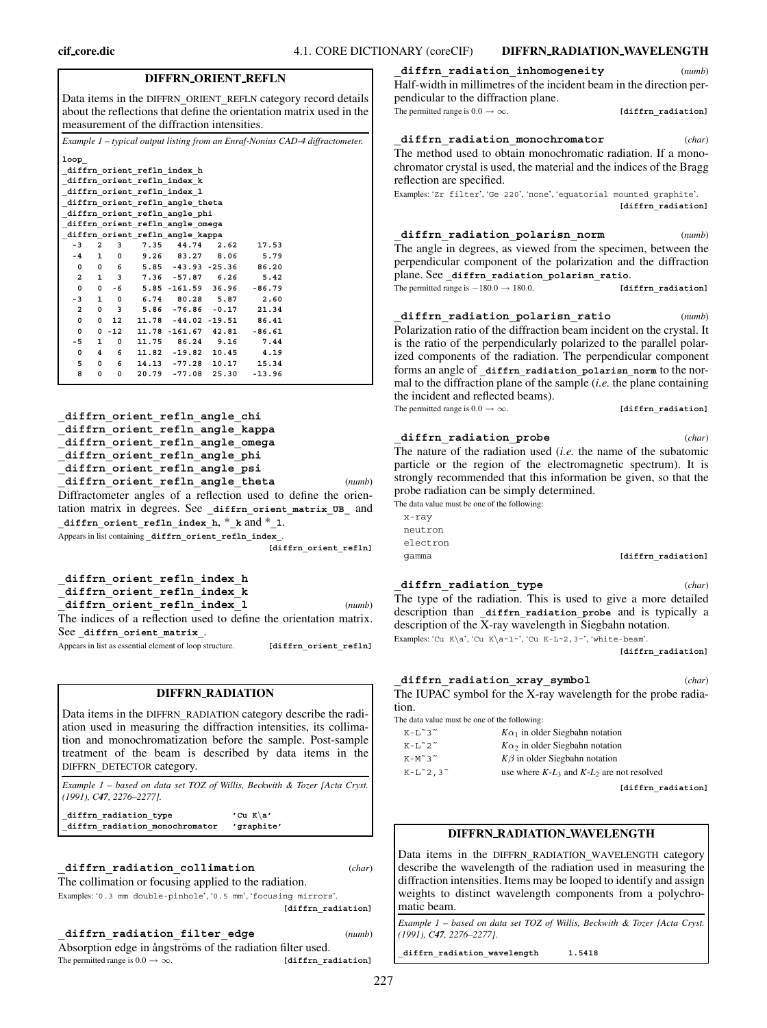## DIFFRN_ORIENT_REFLN

Data items in the DIFFRN_ORIENT_REFLN category record details about the reflections that define the orientation matrix used in the measurement of the diffraction intensities.

*Example 1 – typical output listing from an Enraf-Nonius CAD-4 diffractometer.*

```
loop_
_diffrn_orient_refln_index_h
_diffrn_orient_refln_index_k
_diffrn_orient_refln_index_l
_diffrn_orient_refln_angle_theta
_diffrn_orient_refln_angle_phi
_diffrn_orient_refln_angle_omega
_diffrn_orient_refln_angle_kappa
  -3   2   3    7.35   44.74   2.62    17.53
  -4   1   0    9.26   83.27   8.06     5.79
   0   0   6    5.85  -43.93 -25.36    86.20
   2   1   3    7.36  -57.87   6.26     5.42
   0   0  -6    5.85 -161.59  36.96   -86.79
  -3   1   0    6.74   80.28   5.87     2.60
   2   0   3    5.86  -76.86  -0.17    21.34
   0   0  12   11.78  -44.02 -19.51    86.41
   0   0 -12   11.78 -161.67  42.81   -86.61
  -5   1   0   11.75   86.24   9.16     7.44
   0   4   6   11.82  -19.82  10.45     4.19
   5   0   6   14.13  -77.28  10.17    15.34
   8   0   0   20.79  -77.08  25.30   -13.96
```

**_diffrn_orient_refln_angle_chi**
**_diffrn_orient_refln_angle_kappa**
**_diffrn_orient_refln_angle_omega**
**_diffrn_orient_refln_angle_phi**
**_diffrn_orient_refln_angle_psi**
**_diffrn_orient_refln_angle_theta** (*numb*)

Diffractometer angles of a reflection used to define the orientation matrix in degrees. See **_diffrn_orient_matrix_UB_** and **_diffrn_orient_refln_index_h**, *_**k** and *_**l**.

Appears in list containing **_diffrn_orient_refln_index_**.

**[diffrn_orient_refln]**

**_diffrn_orient_refln_index_h**
**_diffrn_orient_refln_index_k**
**_diffrn_orient_refln_index_l** (*numb*)

The indices of a reflection used to define the orientation matrix. See **_diffrn_orient_matrix_**.

Appears in list as essential element of loop structure. **[diffrn_orient_refln]**

## DIFFRN_RADIATION

Data items in the DIFFRN_RADIATION category describe the radiation used in measuring the diffraction intensities, its collimation and monochromatization before the sample. Post-sample treatment of the beam is described by data items in the DIFFRN_DETECTOR category.

*Example 1 – based on data set TOZ of Willis, Beckwith & Tozer [Acta Cryst. (1991), C47, 2276–2277].*

```
_diffrn_radiation_type            'Cu K\a'
_diffrn_radiation_monochromator   'graphite'
```

**_diffrn_radiation_collimation** (*char*)

The collimation or focusing applied to the radiation.

Examples: '0.3 mm double-pinhole', '0.5 mm', 'focusing mirrors'.

**[diffrn_radiation]**

**_diffrn_radiation_filter_edge** (*numb*)

Absorption edge in ångströms of the radiation filter used.

The permitted range is $0.0 \rightarrow \infty$. **[diffrn_radiation]**

**_diffrn_radiation_inhomogeneity** (*numb*)

Half-width in millimetres of the incident beam in the direction perpendicular to the diffraction plane.

The permitted range is $0.0 \rightarrow \infty$. **[diffrn_radiation]**

**_diffrn_radiation_monochromator** (*char*)

The method used to obtain monochromatic radiation. If a monochromator crystal is used, the material and the indices of the Bragg reflection are specified.

Examples: 'Zr filter', 'Ge 220', 'none', 'equatorial mounted graphite'.

**[diffrn_radiation]**

**_diffrn_radiation_polarisn_norm** (*numb*)

The angle in degrees, as viewed from the specimen, between the perpendicular component of the polarization and the diffraction plane. See **_diffrn_radiation_polarisn_ratio**.

The permitted range is $-180.0 \rightarrow 180.0$. **[diffrn_radiation]**

**_diffrn_radiation_polarisn_ratio** (*numb*)

Polarization ratio of the diffraction beam incident on the crystal. It is the ratio of the perpendicularly polarized to the parallel polarized components of the radiation. The perpendicular component forms an angle of **_diffrn_radiation_polarisn_norm** to the normal to the diffraction plane of the sample (*i.e.* the plane containing the incident and reflected beams).

The permitted range is $0.0 \rightarrow \infty$. **[diffrn_radiation]**

**_diffrn_radiation_probe** (*char*)

The nature of the radiation used (*i.e.* the name of the subatomic particle or the region of the electromagnetic spectrum). It is strongly recommended that this information be given, so that the probe radiation can be simply determined.

The data value must be one of the following:

```
x-ray
neutron
electron
gamma
```

**[diffrn_radiation]**

**_diffrn_radiation_type** (*char*)

The type of the radiation. This is used to give a more detailed description than **_diffrn_radiation_probe** and is typically a description of the X-ray wavelength in Siegbahn notation.

Examples: 'Cu K\a', 'Cu K\a~1~', 'Cu K-L~2,3~', 'white-beam'.

**[diffrn_radiation]**

**_diffrn_radiation_xray_symbol** (*char*)

The IUPAC symbol for the X-ray wavelength for the probe radiation.

The data value must be one of the following:

| | |
|---|---|
| `K-L~3~` | $K\alpha_1$ in older Siegbahn notation |
| `K-L~2~` | $K\alpha_2$ in older Siegbahn notation |
| `K-M~3~` | $K\beta$ in older Siegbahn notation |
| `K-L~2,3~` | use where $K$-$L_3$ and $K$-$L_2$ are not resolved |

**[diffrn_radiation]**

## DIFFRN_RADIATION_WAVELENGTH

Data items in the DIFFRN_RADIATION_WAVELENGTH category describe the wavelength of the radiation used in measuring the diffraction intensities. Items may be looped to identify and assign weights to distinct wavelength components from a polychromatic beam.

*Example 1 – based on data set TOZ of Willis, Beckwith & Tozer [Acta Cryst. (1991), C47, 2276–2277].*

```
_diffrn_radiation_wavelength      1.5418
```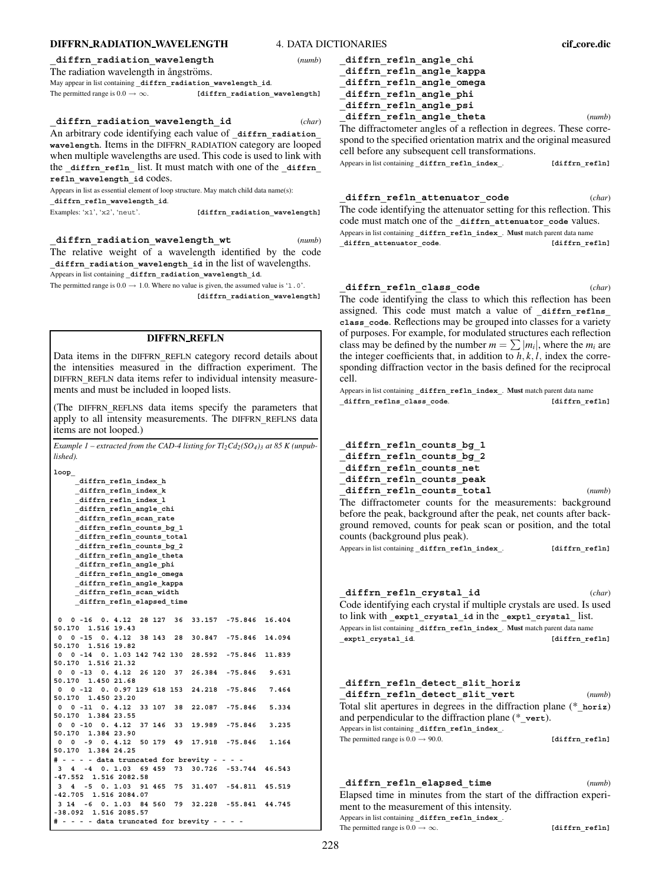**_diffrn_radiation_wavelength** (*numb*)

The radiation wavelength in ångströms.

May appear in list containing **_diffrn_radiation_wavelength_id**.

The permitted range is 0.0 → ∞. **[diffrn_radiation_wavelength]**

**_diffrn_radiation_wavelength_id** (*char*)

An arbitrary code identifying each value of **_diffrn_radiation_wavelength**. Items in the DIFFRN_RADIATION category are looped when multiple wavelengths are used. This code is used to link with the **_diffrn_refln_** list. It must match with one of the **_diffrn_refln_wavelength_id** codes.

Appears in list as essential element of loop structure. May match child data name(s): **_diffrn_refln_wavelength_id**.

Examples: 'x1', 'x2', 'neut'. **[diffrn_radiation_wavelength]**

**_diffrn_radiation_wavelength_wt** (*numb*)

The relative weight of a wavelength identified by the code **_diffrn_radiation_wavelength_id** in the list of wavelengths.

Appears in list containing **_diffrn_radiation_wavelength_id**.

The permitted range is 0.0 → 1.0. Where no value is given, the assumed value is '1.0'. **[diffrn_radiation_wavelength]**

## DIFFRN_REFLN

Data items in the DIFFRN_REFLN category record details about the intensities measured in the diffraction experiment. The DIFFRN_REFLN data items refer to individual intensity measurements and must be included in looped lists.

(The DIFFRN_REFLNS data items specify the parameters that apply to all intensity measurements. The DIFFRN_REFLNS data items are not looped.)

*Example 1 – extracted from the CAD-4 listing for $Tl_2Cd_2(SO_4)_3$ at 85 K (unpublished).*

```
loop_
    _diffrn_refln_index_h
    _diffrn_refln_index_k
    _diffrn_refln_index_l
    _diffrn_refln_angle_chi
    _diffrn_refln_scan_rate
    _diffrn_refln_counts_bg_1
    _diffrn_refln_counts_total
    _diffrn_refln_counts_bg_2
    _diffrn_refln_angle_theta
    _diffrn_refln_angle_phi
    _diffrn_refln_angle_omega
    _diffrn_refln_angle_kappa
    _diffrn_refln_scan_width
    _diffrn_refln_elapsed_time

 0  0 -16  0. 4.12  28 127  36  33.157  -75.846  16.404
50.170  1.516 19.43
 0  0 -15  0. 4.12  38 143  28  30.847  -75.846  14.094
50.170  1.516 19.82
 0  0 -14  0. 1.03 142 742 130  28.592  -75.846  11.839
50.170  1.516 21.32
 0  0 -13  0. 4.12  26 120  37  26.384  -75.846   9.631
50.170  1.450 21.68
 0  0 -12  0. 0.97 129 618 153  24.218  -75.846   7.464
50.170  1.450 23.20
 0  0 -11  0. 4.12  33 107  38  22.087  -75.846   5.334
50.170  1.384 23.55
 0  0 -10  0. 4.12  37 146  33  19.989  -75.846   3.235
50.170  1.384 23.90
 0  0  -9  0. 4.12  50 179  49  17.918  -75.846   1.164
50.170  1.384 24.25
# - - - - data truncated for brevity - - - -
 3  4  -4  0. 1.03  69 459  73  30.726  -53.744  46.543
-47.552  1.516 2082.58
 3  4  -5  0. 1.03  91 465  75  31.407  -54.811  45.519
-42.705  1.516 2084.07
 3 14  -6  0. 1.03  84 560  79  32.228  -55.841  44.745
-38.092  1.516 2085.57
# - - - - data truncated for brevity - - - -
```

**_diffrn_refln_angle_chi**
**_diffrn_refln_angle_kappa**
**_diffrn_refln_angle_omega**
**_diffrn_refln_angle_phi**
**_diffrn_refln_angle_psi**
**_diffrn_refln_angle_theta** (*numb*)

The diffractometer angles of a reflection in degrees. These correspond to the specified orientation matrix and the original measured cell before any subsequent cell transformations.

Appears in list containing **_diffrn_refln_index_**. **[diffrn_refln]**

**_diffrn_refln_attenuator_code** (*char*)

The code identifying the attenuator setting for this reflection. This code must match one of the **_diffrn_attenuator_code** values.

Appears in list containing **_diffrn_refln_index_**. **Must** match parent data name **_diffrn_attenuator_code**. **[diffrn_refln]**

**_diffrn_refln_class_code** (*char*)

The code identifying the class to which this reflection has been assigned. This code must match a value of **_diffrn_reflns_class_code**. Reflections may be grouped into classes for a variety of purposes. For example, for modulated structures each reflection class may be defined by the number $m = \sum |m_i|$, where the $m_i$ are the integer coefficients that, in addition to $h, k, l$, index the corresponding diffraction vector in the basis defined for the reciprocal cell.

Appears in list containing **_diffrn_refln_index_**. **Must** match parent data name **_diffrn_reflns_class_code**. **[diffrn_refln]**

**_diffrn_refln_counts_bg_1**
**_diffrn_refln_counts_bg_2**
**_diffrn_refln_counts_net**
**_diffrn_refln_counts_peak**
**_diffrn_refln_counts_total** (*numb*)

The diffractometer counts for the measurements: background before the peak, background after the peak, net counts after background removed, counts for peak scan or position, and the total counts (background plus peak).

Appears in list containing **_diffrn_refln_index_**. **[diffrn_refln]**

**_diffrn_refln_crystal_id** (*char*)

Code identifying each crystal if multiple crystals are used. Is used to link with **_exptl_crystal_id** in the **_exptl_crystal_** list.

Appears in list containing **_diffrn_refln_index_**. **Must** match parent data name **_exptl_crystal_id**. **[diffrn_refln]**

**_diffrn_refln_detect_slit_horiz**
**_diffrn_refln_detect_slit_vert** (*numb*)

Total slit apertures in degrees in the diffraction plane (***_horiz**) and perpendicular to the diffraction plane (***_vert**).

Appears in list containing **_diffrn_refln_index_**.

The permitted range is 0.0 → 90.0. **[diffrn_refln]**

**_diffrn_refln_elapsed_time** (*numb*)

Elapsed time in minutes from the start of the diffraction experiment to the measurement of this intensity.

Appears in list containing **_diffrn_refln_index_**.

The permitted range is 0.0 → ∞. **[diffrn_refln]**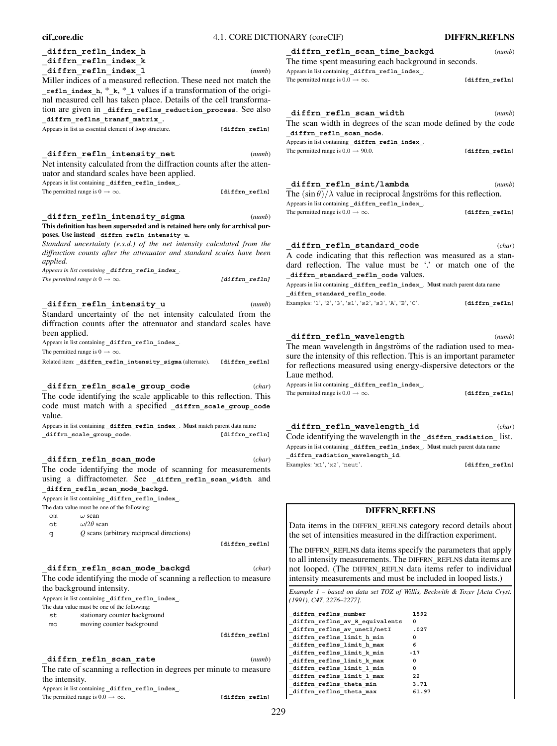**_diffrn_refln_index_h**
**_diffrn_refln_index_k**
**_diffrn_refln_index_l** (*numb*)

Miller indices of a measured reflection. These need not match the **_refln_index_h**, *_k, *_l values if a transformation of the original measured cell has taken place. Details of the cell transformation are given in **_diffrn_reflns_reduction_process**. See also **_diffrn_reflns_transf_matrix_**.

Appears in list as essential element of loop structure. **[diffrn_refln]**

**_diffrn_refln_intensity_net** (*numb*)

Net intensity calculated from the diffraction counts after the attenuator and standard scales have been applied.

Appears in list containing **_diffrn_refln_index_**.
The permitted range is $0 \rightarrow \infty$. **[diffrn_refln]**

**_diffrn_refln_intensity_sigma** (*numb*)

**This definition has been superseded and is retained here only for archival purposes. Use instead _diffrn_refln_intensity_u.**

*Standard uncertainty (e.s.d.) of the net intensity calculated from the diffraction counts after the attenuator and standard scales have been applied.*

*Appears in list containing* **_diffrn_refln_index_**.
*The permitted range is* $0 \rightarrow \infty$. ***[diffrn_refln]***

**_diffrn_refln_intensity_u** (*numb*)

Standard uncertainty of the net intensity calculated from the diffraction counts after the attenuator and standard scales have been applied.

Appears in list containing **_diffrn_refln_index_**.
The permitted range is $0 \rightarrow \infty$.
Related item: **_diffrn_refln_intensity_sigma** (alternate). **[diffrn_refln]**

**_diffrn_refln_scale_group_code** (*char*)

The code identifying the scale applicable to this reflection. This code must match with a specified **_diffrn_scale_group_code** value.

Appears in list containing **_diffrn_refln_index_**. **Must** match parent data name **_diffrn_scale_group_code**. **[diffrn_refln]**

**_diffrn_refln_scan_mode** (*char*)

The code identifying the mode of scanning for measurements using a diffractometer. See **_diffrn_refln_scan_width** and **_diffrn_refln_scan_mode_backgd**.

Appears in list containing **_diffrn_refln_index_**.
The data value must be one of the following:

| | |
|---|---|
| om | $\omega$ scan |
| ot | $\omega/2\theta$ scan |
| q | $Q$ scans (arbitrary reciprocal directions) |

**[diffrn_refln]**

**_diffrn_refln_scan_mode_backgd** (*char*)

The code identifying the mode of scanning a reflection to measure the background intensity.

Appears in list containing **_diffrn_refln_index_**.
The data value must be one of the following:

| | |
|---|---|
| st | stationary counter background |
| mo | moving counter background |

**[diffrn_refln]**

**_diffrn_refln_scan_rate** (*numb*)

The rate of scanning a reflection in degrees per minute to measure the intensity.

Appears in list containing **_diffrn_refln_index_**.
The permitted range is $0.0 \rightarrow \infty$. **[diffrn_refln]**

**_diffrn_refln_scan_time_backgd** (*numb*)

The time spent measuring each background in seconds.

Appears in list containing **_diffrn_refln_index_**.
The permitted range is $0.0 \rightarrow \infty$. **[diffrn_refln]**

**_diffrn_refln_scan_width** (*numb*)

The scan width in degrees of the scan mode defined by the code **_diffrn_refln_scan_mode**.

Appears in list containing **_diffrn_refln_index_**.
The permitted range is $0.0 \rightarrow 90.0$. **[diffrn_refln]**

**_diffrn_refln_sint/lambda** (*numb*)

The $(\sin\theta)/\lambda$ value in reciprocal ångströms for this reflection.

Appears in list containing **_diffrn_refln_index_**.
The permitted range is $0.0 \rightarrow \infty$. **[diffrn_refln]**

**_diffrn_refln_standard_code** (*char*)

A code indicating that this reflection was measured as a standard reflection. The value must be '.' or match one of the **_diffrn_standard_refln_code** values.

Appears in list containing **_diffrn_refln_index_**. **Must** match parent data name **_diffrn_standard_refln_code**.
Examples: '1', '2', '3', 's1', 's2', 's3', 'A', 'B', 'C'. **[diffrn_refln]**

**_diffrn_refln_wavelength** (*numb*)

The mean wavelength in ångströms of the radiation used to measure the intensity of this reflection. This is an important parameter for reflections measured using energy-dispersive detectors or the Laue method.

Appears in list containing **_diffrn_refln_index_**.
The permitted range is $0.0 \rightarrow \infty$. **[diffrn_refln]**

**_diffrn_refln_wavelength_id** (*char*)

Code identifying the wavelength in the **_diffrn_radiation_** list.

Appears in list containing **_diffrn_refln_index_**. **Must** match parent data name **_diffrn_radiation_wavelength_id**.
Examples: 'x1', 'x2', 'neut'. **[diffrn_refln]**

## DIFFRN_REFLNS

Data items in the DIFFRN_REFLNS category record details about the set of intensities measured in the diffraction experiment.

The DIFFRN_REFLNS data items specify the parameters that apply to all intensity measurements. The DIFFRN_REFLNS data items are not looped. (The DIFFRN_REFLN data items refer to individual intensity measurements and must be included in looped lists.)

*Example 1 – based on data set TOZ of Willis, Beckwith & Tozer [Acta Cryst. (1991), C47, 2276–2277].*

```
_diffrn_reflns_number              1592
_diffrn_reflns_av_R_equivalents    0
_diffrn_reflns_av_unetI/netI       .027
_diffrn_reflns_limit_h_min         0
_diffrn_reflns_limit_h_max         6
_diffrn_reflns_limit_k_min        -17
_diffrn_reflns_limit_k_max         0
_diffrn_reflns_limit_l_min         0
_diffrn_reflns_limit_l_max         22
_diffrn_reflns_theta_min           3.71
_diffrn_reflns_theta_max           61.97
```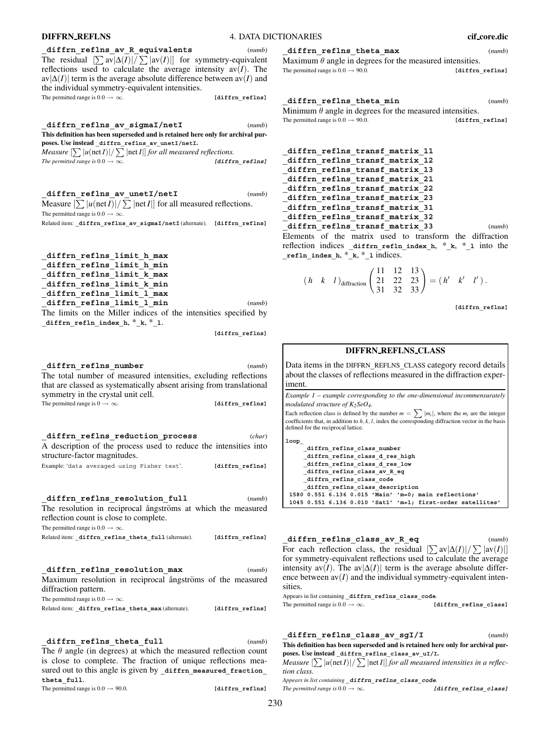**_diffrn_reflns_av_R_equivalents** (*numb*)

The residual $[\sum \text{av}|\Delta(I)|/\sum|\text{av}(I)|]$ for symmetry-equivalent reflections used to calculate the average intensity av($I$). The av$|\Delta(I)|$ term is the average absolute difference between av($I$) and the individual symmetry-equivalent intensities.

The permitted range is $0.0 \rightarrow \infty$. **[diffrn_reflns]**

**_diffrn_reflns_av_sigmaI/netI** (*numb*)

**This definition has been superseded and is retained here only for archival purposes. Use instead _diffrn_reflns_av_unetI/netI.**

*Measure* $[\sum|u(\text{net}\,I)|/\sum|\text{net}\,I|]$ *for all measured reflections.*

*The permitted range is* $0.0 \rightarrow \infty$. ***[diffrn_reflns]***

**_diffrn_reflns_av_unetI/netI** (*numb*)

Measure $[\sum|u(\text{net}\,I)|/\sum|\text{net}\,I|]$ for all measured reflections.

The permitted range is $0.0 \rightarrow \infty$.

Related item: **_diffrn_reflns_av_sigmaI/netI** (alternate). **[diffrn_reflns]**

**_diffrn_reflns_limit_h_max**
**_diffrn_reflns_limit_h_min**
**_diffrn_reflns_limit_k_max**
**_diffrn_reflns_limit_k_min**
**_diffrn_reflns_limit_l_max**
**_diffrn_reflns_limit_l_min** (*numb*)

The limits on the Miller indices of the intensities specified by **_diffrn_refln_index_h**, ***_k**, ***_l**.

**[diffrn_reflns]**

**_diffrn_reflns_number** (*numb*)

The total number of measured intensities, excluding reflections that are classed as systematically absent arising from translational symmetry in the crystal unit cell.

The permitted range is $0 \rightarrow \infty$. **[diffrn_reflns]**

**_diffrn_reflns_reduction_process** (*char*)

A description of the process used to reduce the intensities into structure-factor magnitudes.

Example: 'data averaged using Fisher test'. **[diffrn_reflns]**

**_diffrn_reflns_resolution_full** (*numb*)

The resolution in reciprocal ångströms at which the measured reflection count is close to complete.

The permitted range is $0.0 \rightarrow \infty$.

Related item: **_diffrn_reflns_theta_full** (alternate). **[diffrn_reflns]**

**_diffrn_reflns_resolution_max** (*numb*)

Maximum resolution in reciprocal ångströms of the measured diffraction pattern.

The permitted range is $0.0 \rightarrow \infty$.

Related item: **_diffrn_reflns_theta_max** (alternate). **[diffrn_reflns]**

**_diffrn_reflns_theta_full** (*numb*)

The $\theta$ angle (in degrees) at which the measured reflection count is close to complete. The fraction of unique reflections measured out to this angle is given by **_diffrn_measured_fraction_theta_full**.

The permitted range is $0.0 \rightarrow 90.0$. **[diffrn_reflns]**

**_diffrn_reflns_theta_max** (*numb*)

Maximum $\theta$ angle in degrees for the measured intensities.

The permitted range is $0.0 \rightarrow 90.0$. **[diffrn_reflns]**

**_diffrn_reflns_theta_min** (*numb*)

Minimum $\theta$ angle in degrees for the measured intensities.

The permitted range is $0.0 \rightarrow 90.0$. **[diffrn_reflns]**

**_diffrn_reflns_transf_matrix_11**
**_diffrn_reflns_transf_matrix_12**
**_diffrn_reflns_transf_matrix_13**
**_diffrn_reflns_transf_matrix_21**
**_diffrn_reflns_transf_matrix_22**
**_diffrn_reflns_transf_matrix_23**
**_diffrn_reflns_transf_matrix_31**
**_diffrn_reflns_transf_matrix_32**
**_diffrn_reflns_transf_matrix_33** (*numb*)

Elements of the matrix used to transform the diffraction reflection indices **_diffrn_refln_index_h**, ***_k**, ***_l** into the **_refln_index_h**, ***_k**, ***_l** indices.

$$(h \quad k \quad l)_{\text{diffraction}} \begin{pmatrix} 11 & 12 & 13 \\ 21 & 22 & 23 \\ 31 & 32 & 33 \end{pmatrix} = (h' \quad k' \quad l').$$

**[diffrn_reflns]**

## DIFFRN_REFLNS_CLASS

Data items in the DIFFRN_REFLNS_CLASS category record details about the classes of reflections measured in the diffraction experiment.

*Example 1 – example corresponding to the one-dimensional incommensurately modulated structure of $K_2SeO_4$.*

Each reflection class is defined by the number $m = \sum|m_i|$, where the $m_i$ are the integer coefficients that, in addition to $h, k, l$, index the corresponding diffraction vector in the basis defined for the reciprocal lattice.

```
loop_
    _diffrn_reflns_class_number
    _diffrn_reflns_class_d_res_high
    _diffrn_reflns_class_d_res_low
    _diffrn_reflns_class_av_R_eq
    _diffrn_reflns_class_code
    _diffrn_reflns_class_description
 1580 0.551 6.136 0.015 'Main' 'm=0; main reflections'
 1045 0.551 6.136 0.010 'Sat1' 'm=1; first-order satellites'
```

**_diffrn_reflns_class_av_R_eq** (*numb*)

For each reflection class, the residual $[\sum \text{av}|\Delta(I)|/\sum|\text{av}(I)|]$ for symmetry-equivalent reflections used to calculate the average intensity av($I$). The av$|\Delta(I)|$ term is the average absolute difference between av($I$) and the individual symmetry-equivalent intensities.

Appears in list containing **_diffrn_reflns_class_code**.

The permitted range is $0.0 \rightarrow \infty$. **[diffrn_reflns_class]**

**_diffrn_reflns_class_av_sgI/I** (*numb*)

**This definition has been superseded and is retained here only for archival purposes. Use instead _diffrn_reflns_class_av_uI/I.**

*Measure* $[\sum|u(\text{net}\,I)|/\sum|\text{net}\,I|]$ *for all measured intensities in a reflection class.*

*Appears in list containing* ***_diffrn_reflns_class_code***.

*The permitted range is* $0.0 \rightarrow \infty$. ***[diffrn_reflns_class]***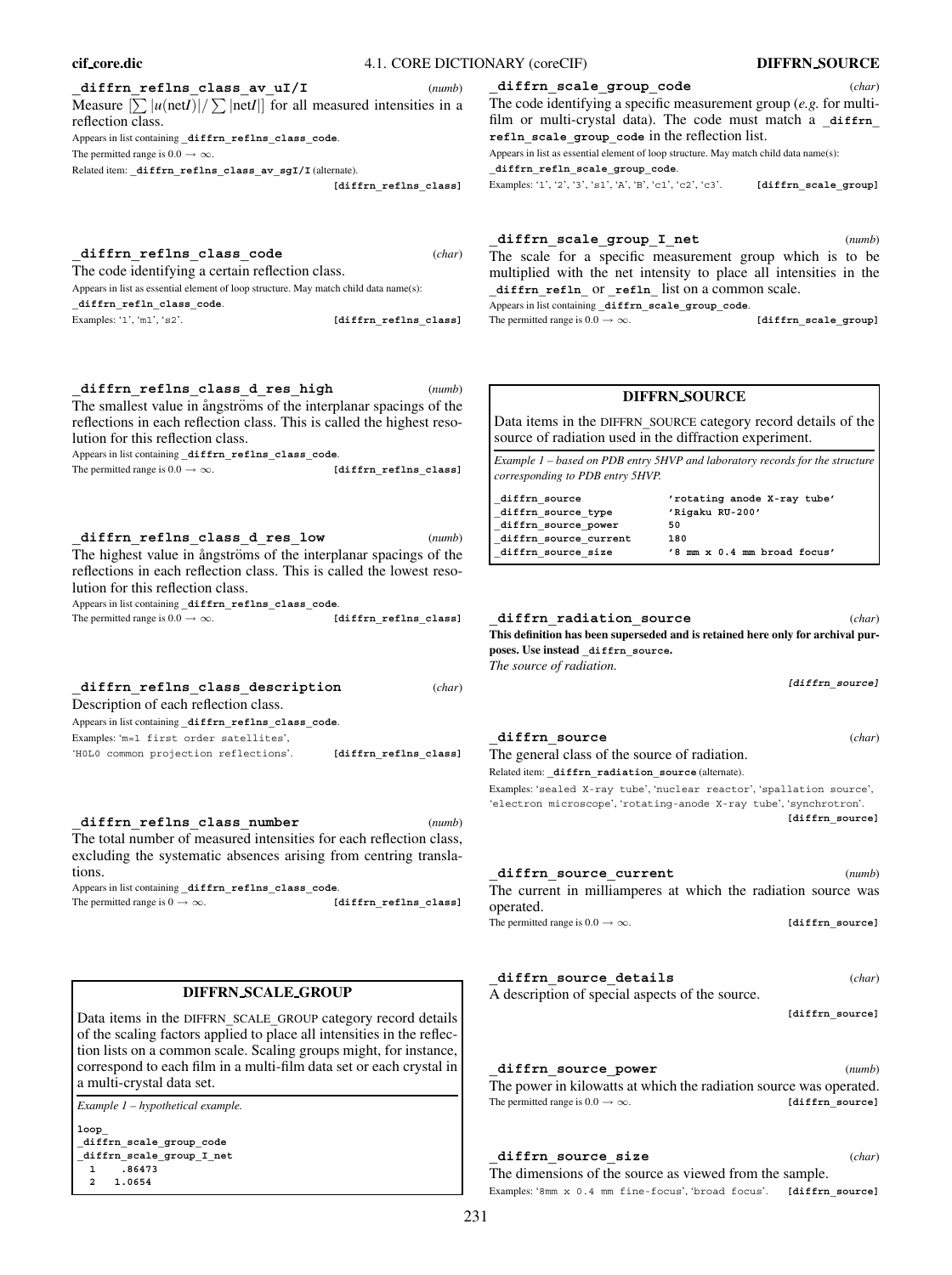**_diffrn_reflns_class_av_uI/I** (*numb*)

Measure $[\sum |u(\text{net}I)| / \sum |\text{net}I|]$ for all measured intensities in a reflection class.

Appears in list containing **_diffrn_reflns_class_code**.

The permitted range is $0.0 \rightarrow \infty$.

Related item: **_diffrn_reflns_class_av_sgI/I** (alternate).

**[diffrn_reflns_class]**

**_diffrn_reflns_class_code** (*char*)

The code identifying a certain reflection class.

Appears in list as essential element of loop structure. May match child data name(s): **_diffrn_refln_class_code**.

Examples: '1', 'm1', 's2'. **[diffrn_reflns_class]**

**_diffrn_reflns_class_d_res_high** (*numb*)

The smallest value in ångströms of the interplanar spacings of the reflections in each reflection class. This is called the highest resolution for this reflection class.

Appears in list containing **_diffrn_reflns_class_code**.

The permitted range is $0.0 \rightarrow \infty$. **[diffrn_reflns_class]**

**_diffrn_reflns_class_d_res_low** (*numb*)

The highest value in ångströms of the interplanar spacings of the reflections in each reflection class. This is called the lowest resolution for this reflection class.

Appears in list containing **_diffrn_reflns_class_code**.

The permitted range is $0.0 \rightarrow \infty$. **[diffrn_reflns_class]**

**_diffrn_reflns_class_description** (*char*)

Description of each reflection class.

Appears in list containing **_diffrn_reflns_class_code**.

Examples: 'm=1 first order satellites', 'H0L0 common projection reflections'. **[diffrn_reflns_class]**

**_diffrn_reflns_class_number** (*numb*)

The total number of measured intensities for each reflection class, excluding the systematic absences arising from centring translations.

Appears in list containing **_diffrn_reflns_class_code**.

The permitted range is $0 \rightarrow \infty$. **[diffrn_reflns_class]**

## DIFFRN_SCALE_GROUP

Data items in the DIFFRN_SCALE_GROUP category record details of the scaling factors applied to place all intensities in the reflection lists on a common scale. Scaling groups might, for instance, correspond to each film in a multi-film data set or each crystal in a multi-crystal data set.

*Example 1 – hypothetical example.*

```
loop_
_diffrn_scale_group_code
_diffrn_scale_group_I_net
  1    .86473
  2   1.0654
```

**_diffrn_scale_group_code** (*char*)

The code identifying a specific measurement group (*e.g.* for multi-film or multi-crystal data). The code must match a **_diffrn_refln_scale_group_code** in the reflection list.

Appears in list as essential element of loop structure. May match child data name(s): **_diffrn_refln_scale_group_code**.

Examples: '1', '2', '3', 's1', 'A', 'B', 'c1', 'c2', 'c3'. **[diffrn_scale_group]**

**_diffrn_scale_group_I_net** (*numb*)

The scale for a specific measurement group which is to be multiplied with the net intensity to place all intensities in the **_diffrn_refln_** or **_refln_** list on a common scale.

Appears in list containing **_diffrn_scale_group_code**.

The permitted range is $0.0 \rightarrow \infty$. **[diffrn_scale_group]**

## DIFFRN_SOURCE

Data items in the DIFFRN_SOURCE category record details of the source of radiation used in the diffraction experiment.

*Example 1 – based on PDB entry 5HVP and laboratory records for the structure corresponding to PDB entry 5HVP.*

```
_diffrn_source              'rotating anode X-ray tube'
_diffrn_source_type         'Rigaku RU-200'
_diffrn_source_power        50
_diffrn_source_current      180
_diffrn_source_size         '8 mm x 0.4 mm broad focus'
```

**_diffrn_radiation_source** (*char*)

**This definition has been superseded and is retained here only for archival purposes. Use instead _diffrn_source.**

*The source of radiation.*

***[diffrn_source]***

**_diffrn_source** (*char*)

The general class of the source of radiation.

Related item: **_diffrn_radiation_source** (alternate).

Examples: 'sealed X-ray tube', 'nuclear reactor', 'spallation source', 'electron microscope', 'rotating-anode X-ray tube', 'synchrotron'. **[diffrn_source]**

**_diffrn_source_current** (*numb*)

The current in milliamperes at which the radiation source was operated.

The permitted range is $0.0 \rightarrow \infty$. **[diffrn_source]**

**_diffrn_source_details** (*char*)

A description of special aspects of the source.

**[diffrn_source]**

**_diffrn_source_power** (*numb*)

The power in kilowatts at which the radiation source was operated.

The permitted range is $0.0 \rightarrow \infty$. **[diffrn_source]**

**_diffrn_source_size** (*char*)

The dimensions of the source as viewed from the sample.

Examples: '8mm x 0.4 mm fine-focus', 'broad focus'. **[diffrn_source]**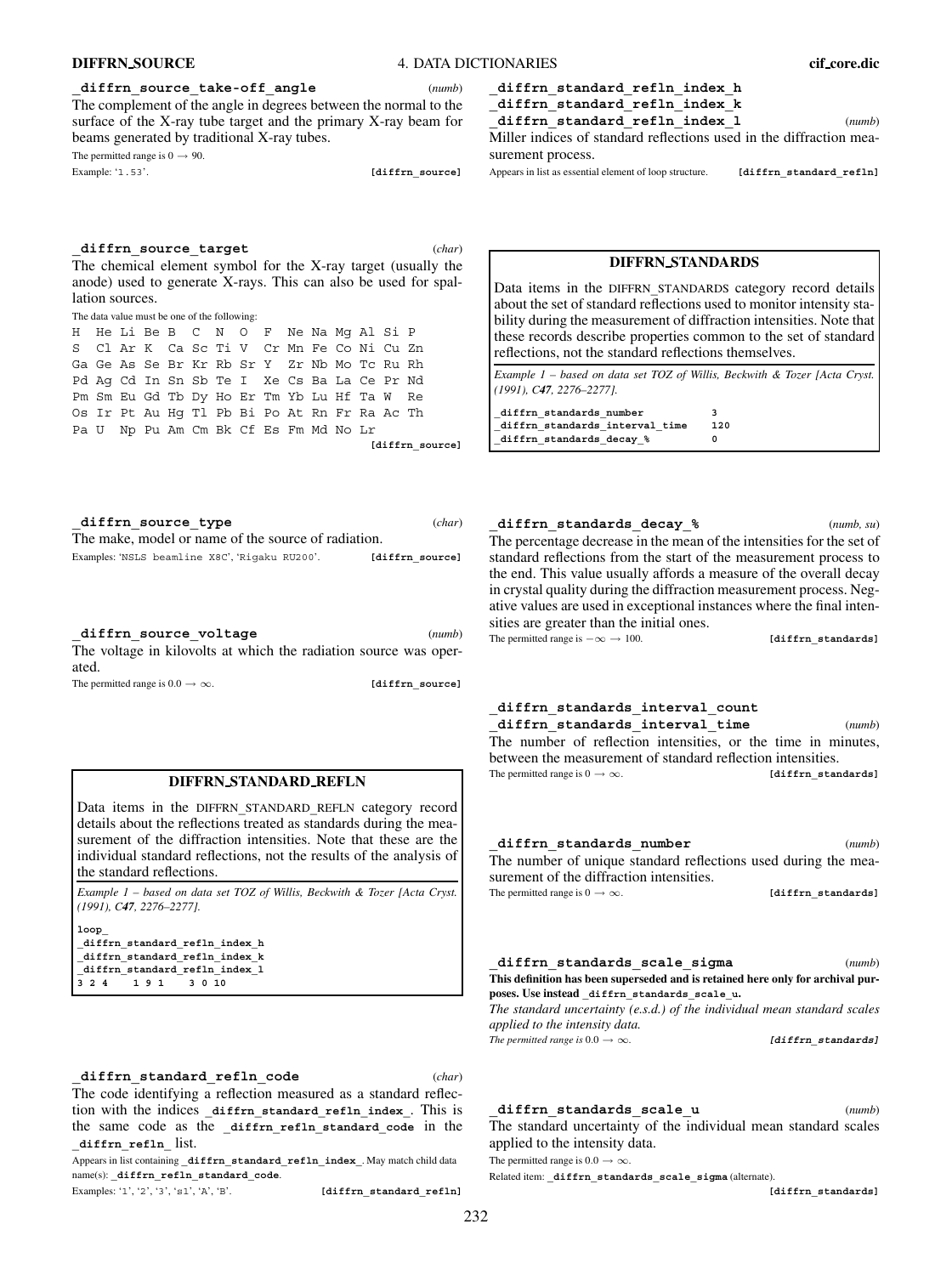**_diffrn_source_take-off_angle** (*numb*)

The complement of the angle in degrees between the normal to the surface of the X-ray tube target and the primary X-ray beam for beams generated by traditional X-ray tubes.

The permitted range is $0 \rightarrow 90$.

Example: '1.53'. **[diffrn_source]**

**_diffrn_source_target** (*char*)

The chemical element symbol for the X-ray target (usually the anode) used to generate X-rays. This can also be used for spallation sources.

The data value must be one of the following:

```
H  He Li Be B  C  N  O  F  Ne Na Mg Al Si P
S  Cl Ar K  Ca Sc Ti V  Cr Mn Fe Co Ni Cu Zn
Ga Ge As Se Br Kr Rb Sr Y  Zr Nb Mo Tc Ru Rh
Pd Ag Cd In Sn Sb Te I  Xe Cs Ba La Ce Pr Nd
Pm Sm Eu Gd Tb Dy Ho Er Tm Yb Lu Hf Ta W  Re
Os Ir Pt Au Hg Tl Pb Bi Po At Rn Fr Ra Ac Th
Pa U  Np Pu Am Cm Bk Cf Es Fm Md No Lr
```

**[diffrn_source]**

**_diffrn_source_type** (*char*)

The make, model or name of the source of radiation.

Examples: 'NSLS beamline X8C', 'Rigaku RU200'. **[diffrn_source]**

**_diffrn_source_voltage** (*numb*)

The voltage in kilovolts at which the radiation source was operated.

The permitted range is $0.0 \rightarrow \infty$. **[diffrn_source]**

## DIFFRN_STANDARD_REFLN

Data items in the DIFFRN_STANDARD_REFLN category record details about the reflections treated as standards during the measurement of the diffraction intensities. Note that these are the individual standard reflections, not the results of the analysis of the standard reflections.

*Example 1 – based on data set TOZ of Willis, Beckwith & Tozer [Acta Cryst. (1991), C**47**, 2276–2277].*

```
loop_
_diffrn_standard_refln_index_h
_diffrn_standard_refln_index_k
_diffrn_standard_refln_index_l
3 2 4    1 9 1    3 0 10
```

**_diffrn_standard_refln_code** (*char*)

The code identifying a reflection measured as a standard reflection with the indices **_diffrn_standard_refln_index_**. This is the same code as the **_diffrn_refln_standard_code** in the **_diffrn_refln_** list.

Appears in list containing **_diffrn_standard_refln_index_**. May match child data name(s): **_diffrn_refln_standard_code**.

Examples: '1', '2', '3', 's1', 'A', 'B'. **[diffrn_standard_refln]**

**_diffrn_standard_refln_index_h**
**_diffrn_standard_refln_index_k**
**_diffrn_standard_refln_index_l** (*numb*)

Miller indices of standard reflections used in the diffraction measurement process.

Appears in list as essential element of loop structure. **[diffrn_standard_refln]**

## DIFFRN_STANDARDS

Data items in the DIFFRN_STANDARDS category record details about the set of standard reflections used to monitor intensity stability during the measurement of diffraction intensities. Note that these records describe properties common to the set of standard reflections, not the standard reflections themselves.

*Example 1 – based on data set TOZ of Willis, Beckwith & Tozer [Acta Cryst. (1991), C**47**, 2276–2277].*

```
_diffrn_standards_number           3
_diffrn_standards_interval_time    120
_diffrn_standards_decay_%          0
```

**_diffrn_standards_decay_%** (*numb, su*)

The percentage decrease in the mean of the intensities for the set of standard reflections from the start of the measurement process to the end. This value usually affords a measure of the overall decay in crystal quality during the diffraction measurement process. Negative values are used in exceptional instances where the final intensities are greater than the initial ones.

The permitted range is $-\infty \rightarrow 100$. **[diffrn_standards]**

**_diffrn_standards_interval_count**
**_diffrn_standards_interval_time** (*numb*)

The number of reflection intensities, or the time in minutes, between the measurement of standard reflection intensities.

The permitted range is $0 \rightarrow \infty$. **[diffrn_standards]**

**_diffrn_standards_number** (*numb*)

The number of unique standard reflections used during the measurement of the diffraction intensities.

The permitted range is $0 \rightarrow \infty$. **[diffrn_standards]**

**_diffrn_standards_scale_sigma** (*numb*)

**This definition has been superseded and is retained here only for archival purposes. Use instead _diffrn_standards_scale_u.**

*The standard uncertainty (e.s.d.) of the individual mean standard scales applied to the intensity data.*

*The permitted range is* $0.0 \rightarrow \infty$. ***[diffrn_standards]***

**_diffrn_standards_scale_u** (*numb*)

The standard uncertainty of the individual mean standard scales applied to the intensity data.

The permitted range is $0.0 \rightarrow \infty$.

Related item: **_diffrn_standards_scale_sigma** (alternate).

**[diffrn_standards]**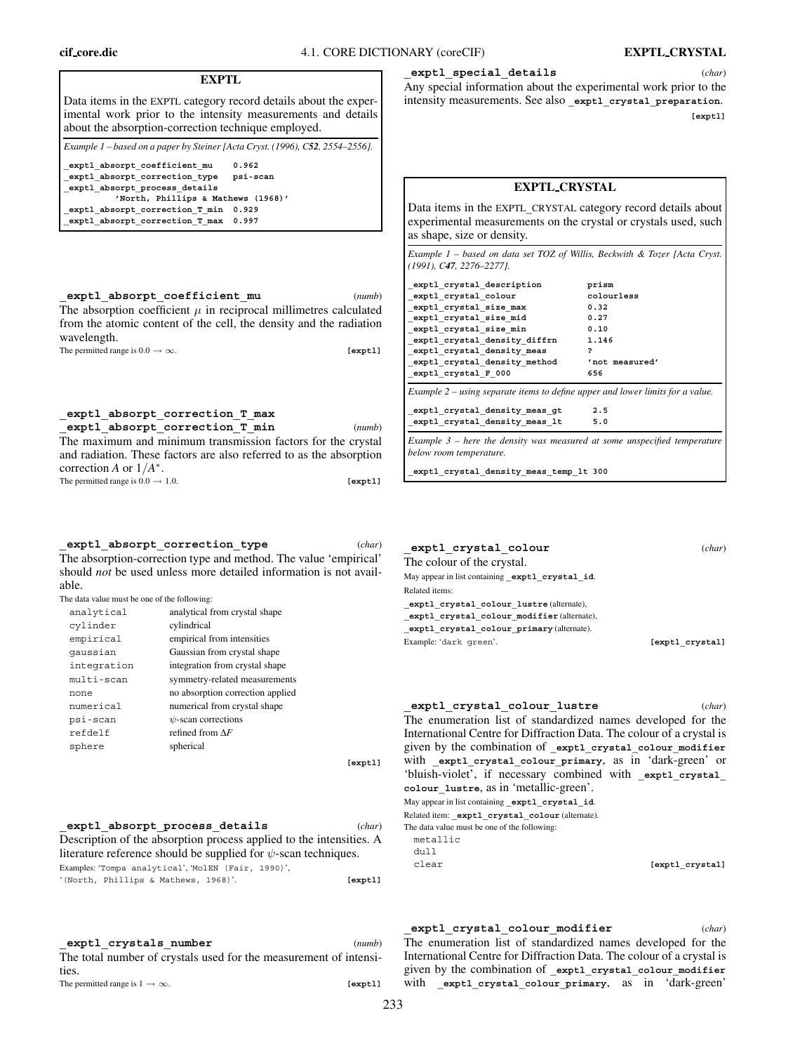## EXPTL

Data items in the EXPTL category record details about the experimental work prior to the intensity measurements and details about the absorption-correction technique employed.

*Example 1 – based on a paper by Steiner [Acta Cryst. (1996), C52, 2554–2556].*

```
_exptl_absorpt_coefficient_mu    0.962
_exptl_absorpt_correction_type   psi-scan
_exptl_absorpt_process_details
        'North, Phillips & Mathews (1968)'
_exptl_absorpt_correction_T_min  0.929
_exptl_absorpt_correction_T_max  0.997
```

**`_exptl_absorpt_coefficient_mu`** (*numb*)

The absorption coefficient $\mu$ in reciprocal millimetres calculated from the atomic content of the cell, the density and the radiation wavelength.

The permitted range is $0.0 \rightarrow \infty$. **[exptl]**

**`_exptl_absorpt_correction_T_max`**
**`_exptl_absorpt_correction_T_min`** (*numb*)

The maximum and minimum transmission factors for the crystal and radiation. These factors are also referred to as the absorption correction $A$ or $1/A^*$.

The permitted range is $0.0 \rightarrow 1.0$. **[exptl]**

**`_exptl_absorpt_correction_type`** (*char*)

The absorption-correction type and method. The value 'empirical' should *not* be used unless more detailed information is not available.

The data value must be one of the following:

| | |
|---|---|
| analytical | analytical from crystal shape |
| cylinder | cylindrical |
| empirical | empirical from intensities |
| gaussian | Gaussian from crystal shape |
| integration | integration from crystal shape |
| multi-scan | symmetry-related measurements |
| none | no absorption correction applied |
| numerical | numerical from crystal shape |
| psi-scan | $\psi$-scan corrections |
| refdelf | refined from $\Delta F$ |
| sphere | spherical |

**[exptl]**

**`_exptl_absorpt_process_details`** (*char*)

Description of the absorption process applied to the intensities. A literature reference should be supplied for $\psi$-scan techniques.

Examples: 'Tompa analytical', 'MolEN (Fair, 1990)', '(North, Phillips & Mathews, 1968)'. **[exptl]**

**`_exptl_crystals_number`** (*numb*)

The total number of crystals used for the measurement of intensities.

The permitted range is $1 \rightarrow \infty$. **[exptl]**

**`_exptl_special_details`** (*char*)

Any special information about the experimental work prior to the intensity measurements. See also **`_exptl_crystal_preparation`**. **[exptl]**

## EXPTL_CRYSTAL

Data items in the EXPTL_CRYSTAL category record details about experimental measurements on the crystal or crystals used, such as shape, size or density.

*Example 1 – based on data set TOZ of Willis, Beckwith & Tozer [Acta Cryst. (1991), C47, 2276–2277].*

```
_exptl_crystal_description        prism
_exptl_crystal_colour             colourless
_exptl_crystal_size_max           0.32
_exptl_crystal_size_mid           0.27
_exptl_crystal_size_min           0.10
_exptl_crystal_density_diffrn     1.146
_exptl_crystal_density_meas       ?
_exptl_crystal_density_method     'not measured'
_exptl_crystal_F_000              656
```

*Example 2 – using separate items to define upper and lower limits for a value.*

```
_exptl_crystal_density_meas_gt      2.5
_exptl_crystal_density_meas_lt      5.0
```

*Example 3 – here the density was measured at some unspecified temperature below room temperature.*

```
_exptl_crystal_density_meas_temp_lt 300
```

**`_exptl_crystal_colour`** (*char*)

The colour of the crystal.

May appear in list containing **`_exptl_crystal_id`**.

Related items:
**`_exptl_crystal_colour_lustre`** (alternate),
**`_exptl_crystal_colour_modifier`** (alternate),
**`_exptl_crystal_colour_primary`** (alternate).

Example: 'dark green'. **[exptl_crystal]**

**`_exptl_crystal_colour_lustre`** (*char*)

The enumeration list of standardized names developed for the International Centre for Diffraction Data. The colour of a crystal is given by the combination of **`_exptl_crystal_colour_modifier`** with **`_exptl_crystal_colour_primary`**, as in 'dark-green' or 'bluish-violet', if necessary combined with **`_exptl_crystal_colour_lustre`**, as in 'metallic-green'.

May appear in list containing **`_exptl_crystal_id`**.

Related item: **`_exptl_crystal_colour`** (alternate).

The data value must be one of the following:

metallic
dull
clear

**[exptl_crystal]**

**`_exptl_crystal_colour_modifier`** (*char*)

The enumeration list of standardized names developed for the International Centre for Diffraction Data. The colour of a crystal is given by the combination of **`_exptl_crystal_colour_modifier`** with **`_exptl_crystal_colour_primary`**, as in 'dark-green'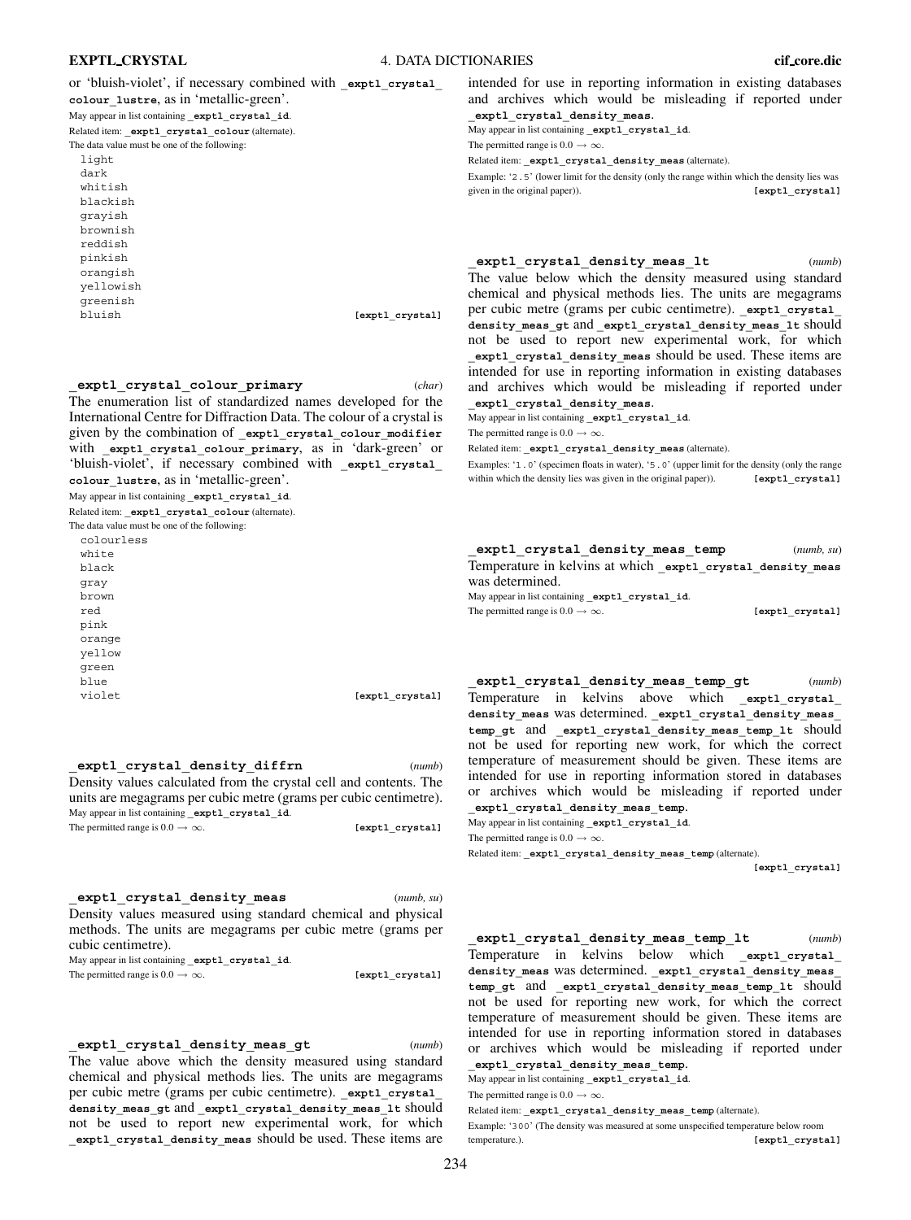or 'bluish-violet', if necessary combined with **_exptl_crystal_colour_lustre**, as in 'metallic-green'.

May appear in list containing **_exptl_crystal_id**.

Related item: **_exptl_crystal_colour** (alternate).

The data value must be one of the following:

```
light
dark
whitish
blackish
grayish
brownish
reddish
pinkish
orangish
yellowish
greenish
bluish
```

**[exptl_crystal]**

**_exptl_crystal_colour_primary** (*char*)

The enumeration list of standardized names developed for the International Centre for Diffraction Data. The colour of a crystal is given by the combination of **_exptl_crystal_colour_modifier** with **_exptl_crystal_colour_primary**, as in 'dark-green' or 'bluish-violet', if necessary combined with **_exptl_crystal_colour_lustre**, as in 'metallic-green'.

May appear in list containing **_exptl_crystal_id**.

Related item: **_exptl_crystal_colour** (alternate).

The data value must be one of the following:

```
colourless
white
black
gray
brown
red
pink
orange
yellow
green
blue
violet
```

**[exptl_crystal]**

**_exptl_crystal_density_diffrn** (*numb*)

Density values calculated from the crystal cell and contents. The units are megagrams per cubic metre (grams per cubic centimetre).

May appear in list containing **_exptl_crystal_id**.

The permitted range is $0.0 \rightarrow \infty$.

**[exptl_crystal]**

**_exptl_crystal_density_meas** (*numb, su*)

Density values measured using standard chemical and physical methods. The units are megagrams per cubic metre (grams per cubic centimetre).

May appear in list containing **_exptl_crystal_id**.

The permitted range is $0.0 \rightarrow \infty$.

**[exptl_crystal]**

**_exptl_crystal_density_meas_gt** (*numb*)

The value above which the density measured using standard chemical and physical methods lies. The units are megagrams per cubic metre (grams per cubic centimetre). **_exptl_crystal_density_meas_gt** and **_exptl_crystal_density_meas_lt** should not be used to report new experimental work, for which **_exptl_crystal_density_meas** should be used. These items are intended for use in reporting information in existing databases and archives which would be misleading if reported under **_exptl_crystal_density_meas**.

May appear in list containing **_exptl_crystal_id**.

The permitted range is $0.0 \rightarrow \infty$.

Related item: **_exptl_crystal_density_meas** (alternate).

Example: '2.5' (lower limit for the density (only the range within which the density lies was given in the original paper)).

**[exptl_crystal]**

**_exptl_crystal_density_meas_lt** (*numb*)

The value below which the density measured using standard chemical and physical methods lies. The units are megagrams per cubic metre (grams per cubic centimetre). **_exptl_crystal_density_meas_gt** and **_exptl_crystal_density_meas_lt** should not be used to report new experimental work, for which **_exptl_crystal_density_meas** should be used. These items are intended for use in reporting information in existing databases and archives which would be misleading if reported under **_exptl_crystal_density_meas**.

May appear in list containing **_exptl_crystal_id**.

The permitted range is $0.0 \rightarrow \infty$.

Related item: **_exptl_crystal_density_meas** (alternate).

Examples: '1.0' (specimen floats in water), '5.0' (upper limit for the density (only the range within which the density lies was given in the original paper)).

**[exptl_crystal]**

**_exptl_crystal_density_meas_temp** (*numb, su*)

Temperature in kelvins at which **_exptl_crystal_density_meas** was determined.

May appear in list containing **_exptl_crystal_id**.

The permitted range is $0.0 \rightarrow \infty$.

**[exptl_crystal]**

**_exptl_crystal_density_meas_temp_gt** (*numb*)

Temperature in kelvins above which **_exptl_crystal_density_meas** was determined. **_exptl_crystal_density_meas_temp_gt** and **_exptl_crystal_density_meas_temp_lt** should not be used for reporting new work, for which the correct temperature of measurement should be given. These items are intended for use in reporting information stored in databases or archives which would be misleading if reported under **_exptl_crystal_density_meas_temp**.

May appear in list containing **_exptl_crystal_id**.

The permitted range is $0.0 \rightarrow \infty$.

Related item: **_exptl_crystal_density_meas_temp** (alternate).

**[exptl_crystal]**

**_exptl_crystal_density_meas_temp_lt** (*numb*)

Temperature in kelvins below which **_exptl_crystal_density_meas** was determined. **_exptl_crystal_density_meas_temp_gt** and **_exptl_crystal_density_meas_temp_lt** should not be used for reporting new work, for which the correct temperature of measurement should be given. These items are intended for use in reporting information stored in databases or archives which would be misleading if reported under **_exptl_crystal_density_meas_temp**.

May appear in list containing **_exptl_crystal_id**.

The permitted range is $0.0 \rightarrow \infty$.

Related item: **_exptl_crystal_density_meas_temp** (alternate).

Example: '300' (The density was measured at some unspecified temperature below room temperature.).

**[exptl_crystal]**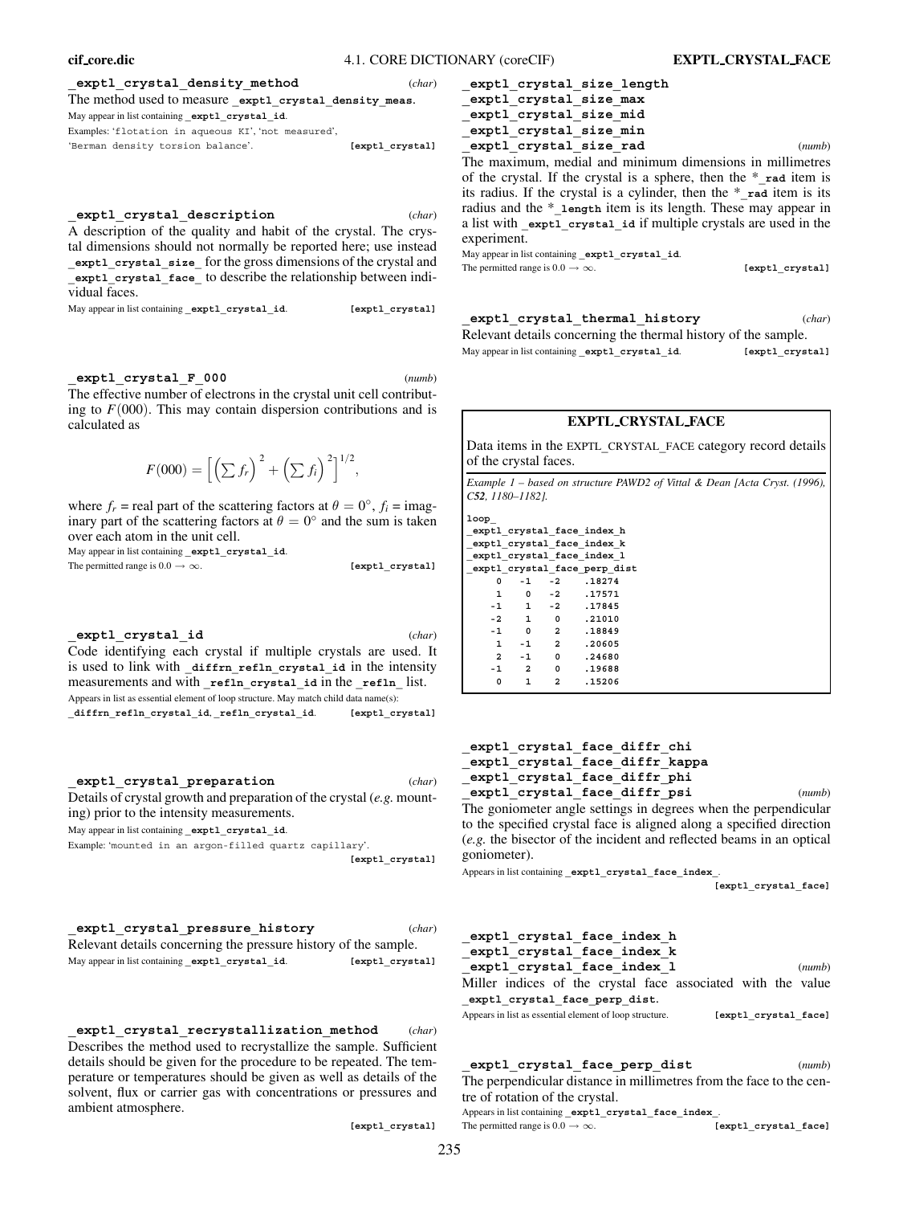**_exptl_crystal_density_method** (*char*)

The method used to measure **_exptl_crystal_density_meas**.

May appear in list containing **_exptl_crystal_id**.

Examples: 'flotation in aqueous KI', 'not measured', 'Berman density torsion balance'. **[exptl_crystal]**

**_exptl_crystal_description** (*char*)

A description of the quality and habit of the crystal. The crystal dimensions should not normally be reported here; use instead **_exptl_crystal_size_** for the gross dimensions of the crystal and **_exptl_crystal_face_** to describe the relationship between individual faces.

May appear in list containing **_exptl_crystal_id**. **[exptl_crystal]**

**_exptl_crystal_F_000** (*numb*)

The effective number of electrons in the crystal unit cell contributing to $F(000)$. This may contain dispersion contributions and is calculated as

$$F(000) = \left[ \left( \sum f_r \right)^2 + \left( \sum f_i \right)^2 \right]^{1/2},$$

where $f_r$ = real part of the scattering factors at $\theta = 0^\circ$, $f_i$ = imaginary part of the scattering factors at $\theta = 0^\circ$ and the sum is taken over each atom in the unit cell.

May appear in list containing **_exptl_crystal_id**.

The permitted range is $0.0 \rightarrow \infty$. **[exptl_crystal]**

**_exptl_crystal_id** (*char*)

Code identifying each crystal if multiple crystals are used. It is used to link with **_diffrn_refln_crystal_id** in the intensity measurements and with **_refln_crystal_id** in the **_refln_** list.

Appears in list as essential element of loop structure. May match child data name(s): **_diffrn_refln_crystal_id**, **_refln_crystal_id**. **[exptl_crystal]**

**_exptl_crystal_preparation** (*char*)

Details of crystal growth and preparation of the crystal (*e.g.* mounting) prior to the intensity measurements.

May appear in list containing **_exptl_crystal_id**.

Example: 'mounted in an argon-filled quartz capillary'. **[exptl_crystal]**

**_exptl_crystal_pressure_history** (*char*)

Relevant details concerning the pressure history of the sample.

May appear in list containing **_exptl_crystal_id**. **[exptl_crystal]**

**_exptl_crystal_recrystallization_method** (*char*)

Describes the method used to recrystallize the sample. Sufficient details should be given for the procedure to be repeated. The temperature or temperatures should be given as well as details of the solvent, flux or carrier gas with concentrations or pressures and ambient atmosphere.

**[exptl_crystal]**

**_exptl_crystal_size_length**
**_exptl_crystal_size_max**
**_exptl_crystal_size_mid**
**_exptl_crystal_size_min**
**_exptl_crystal_size_rad** (*numb*)

The maximum, medial and minimum dimensions in millimetres of the crystal. If the crystal is a sphere, then the ***_rad** item is its radius. If the crystal is a cylinder, then the ***_rad** item is its radius and the ***_length** item is its length. These may appear in a list with **_exptl_crystal_id** if multiple crystals are used in the experiment.

May appear in list containing **_exptl_crystal_id**.

The permitted range is $0.0 \rightarrow \infty$. **[exptl_crystal]**

**_exptl_crystal_thermal_history** (*char*)

Relevant details concerning the thermal history of the sample.

May appear in list containing **_exptl_crystal_id**. **[exptl_crystal]**

## EXPTL_CRYSTAL_FACE

Data items in the EXPTL_CRYSTAL_FACE category record details of the crystal faces.

*Example 1 – based on structure PAWD2 of Vittal & Dean [Acta Cryst. (1996), C52, 1180–1182].*

```
loop_
_exptl_crystal_face_index_h
_exptl_crystal_face_index_k
_exptl_crystal_face_index_l
_exptl_crystal_face_perp_dist
     0   -1   -2    .18274
     1    0   -2    .17571
    -1    1   -2    .17845
    -2    1    0    .21010
    -1    0    2    .18849
     1   -1    2    .20605
     2   -1    0    .24680
    -1    2    0    .19688
     0    1    2    .15206
```

**_exptl_crystal_face_diffr_chi**
**_exptl_crystal_face_diffr_kappa**
**_exptl_crystal_face_diffr_phi**
**_exptl_crystal_face_diffr_psi** (*numb*)

The goniometer angle settings in degrees when the perpendicular to the specified crystal face is aligned along a specified direction (*e.g.* the bisector of the incident and reflected beams in an optical goniometer).

Appears in list containing **_exptl_crystal_face_index_**. **[exptl_crystal_face]**

**_exptl_crystal_face_index_h**
**_exptl_crystal_face_index_k**
**_exptl_crystal_face_index_l** (*numb*)

Miller indices of the crystal face associated with the value **_exptl_crystal_face_perp_dist**.

Appears in list as essential element of loop structure. **[exptl_crystal_face]**

**_exptl_crystal_face_perp_dist** (*numb*)

The perpendicular distance in millimetres from the face to the centre of rotation of the crystal.

Appears in list containing **_exptl_crystal_face_index_**.

The permitted range is $0.0 \rightarrow \infty$. **[exptl_crystal_face]**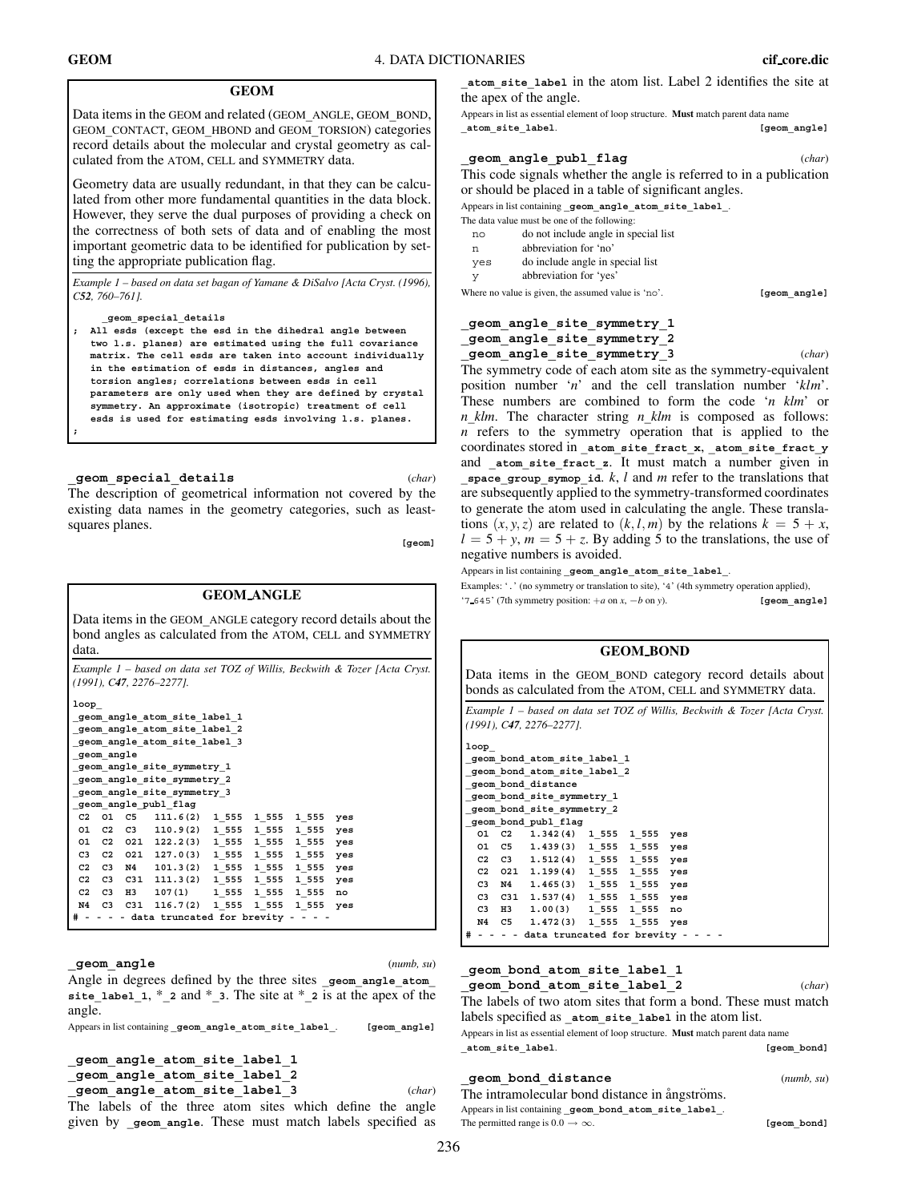## GEOM

Data items in the GEOM and related (GEOM_ANGLE, GEOM_BOND, GEOM_CONTACT, GEOM_HBOND and GEOM_TORSION) categories record details about the molecular and crystal geometry as calculated from the ATOM, CELL and SYMMETRY data.

Geometry data are usually redundant, in that they can be calculated from other more fundamental quantities in the data block. However, they serve the dual purposes of providing a check on the correctness of both sets of data and of enabling the most important geometric data to be identified for publication by setting the appropriate publication flag.

*Example 1 – based on data set bagan of Yamane & DiSalvo [Acta Cryst. (1996), C52, 760–761].*

```
    _geom_special_details
;   All esds (except the esd in the dihedral angle between
    two l.s. planes) are estimated using the full covariance
    matrix. The cell esds are taken into account individually
    in the estimation of esds in distances, angles and
    torsion angles; correlations between esds in cell
    parameters are only used when they are defined by crystal
    symmetry. An approximate (isotropic) treatment of cell
    esds is used for estimating esds involving l.s. planes.
;
```

**_geom_special_details** (*char*)

The description of geometrical information not covered by the existing data names in the geometry categories, such as least-squares planes.

**[geom]**

## GEOM_ANGLE

Data items in the GEOM_ANGLE category record details about the bond angles as calculated from the ATOM, CELL and SYMMETRY data.

*Example 1 – based on data set TOZ of Willis, Beckwith & Tozer [Acta Cryst. (1991), C47, 2276–2277].*

```
loop_
_geom_angle_atom_site_label_1
_geom_angle_atom_site_label_2
_geom_angle_atom_site_label_3
_geom_angle
_geom_angle_site_symmetry_1
_geom_angle_site_symmetry_2
_geom_angle_site_symmetry_3
_geom_angle_publ_flag
 C2  O1  C5   111.6(2)  1_555  1_555  1_555  yes
 O1  C2  C3   110.9(2)  1_555  1_555  1_555  yes
 O1  C2  O21  122.2(3)  1_555  1_555  1_555  yes
 C3  C2  O21  127.0(3)  1_555  1_555  1_555  yes
 C2  C3  N4   101.3(2)  1_555  1_555  1_555  yes
 C2  C3  C31  111.3(2)  1_555  1_555  1_555  yes
 C2  C3  H3   107(1)    1_555  1_555  1_555  no
 N4  C3  C31  116.7(2)  1_555  1_555  1_555  yes
# - - - - data truncated for brevity - - - -
```

**_geom_angle** (*numb, su*)

Angle in degrees defined by the three sites **_geom_angle_atom_site_label_1**, ***_2** and ***_3**. The site at ***_2** is at the apex of the angle.

Appears in list containing **_geom_angle_atom_site_label_**. **[geom_angle]**

**_geom_angle_atom_site_label_1**
**_geom_angle_atom_site_label_2**
**_geom_angle_atom_site_label_3** (*char*)

The labels of the three atom sites which define the angle given by **_geom_angle**. These must match labels specified as **_atom_site_label** in the atom list. Label 2 identifies the site at the apex of the angle.

Appears in list as essential element of loop structure. **Must** match parent data name **_atom_site_label**. **[geom_angle]**

**_geom_angle_publ_flag** (*char*)

This code signals whether the angle is referred to in a publication or should be placed in a table of significant angles.

Appears in list containing **_geom_angle_atom_site_label_**.

The data value must be one of the following:

| | |
|---|---|
| no | do not include angle in special list |
| n | abbreviation for 'no' |
| yes | do include angle in special list |
| y | abbreviation for 'yes' |

Where no value is given, the assumed value is 'no'. **[geom_angle]**

**_geom_angle_site_symmetry_1**
**_geom_angle_site_symmetry_2**
**_geom_angle_site_symmetry_3** (*char*)

The symmetry code of each atom site as the symmetry-equivalent position number '*n*' and the cell translation number '*klm*'. These numbers are combined to form the code '*n klm*' or *n_klm*. The character string *n_klm* is composed as follows: *n* refers to the symmetry operation that is applied to the coordinates stored in **_atom_site_fract_x**, **_atom_site_fract_y** and **_atom_site_fract_z**. It must match a number given in **_space_group_symop_id**. *k*, *l* and *m* refer to the translations that are subsequently applied to the symmetry-transformed coordinates to generate the atom used in calculating the angle. These translations $(x, y, z)$ are related to $(k, l, m)$ by the relations $k = 5 + x$, $l = 5 + y$, $m = 5 + z$. By adding 5 to the translations, the use of negative numbers is avoided.

Appears in list containing **_geom_angle_atom_site_label_**.

Examples: '.' (no symmetry or translation to site), '4' (4th symmetry operation applied), '7_645' (7th symmetry position: $+a$ on $x$, $-b$ on $y$). **[geom_angle]**

## GEOM_BOND

Data items in the GEOM_BOND category record details about bonds as calculated from the ATOM, CELL and SYMMETRY data.

*Example 1 – based on data set TOZ of Willis, Beckwith & Tozer [Acta Cryst. (1991), C47, 2276–2277].*

```
loop_
_geom_bond_atom_site_label_1
_geom_bond_atom_site_label_2
_geom_bond_distance
_geom_bond_site_symmetry_1
_geom_bond_site_symmetry_2
_geom_bond_publ_flag
  O1  C2   1.342(4)  1_555  1_555  yes
  O1  C5   1.439(3)  1_555  1_555  yes
  C2  C3   1.512(4)  1_555  1_555  yes
  C2  O21  1.199(4)  1_555  1_555  yes
  C3  N4   1.465(3)  1_555  1_555  yes
  C3  C31  1.537(4)  1_555  1_555  yes
  C3  H3   1.00(3)   1_555  1_555  no
  N4  C5   1.472(3)  1_555  1_555  yes
# - - - - data truncated for brevity - - - -
```

**_geom_bond_atom_site_label_1**
**_geom_bond_atom_site_label_2** (*char*)

The labels of two atom sites that form a bond. These must match labels specified as **_atom_site_label** in the atom list.

Appears in list as essential element of loop structure. **Must** match parent data name **_atom_site_label**. **[geom_bond]**

**_geom_bond_distance** (*numb, su*)

The intramolecular bond distance in ångströms.

Appears in list containing **_geom_bond_atom_site_label_**.

The permitted range is $0.0 \rightarrow \infty$. **[geom_bond]**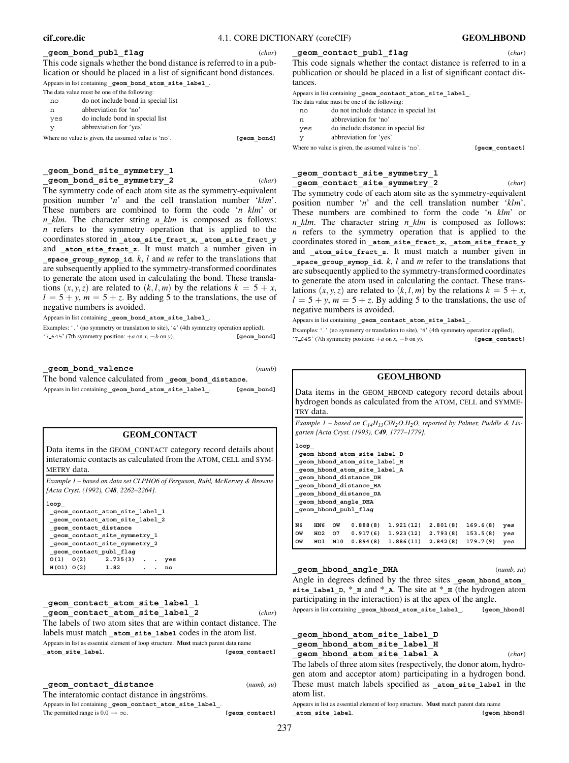**_geom_bond_publ_flag** (*char*)

This code signals whether the bond distance is referred to in a publication or should be placed in a list of significant bond distances.

Appears in list containing **_geom_bond_atom_site_label_**.

The data value must be one of the following:

| | |
|---|---|
| no | do not include bond in special list |
| n | abbreviation for 'no' |
| yes | do include bond in special list |
| y | abbreviation for 'yes' |

Where no value is given, the assumed value is 'no'. **[geom_bond]**

**_geom_bond_site_symmetry_1**
**_geom_bond_site_symmetry_2** (*char*)

The symmetry code of each atom site as the symmetry-equivalent position number '*n*' and the cell translation number '*klm*'. These numbers are combined to form the code '*n klm*' or *n_klm*. The character string *n_klm* is composed as follows: *n* refers to the symmetry operation that is applied to the coordinates stored in **_atom_site_fract_x**, **_atom_site_fract_y** and **_atom_site_fract_z**. It must match a number given in **_space_group_symop_id**. *k*, *l* and *m* refer to the translations that are subsequently applied to the symmetry-transformed coordinates to generate the atom used in calculating the bond. These translations $(x, y, z)$ are related to $(k, l, m)$ by the relations $k = 5 + x$, $l = 5 + y$, $m = 5 + z$. By adding 5 to the translations, the use of negative numbers is avoided.

Appears in list containing **_geom_bond_atom_site_label_**.

Examples: '.' (no symmetry or translation to site), '4' (4th symmetry operation applied), '7_645' (7th symmetry position: $+a$ on $x$, $-b$ on $y$). **[geom_bond]**

**_geom_bond_valence** (*numb*)

The bond valence calculated from **_geom_bond_distance**.

Appears in list containing **_geom_bond_atom_site_label_**. **[geom_bond]**

## GEOM_CONTACT

Data items in the GEOM_CONTACT category record details about interatomic contacts as calculated from the ATOM, CELL and SYMMETRY data.

*Example 1 – based on data set CLPHO6 of Ferguson, Ruhl, McKervey & Browne [Acta Cryst. (1992), C**48**, 2262–2264].*

```
loop_
 _geom_contact_atom_site_label_1
 _geom_contact_atom_site_label_2
 _geom_contact_distance
 _geom_contact_site_symmetry_1
 _geom_contact_site_symmetry_2
 _geom_contact_publ_flag
 O(1)  O(2)     2.735(3)  .  .  yes
 H(O1) O(2)     1.82      .  .  no
```

**_geom_contact_atom_site_label_1**
**_geom_contact_atom_site_label_2** (*char*)

The labels of two atom sites that are within contact distance. The labels must match **_atom_site_label** codes in the atom list.

Appears in list as essential element of loop structure. **Must** match parent data name **_atom_site_label**. **[geom_contact]**

**_geom_contact_distance** (*numb, su*)

The interatomic contact distance in ångströms.

Appears in list containing **_geom_contact_atom_site_label_**.

The permitted range is $0.0 \rightarrow \infty$. **[geom_contact]**

**_geom_contact_publ_flag** (*char*)

This code signals whether the contact distance is referred to in a publication or should be placed in a list of significant contact distances.

Appears in list containing **_geom_contact_atom_site_label_**.

The data value must be one of the following:

| | |
|---|---|
| no | do not include distance in special list |
| n | abbreviation for 'no' |
| yes | do include distance in special list |
| y | abbreviation for 'yes' |

Where no value is given, the assumed value is 'no'. **[geom_contact]**

**_geom_contact_site_symmetry_1**
**_geom_contact_site_symmetry_2** (*char*)

The symmetry code of each atom site as the symmetry-equivalent position number '*n*' and the cell translation number '*klm*'. These numbers are combined to form the code '*n klm*' or *n_klm*. The character string *n_klm* is composed as follows: *n* refers to the symmetry operation that is applied to the coordinates stored in **_atom_site_fract_x**, **_atom_site_fract_y** and **_atom_site_fract_z**. It must match a number given in **_space_group_symop_id**. *k*, *l* and *m* refer to the translations that are subsequently applied to the symmetry-transformed coordinates to generate the atom used in calculating the contact. These translations $(x, y, z)$ are related to $(k, l, m)$ by the relations $k = 5 + x$, $l = 5 + y$, $m = 5 + z$. By adding 5 to the translations, the use of negative numbers is avoided.

Appears in list containing **_geom_contact_atom_site_label_**.

Examples: '.' (no symmetry or translation to site), '4' (4th symmetry operation applied), '7_645' (7th symmetry position: $+a$ on $x$, $-b$ on $y$). **[geom_contact]**

## GEOM_HBOND

Data items in the GEOM_HBOND category record details about hydrogen bonds as calculated from the ATOM, CELL and SYMMETRY data.

*Example 1 – based on $C_{14}H_{13}ClN_2O.H_2O$, reported by Palmer, Puddle & Lisgarten [Acta Cryst. (1993), C**49**, 1777–1779].*

```
loop_
_geom_hbond_atom_site_label_D
_geom_hbond_atom_site_label_H
_geom_hbond_atom_site_label_A
_geom_hbond_distance_DH
_geom_hbond_distance_HA
_geom_hbond_distance_DA
_geom_hbond_angle_DHA
_geom_hbond_publ_flag

N6   HN6  OW    0.888(8)  1.921(12)  2.801(8)  169.6(8)  yes
OW   HO2  O7    0.917(6)  1.923(12)  2.793(8)  153.5(8)  yes
OW   HO1  N10   0.894(8)  1.886(11)  2.842(8)  179.7(9)  yes
```

**_geom_hbond_angle_DHA** (*numb, su*)

Angle in degrees defined by the three sites **_geom_hbond_atom_site_label_D**, ***_H** and ***_A**. The site at ***_H** (the hydrogen atom participating in the interaction) is at the apex of the angle.

Appears in list containing **_geom_hbond_atom_site_label_**. **[geom_hbond]**

**_geom_hbond_atom_site_label_D**
**_geom_hbond_atom_site_label_H**
**_geom_hbond_atom_site_label_A** (*char*)

The labels of three atom sites (respectively, the donor atom, hydrogen atom and acceptor atom) participating in a hydrogen bond. These must match labels specified as **_atom_site_label** in the atom list.

Appears in list as essential element of loop structure. **Must** match parent data name **_atom_site_label**. **[geom_hbond]**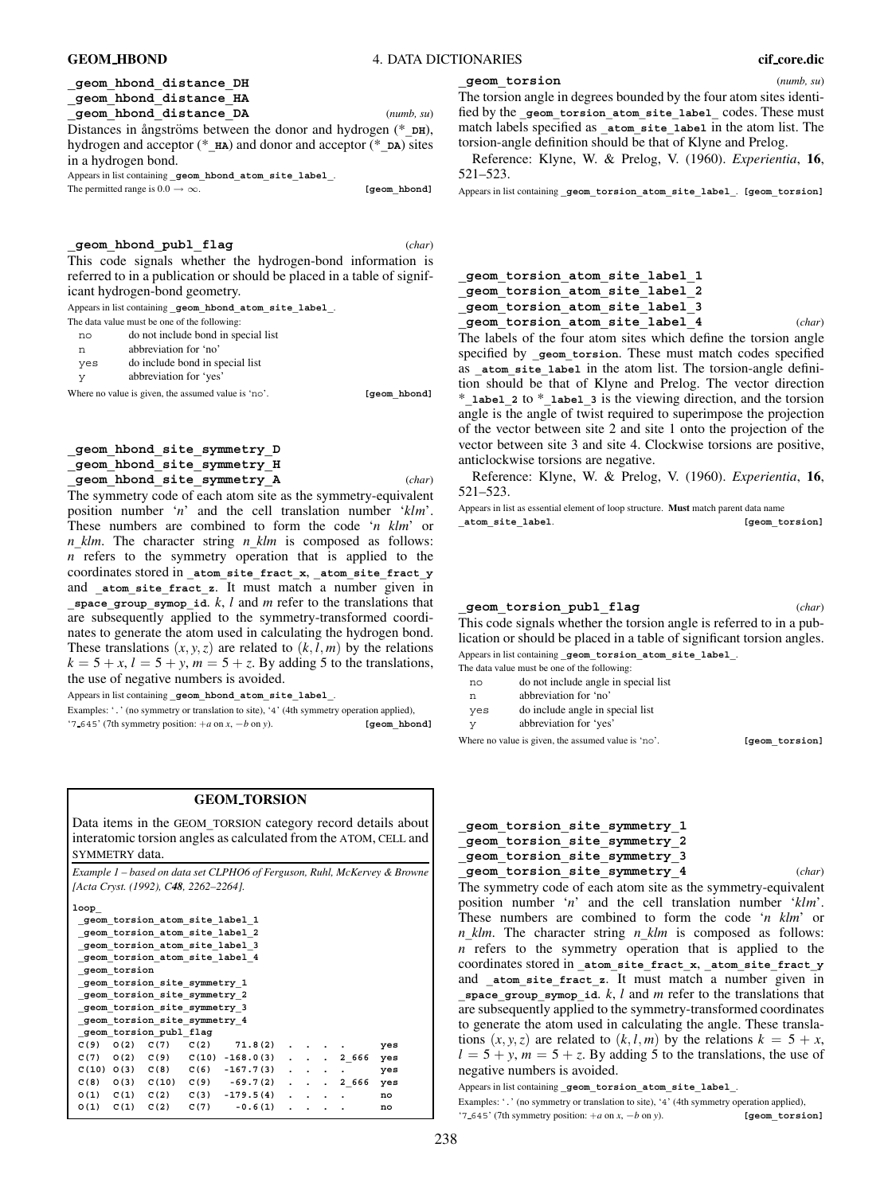**_geom_hbond_distance_DH**
**_geom_hbond_distance_HA**
**_geom_hbond_distance_DA** (*numb, su*)

Distances in ångströms between the donor and hydrogen (*_DH), hydrogen and acceptor (*_HA) and donor and acceptor (*_DA) sites in a hydrogen bond.

Appears in list containing **_geom_hbond_atom_site_label_**.
The permitted range is $0.0 \rightarrow \infty$. **[geom_hbond]**

**_geom_hbond_publ_flag** (*char*)

This code signals whether the hydrogen-bond information is referred to in a publication or should be placed in a table of significant hydrogen-bond geometry.

Appears in list containing **_geom_hbond_atom_site_label_**.
The data value must be one of the following:

| | |
|---|---|
| no | do not include bond in special list |
| n | abbreviation for 'no' |
| yes | do include bond in special list |
| y | abbreviation for 'yes' |

Where no value is given, the assumed value is 'no'. **[geom_hbond]**

**_geom_hbond_site_symmetry_D**
**_geom_hbond_site_symmetry_H**
**_geom_hbond_site_symmetry_A** (*char*)

The symmetry code of each atom site as the symmetry-equivalent position number '*n*' and the cell translation number '*klm*'. These numbers are combined to form the code '*n klm*' or *n_klm*. The character string *n_klm* is composed as follows: *n* refers to the symmetry operation that is applied to the coordinates stored in **_atom_site_fract_x**, **_atom_site_fract_y** and **_atom_site_fract_z**. It must match a number given in **_space_group_symop_id**. *k*, *l* and *m* refer to the translations that are subsequently applied to the symmetry-transformed coordinates to generate the atom used in calculating the hydrogen bond. These translations $(x, y, z)$ are related to $(k, l, m)$ by the relations $k = 5 + x$, $l = 5 + y$, $m = 5 + z$. By adding 5 to the translations, the use of negative numbers is avoided.

Appears in list containing **_geom_hbond_atom_site_label_**.
Examples: '.' (no symmetry or translation to site), '4' (4th symmetry operation applied), '7_645' (7th symmetry position: $+a$ on $x$, $-b$ on $y$). **[geom_hbond]**

## GEOM_TORSION

Data items in the GEOM_TORSION category record details about interatomic torsion angles as calculated from the ATOM, CELL and SYMMETRY data.

*Example 1 – based on data set CLPHO6 of Ferguson, Ruhl, McKervey & Browne [Acta Cryst. (1992), C**48**, 2262–2264].*

```
loop_
 _geom_torsion_atom_site_label_1
 _geom_torsion_atom_site_label_2
 _geom_torsion_atom_site_label_3
 _geom_torsion_atom_site_label_4
 _geom_torsion
 _geom_torsion_site_symmetry_1
 _geom_torsion_site_symmetry_2
 _geom_torsion_site_symmetry_3
 _geom_torsion_site_symmetry_4
 _geom_torsion_publ_flag
 C(9)  O(2)  C(7)  C(2)    71.8(2)  .  .  .  .      yes
 C(7)  O(2)  C(9)  C(10) -168.0(3)  .  .  .  2_666  yes
 C(10) O(3)  C(8)  C(6)  -167.7(3)  .  .  .  .      yes
 C(8)  O(3)  C(10) C(9)   -69.7(2)  .  .  .  2_666  yes
 O(1)  C(1)  C(2)  C(3)  -179.5(4)  .  .  .  .      no
 O(1)  C(1)  C(2)  C(7)    -0.6(1)  .  .  .  .      no
```

**_geom_torsion** (*numb, su*)

The torsion angle in degrees bounded by the four atom sites identified by the **_geom_torsion_atom_site_label_** codes. These must match labels specified as **_atom_site_label** in the atom list. The torsion-angle definition should be that of Klyne and Prelog.

Reference: Klyne, W. & Prelog, V. (1960). *Experientia*, **16**, 521–523.

Appears in list containing **_geom_torsion_atom_site_label_**. **[geom_torsion]**

**_geom_torsion_atom_site_label_1**
**_geom_torsion_atom_site_label_2**
**_geom_torsion_atom_site_label_3**
**_geom_torsion_atom_site_label_4** (*char*)

The labels of the four atom sites which define the torsion angle specified by **_geom_torsion**. These must match codes specified as **_atom_site_label** in the atom list. The torsion-angle definition should be that of Klyne and Prelog. The vector direction *_label_2 to *_label_3 is the viewing direction, and the torsion angle is the angle of twist required to superimpose the projection of the vector between site 2 and site 1 onto the projection of the vector between site 3 and site 4. Clockwise torsions are positive, anticlockwise torsions are negative.

Reference: Klyne, W. & Prelog, V. (1960). *Experientia*, **16**, 521–523.

Appears in list as essential element of loop structure. **Must** match parent data name **_atom_site_label**. **[geom_torsion]**

**_geom_torsion_publ_flag** (*char*)

This code signals whether the torsion angle is referred to in a publication or should be placed in a table of significant torsion angles.

Appears in list containing **_geom_torsion_atom_site_label_**.
The data value must be one of the following:

| | |
|---|---|
| no | do not include angle in special list |
| n | abbreviation for 'no' |
| yes | do include angle in special list |
| y | abbreviation for 'yes' |

Where no value is given, the assumed value is 'no'. **[geom_torsion]**

**_geom_torsion_site_symmetry_1**
**_geom_torsion_site_symmetry_2**
**_geom_torsion_site_symmetry_3**
**_geom_torsion_site_symmetry_4** (*char*)

The symmetry code of each atom site as the symmetry-equivalent position number '*n*' and the cell translation number '*klm*'. These numbers are combined to form the code '*n klm*' or *n_klm*. The character string *n_klm* is composed as follows: *n* refers to the symmetry operation that is applied to the coordinates stored in **_atom_site_fract_x**, **_atom_site_fract_y** and **_atom_site_fract_z**. It must match a number given in **_space_group_symop_id**. *k*, *l* and *m* refer to the translations that are subsequently applied to the symmetry-transformed coordinates to generate the atom used in calculating the angle. These translations $(x, y, z)$ are related to $(k, l, m)$ by the relations $k = 5 + x$, $l = 5 + y$, $m = 5 + z$. By adding 5 to the translations, the use of negative numbers is avoided.

Appears in list containing **_geom_torsion_atom_site_label_**.
Examples: '.' (no symmetry or translation to site), '4' (4th symmetry operation applied), '7_645' (7th symmetry position: $+a$ on $x$, $-b$ on $y$). **[geom_torsion]**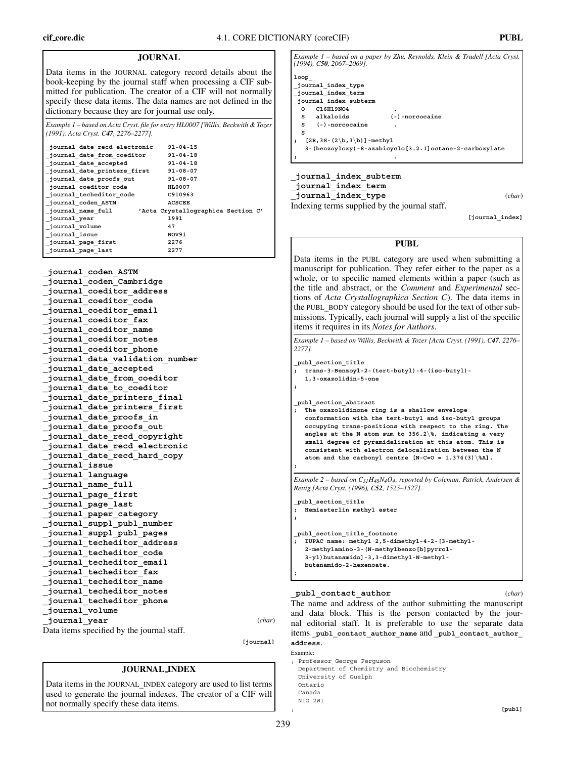## JOURNAL

Data items in the JOURNAL category record details about the book-keeping by the journal staff when processing a CIF submitted for publication. The creator of a CIF will not normally specify these data items. The data names are not defined in the dictionary because they are for journal use only.

*Example 1 – based on Acta Cryst. file for entry HL0007 [Willis, Beckwith & Tozer (1991). Acta Cryst. C**47**, 2276–2277].*

```
_journal_date_recd_electronic    91-04-15
_journal_date_from_coeditor      91-04-18
_journal_date_accepted           91-04-18
_journal_date_printers_first     91-08-07
_journal_date_proofs_out         91-08-07
_journal_coeditor_code           HL0007
_journal_techeditor_code         C910963
_journal_coden_ASTM              ACSCEE
_journal_name_full       'Acta Crystallographica Section C'
_journal_year                    1991
_journal_volume                  47
_journal_issue                   NOV91
_journal_page_first              2276
_journal_page_last               2277
```

**_journal_coden_ASTM**
**_journal_coden_Cambridge**
**_journal_coeditor_address**
**_journal_coeditor_code**
**_journal_coeditor_email**
**_journal_coeditor_fax**
**_journal_coeditor_name**
**_journal_coeditor_notes**
**_journal_coeditor_phone**
**_journal_data_validation_number**
**_journal_date_accepted**
**_journal_date_from_coeditor**
**_journal_date_to_coeditor**
**_journal_date_printers_final**
**_journal_date_printers_first**
**_journal_date_proofs_in**
**_journal_date_proofs_out**
**_journal_date_recd_copyright**
**_journal_date_recd_electronic**
**_journal_date_recd_hard_copy**
**_journal_issue**
**_journal_language**
**_journal_name_full**
**_journal_page_first**
**_journal_page_last**
**_journal_paper_category**
**_journal_suppl_publ_number**
**_journal_suppl_publ_pages**
**_journal_techeditor_address**
**_journal_techeditor_code**
**_journal_techeditor_email**
**_journal_techeditor_fax**
**_journal_techeditor_name**
**_journal_techeditor_notes**
**_journal_techeditor_phone**
**_journal_volume**
**_journal_year** (*char*)

Data items specified by the journal staff.

[journal]

## JOURNAL_INDEX

Data items in the JOURNAL_INDEX category are used to list terms used to generate the journal indexes. The creator of a CIF will not normally specify these data items.

*Example 1 – based on a paper by Zhu, Reynolds, Klein & Trudell [Acta Cryst. (1994), C**50**, 2067–2069].*

```
loop_
_journal_index_type
_journal_index_term
_journal_index_subterm
  O   C16H19NO4            .
  S   alkaloids            (-)-norcocaine
  S   (-)-norcocaine       .
  S
;  [2R,3S-(2\b,3\b)]-methyl
   3-(benzoyloxy)-8-azabicyclo[3.2.1]octane-2-carboxylate
;                          .
```

**_journal_index_subterm**
**_journal_index_term**
**_journal_index_type** (*char*)

Indexing terms supplied by the journal staff.

[journal_index]

## PUBL

Data items in the PUBL category are used when submitting a manuscript for publication. They refer either to the paper as a whole, or to specific named elements within a paper (such as the title and abstract, or the *Comment* and *Experimental* sections of *Acta Crystallographica Section C*). The data items in the PUBL_BODY category should be used for the text of other submissions. Typically, each journal will supply a list of the specific items it requires in its *Notes for Authors*.

*Example 1 – based on Willis, Beckwith & Tozer [Acta Cryst. (1991), C**47**, 2276–2277].*

```
_publ_section_title
;  trans-3-Benzoyl-2-(tert-butyl)-4-(iso-butyl)-
   1,3-oxazolidin-5-one
;

_publ_section_abstract
;  The oxazolidinone ring is a shallow envelope
   conformation with the tert-butyl and iso-butyl groups
   occupying trans-positions with respect to the ring. The
   angles at the N atom sum to 356.2\%, indicating a very
   small degree of pyramidalization at this atom. This is
   consistent with electron delocalization between the N
   atom and the carbonyl centre [N-C=O = 1.374(3)\%A].
;
```

*Example 2 – based on $C_{31}H_{48}N_4O_4$, reported by Coleman, Patrick, Andersen & Rettig [Acta Cryst. (1996), C**52**, 1525–1527].*

```
_publ_section_title
;  Hemiasterlin methyl ester
;

_publ_section_title_footnote
;  IUPAC name: methyl 2,5-dimethyl-4-[2-[3-methyl-
   2-methylamino-3-(N-methylbenzo[b]pyrrol-
   3-yl)butanamido]-3,3-dimethyl-N-methyl-
   butanamido-2-hexenoate.
;
```

**_publ_contact_author** (*char*)

The name and address of the author submitting the manuscript and data block. This is the person contacted by the journal editorial staff. It is preferable to use the separate data items **_publ_contact_author_name** and **_publ_contact_author_address**.

Example:

```
; Professor George Ferguson
  Department of Chemistry and Biochemistry
  University of Guelph
  Ontario
  Canada
  N1G 2W1
;
```

[publ]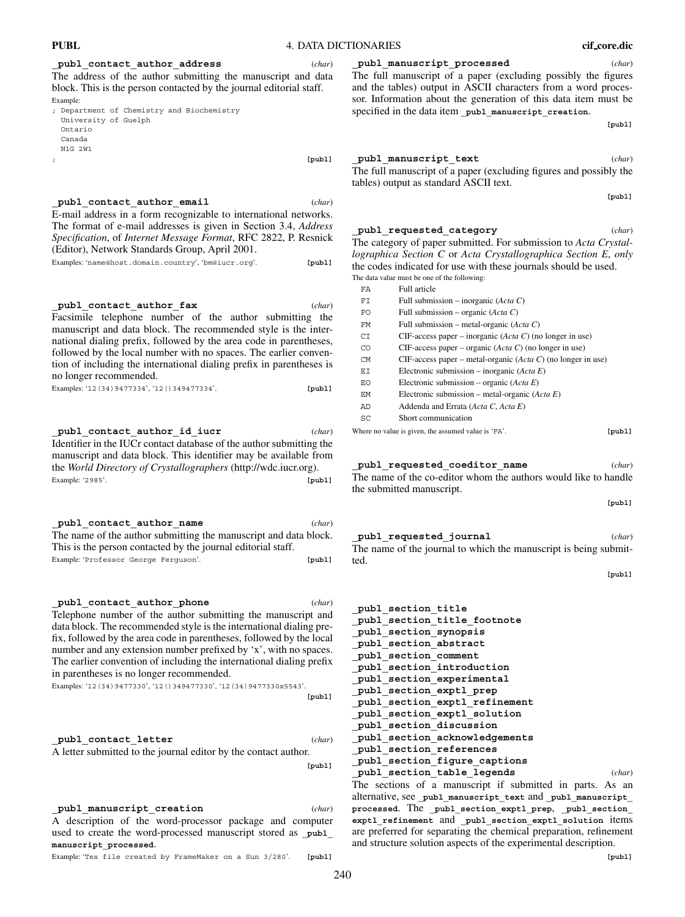**_publ_contact_author_address** (*char*)

The address of the author submitting the manuscript and data block. This is the person contacted by the journal editorial staff.

Example:

```
; Department of Chemistry and Biochemistry
  University of Guelph
  Ontario
  Canada
  N1G 2W1
;
```

[publ]

**_publ_contact_author_email** (*char*)

E-mail address in a form recognizable to international networks. The format of e-mail addresses is given in Section 3.4, *Address Specification*, of *Internet Message Format*, RFC 2822, P. Resnick (Editor), Network Standards Group, April 2001.

Examples: 'name@host.domain.country', 'bm@iucr.org'. [publ]

**_publ_contact_author_fax** (*char*)

Facsimile telephone number of the author submitting the manuscript and data block. The recommended style is the international dialing prefix, followed by the area code in parentheses, followed by the local number with no spaces. The earlier convention of including the international dialing prefix in parentheses is no longer recommended.

Examples: '12(34)9477334', '12()349477334'. [publ]

**_publ_contact_author_id_iucr** (*char*)

Identifier in the IUCr contact database of the author submitting the manuscript and data block. This identifier may be available from the *World Directory of Crystallographers* (http://wdc.iucr.org).

Example: '2985'. [publ]

**_publ_contact_author_name** (*char*)

The name of the author submitting the manuscript and data block. This is the person contacted by the journal editorial staff.

Example: 'Professor George Ferguson'. [publ]

**_publ_contact_author_phone** (*char*)

Telephone number of the author submitting the manuscript and data block. The recommended style is the international dialing prefix, followed by the area code in parentheses, followed by the local number and any extension number prefixed by 'x', with no spaces. The earlier convention of including the international dialing prefix in parentheses is no longer recommended.

Examples: '12(34)9477330', '12()349477330', '12(34)9477330x5543'.

[publ]

**_publ_contact_letter** (*char*)

A letter submitted to the journal editor by the contact author.

[publ]

**_publ_manuscript_creation** (*char*)

A description of the word-processor package and computer used to create the word-processed manuscript stored as **_publ_manuscript_processed**.

Example: 'Tex file created by FrameMaker on a Sun 3/280'. [publ]

**_publ_manuscript_processed** (*char*)

The full manuscript of a paper (excluding possibly the figures and the tables) output in ASCII characters from a word processor. Information about the generation of this data item must be specified in the data item **_publ_manuscript_creation**.

[publ]

**_publ_manuscript_text** (*char*)

The full manuscript of a paper (excluding figures and possibly the tables) output as standard ASCII text.

[publ]

**_publ_requested_category** (*char*)

The category of paper submitted. For submission to *Acta Crystallographica Section C* or *Acta Crystallographica Section E*, *only* the codes indicated for use with these journals should be used.

The data value must be one of the following:

| | |
|---|---|
| FA | Full article |
| FI | Full submission – inorganic (*Acta C*) |
| FO | Full submission – organic (*Acta C*) |
| FM | Full submission – metal-organic (*Acta C*) |
| CI | CIF-access paper – inorganic (*Acta C*) (no longer in use) |
| CO | CIF-access paper – organic (*Acta C*) (no longer in use) |
| CM | CIF-access paper – metal-organic (*Acta C*) (no longer in use) |
| EI | Electronic submission – inorganic (*Acta E*) |
| EO | Electronic submission – organic (*Acta E*) |
| EM | Electronic submission – metal-organic (*Acta E*) |
| AD | Addenda and Errata (*Acta C*, *Acta E*) |
| SC | Short communication |

Where no value is given, the assumed value is 'FA'. [publ]

**_publ_requested_coeditor_name** (*char*)

The name of the co-editor whom the authors would like to handle the submitted manuscript.

[publ]

**_publ_requested_journal** (*char*)

The name of the journal to which the manuscript is being submitted.

[publ]

**_publ_section_title**
**_publ_section_title_footnote**
**_publ_section_synopsis**
**_publ_section_abstract**
**_publ_section_comment**
**_publ_section_introduction**
**_publ_section_experimental**
**_publ_section_exptl_prep**
**_publ_section_exptl_refinement**
**_publ_section_exptl_solution**
**_publ_section_discussion**
**_publ_section_acknowledgements**
**_publ_section_references**
**_publ_section_figure_captions**
**_publ_section_table_legends** (*char*)

The sections of a manuscript if submitted in parts. As an alternative, see **_publ_manuscript_text** and **_publ_manuscript_processed**. The **_publ_section_exptl_prep**, **_publ_section_exptl_refinement** and **_publ_section_exptl_solution** items are preferred for separating the chemical preparation, refinement and structure solution aspects of the experimental description.

[publ]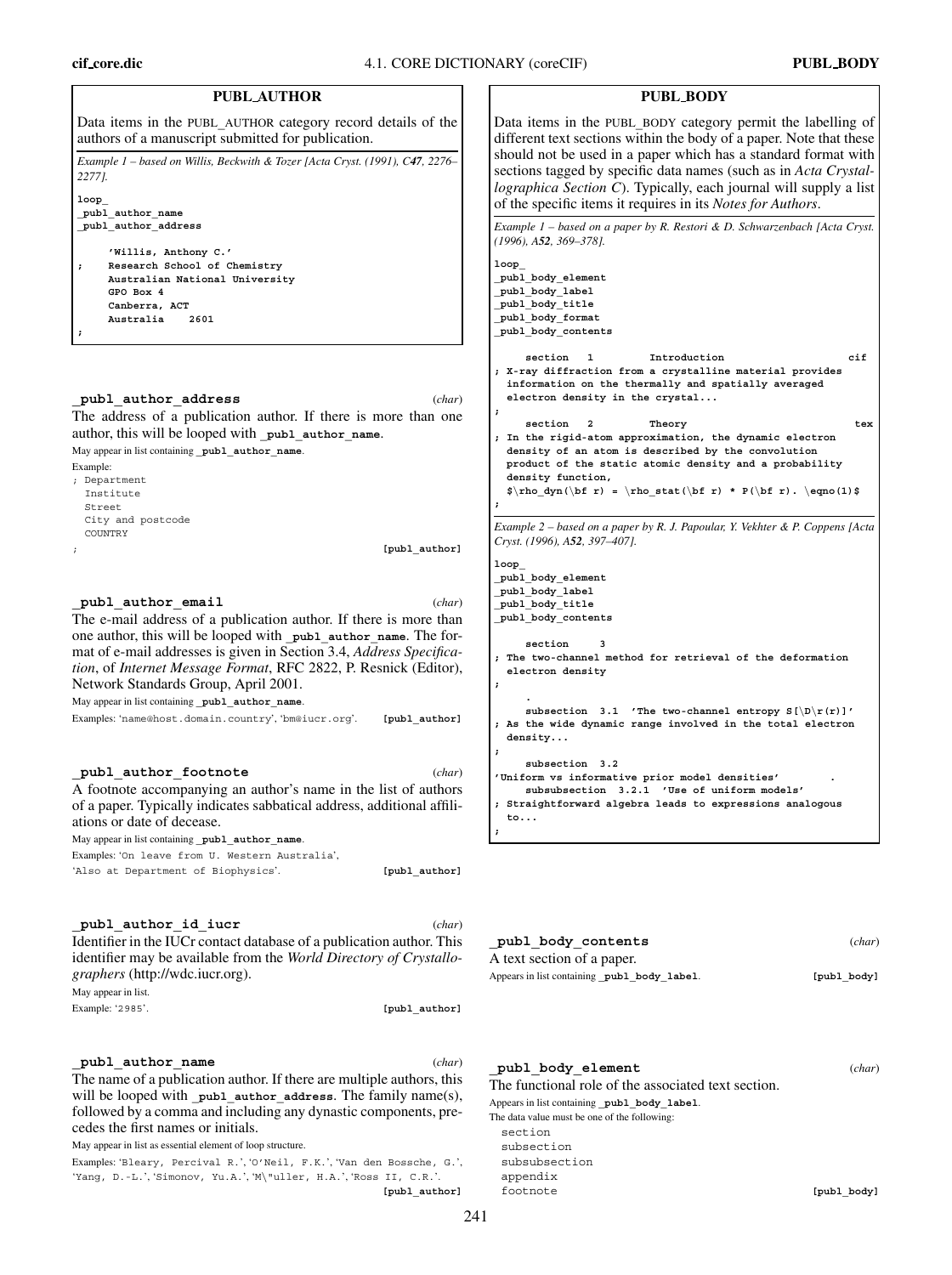## PUBL_AUTHOR

Data items in the PUBL_AUTHOR category record details of the authors of a manuscript submitted for publication.

*Example 1 – based on Willis, Beckwith & Tozer [Acta Cryst. (1991), C**47**, 2276–2277].*

```
loop_
_publ_author_name
_publ_author_address

     'Willis, Anthony C.'
;    Research School of Chemistry
     Australian National University
     GPO Box 4
     Canberra, ACT
     Australia    2601
;
```

**`_publ_author_address`** (*char*)

The address of a publication author. If there is more than one author, this will be looped with **`_publ_author_name`**.

May appear in list containing **`_publ_author_name`**.

Example:

```
; Department
  Institute
  Street
  City and postcode
  COUNTRY
;
```

[publ_author]

**`_publ_author_email`** (*char*)

The e-mail address of a publication author. If there is more than one author, this will be looped with **`_publ_author_name`**. The format of e-mail addresses is given in Section 3.4, *Address Specification*, of *Internet Message Format*, RFC 2822, P. Resnick (Editor), Network Standards Group, April 2001.

May appear in list containing **`_publ_author_name`**.

Examples: 'name@host.domain.country', 'bm@iucr.org'. [publ_author]

**`_publ_author_footnote`** (*char*)

A footnote accompanying an author's name in the list of authors of a paper. Typically indicates sabbatical address, additional affiliations or date of decease.

May appear in list containing **`_publ_author_name`**.

Examples: 'On leave from U. Western Australia', 'Also at Department of Biophysics'. [publ_author]

**`_publ_author_id_iucr`** (*char*)

Identifier in the IUCr contact database of a publication author. This identifier may be available from the *World Directory of Crystallographers* (http://wdc.iucr.org).

May appear in list.

Example: '2985'. [publ_author]

**`_publ_author_name`** (*char*)

The name of a publication author. If there are multiple authors, this will be looped with **`_publ_author_address`**. The family name(s), followed by a comma and including any dynastic components, precedes the first names or initials.

May appear in list as essential element of loop structure.

Examples: 'Bleary, Percival R.', 'O'Neil, F.K.', 'Van den Bossche, G.', 'Yang, D.-L.', 'Simonov, Yu.A.', 'M\"uller, H.A.', 'Ross II, C.R.'. [publ_author]

## PUBL_BODY

Data items in the PUBL_BODY category permit the labelling of different text sections within the body of a paper. Note that these should not be used in a paper which has a standard format with sections tagged by specific data names (such as in *Acta Crystallographica Section C*). Typically, each journal will supply a list of the specific items it requires in its *Notes for Authors*.

*Example 1 – based on a paper by R. Restori & D. Schwarzenbach [Acta Cryst. (1996), A**52**, 369–378].*

```
loop_
_publ_body_element
_publ_body_label
_publ_body_title
_publ_body_format
_publ_body_contents

     section   1         Introduction                    cif
; X-ray diffraction from a crystalline material provides
  information on the thermally and spatially averaged
  electron density in the crystal...
;
     section   2         Theory                          tex
; In the rigid-atom approximation, the dynamic electron
  density of an atom is described by the convolution
  product of the static atomic density and a probability
  density function,
  $\rho_dyn(\bf r) = \rho_stat(\bf r) * P(\bf r). \eqno(1)$
;
```

*Example 2 – based on a paper by R. J. Papoular, Y. Vekhter & P. Coppens [Acta Cryst. (1996), A**52**, 397–407].*

```
loop_
_publ_body_element
_publ_body_label
_publ_body_title
_publ_body_contents

     section     3
; The two-channel method for retrieval of the deformation
  electron density
;
     .
     subsection  3.1  'The two-channel entropy S[\D\r(r)]'
; As the wide dynamic range involved in the total electron
  density...
;
     subsection  3.2
'Uniform vs informative prior model densities'        .
     subsubsection  3.2.1  'Use of uniform models'
; Straightforward algebra leads to expressions analogous
  to...
;
```

**`_publ_body_contents`** (*char*)

A text section of a paper.

Appears in list containing **`_publ_body_label`**. [publ_body]

**`_publ_body_element`** (*char*)

The functional role of the associated text section.

Appears in list containing **`_publ_body_label`**.

The data value must be one of the following:

```
section
subsection
subsubsection
appendix
footnote
```

[publ_body]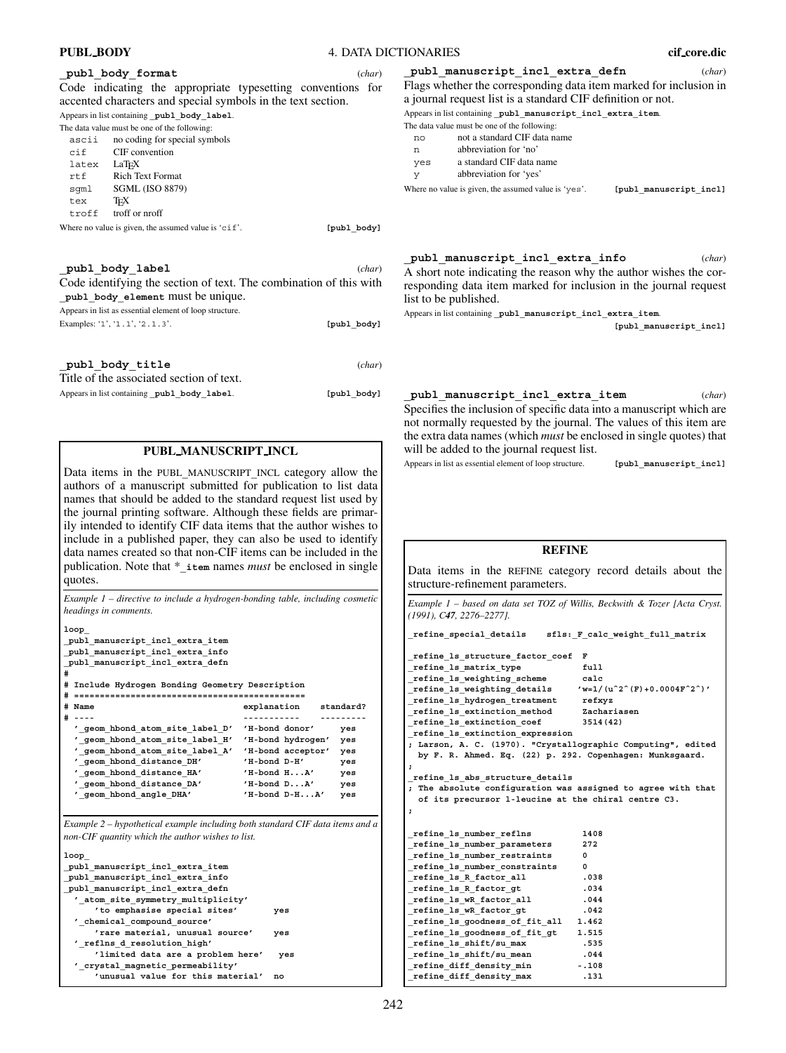**_publ_body_format** (*char*)

Code indicating the appropriate typesetting conventions for accented characters and special symbols in the text section.

Appears in list containing **_publ_body_label**.

The data value must be one of the following:

| | |
|---|---|
| ascii | no coding for special symbols |
| cif | CIF convention |
| latex | LaTeX |
| rtf | Rich Text Format |
| sgml | SGML (ISO 8879) |
| tex | TeX |
| troff | troff or nroff |

Where no value is given, the assumed value is 'cif'. **[publ_body]**

**_publ_body_label** (*char*)

Code identifying the section of text. The combination of this with **_publ_body_element** must be unique.

Appears in list as essential element of loop structure.

Examples: '1', '1.1', '2.1.3'. **[publ_body]**

**_publ_body_title** (*char*)

Title of the associated section of text.

Appears in list containing **_publ_body_label**. **[publ_body]**

## PUBL_MANUSCRIPT_INCL

Data items in the PUBL_MANUSCRIPT_INCL category allow the authors of a manuscript submitted for publication to list data names that should be added to the standard request list used by the journal printing software. Although these fields are primarily intended to identify CIF data items that the author wishes to include in a published paper, they can also be used to identify data names created so that non-CIF items can be included in the publication. Note that *_item names *must* be enclosed in single quotes.

*Example 1 – directive to include a hydrogen-bonding table, including cosmetic headings in comments.*

```
loop_
_publ_manuscript_incl_extra_item
_publ_manuscript_incl_extra_info
_publ_manuscript_incl_extra_defn
#
# Include Hydrogen Bonding Geometry Description
# =============================================
# Name                             explanation    standard?
# ----                             -----------    ---------
  '_geom_hbond_atom_site_label_D'  'H-bond donor'     yes
  '_geom_hbond_atom_site_label_H'  'H-bond hydrogen'  yes
  '_geom_hbond_atom_site_label_A'  'H-bond acceptor'  yes
  '_geom_hbond_distance_DH'        'H-bond D-H'       yes
  '_geom_hbond_distance_HA'        'H-bond H...A'     yes
  '_geom_hbond_distance_DA'        'H-bond D...A'     yes
  '_geom_hbond_angle_DHA'          'H-bond D-H...A'   yes
```

*Example 2 – hypothetical example including both standard CIF data items and a non-CIF quantity which the author wishes to list.*

```
loop_
_publ_manuscript_incl_extra_item
_publ_manuscript_incl_extra_info
_publ_manuscript_incl_extra_defn
  '_atom_site_symmetry_multiplicity'
      'to emphasise special sites'       yes
  '_chemical_compound_source'
      'rare material, unusual source'    yes
  '_reflns_d_resolution_high'
      'limited data are a problem here'   yes
  '_crystal_magnetic_permeability'
      'unusual value for this material'  no
```

**_publ_manuscript_incl_extra_defn** (*char*)

Flags whether the corresponding data item marked for inclusion in a journal request list is a standard CIF definition or not.

Appears in list containing **_publ_manuscript_incl_extra_item**.

The data value must be one of the following:

| | |
|---|---|
| no | not a standard CIF data name |
| n | abbreviation for 'no' |
| yes | a standard CIF data name |
| y | abbreviation for 'yes' |

Where no value is given, the assumed value is 'yes'. **[publ_manuscript_incl]**

**_publ_manuscript_incl_extra_info** (*char*)

A short note indicating the reason why the author wishes the corresponding data item marked for inclusion in the journal request list to be published.

Appears in list containing **_publ_manuscript_incl_extra_item**. **[publ_manuscript_incl]**

**_publ_manuscript_incl_extra_item** (*char*)

Specifies the inclusion of specific data into a manuscript which are not normally requested by the journal. The values of this item are the extra data names (which *must* be enclosed in single quotes) that will be added to the journal request list.

Appears in list as essential element of loop structure. **[publ_manuscript_incl]**

## REFINE

Data items in the REFINE category record details about the structure-refinement parameters.

*Example 1 – based on data set TOZ of Willis, Beckwith & Tozer [Acta Cryst. (1991), C**47**, 2276–2277].*

```
_refine_special_details    sfls:_F_calc_weight_full_matrix

_refine_ls_structure_factor_coef  F
_refine_ls_matrix_type            full
_refine_ls_weighting_scheme       calc
_refine_ls_weighting_details     'w=1/(u^2^(F)+0.0004F^2^)'
_refine_ls_hydrogen_treatment     refxyz
_refine_ls_extinction_method      Zachariasen
_refine_ls_extinction_coef        3514(42)
_refine_ls_extinction_expression
; Larson, A. C. (1970). "Crystallographic Computing", edited
  by F. R. Ahmed. Eq. (22) p. 292. Copenhagen: Munksgaard.
;
_refine_ls_abs_structure_details
; The absolute configuration was assigned to agree with that
  of its precursor l-leucine at the chiral centre C3.
;

_refine_ls_number_reflns          1408
_refine_ls_number_parameters      272
_refine_ls_number_restraints      0
_refine_ls_number_constraints     0
_refine_ls_R_factor_all           .038
_refine_ls_R_factor_gt            .034
_refine_ls_wR_factor_all          .044
_refine_ls_wR_factor_gt           .042
_refine_ls_goodness_of_fit_all   1.462
_refine_ls_goodness_of_fit_gt    1.515
_refine_ls_shift/su_max           .535
_refine_ls_shift/su_mean          .044
_refine_diff_density_min         -.108
_refine_diff_density_max          .131
```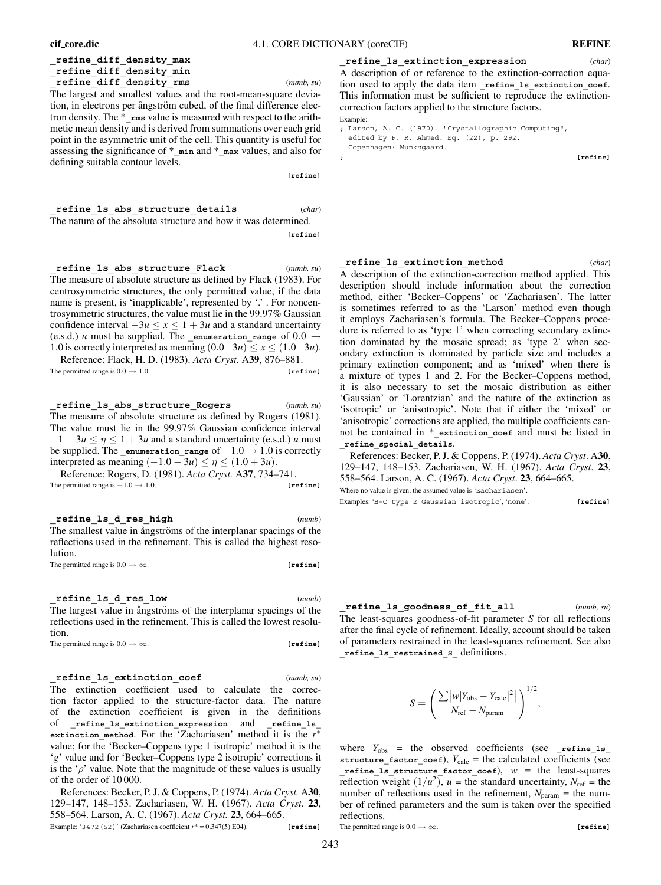**_refine_diff_density_max**
**_refine_diff_density_min**
**_refine_diff_density_rms** (*numb, su*)

The largest and smallest values and the root-mean-square deviation, in electrons per ångström cubed, of the final difference electron density. The *_rms value is measured with respect to the arithmetic mean density and is derived from summations over each grid point in the asymmetric unit of the cell. This quantity is useful for assessing the significance of *_min and *_max values, and also for defining suitable contour levels.

**[refine]**

**_refine_ls_abs_structure_details** (*char*)

The nature of the absolute structure and how it was determined.

**[refine]**

**_refine_ls_abs_structure_Flack** (*numb, su*)

The measure of absolute structure as defined by Flack (1983). For centrosymmetric structures, the only permitted value, if the data name is present, is 'inapplicable', represented by '.' . For noncentrosymmetric structures, the value must lie in the 99.97% Gaussian confidence interval $-3u \leq x \leq 1 + 3u$ and a standard uncertainty (e.s.d.) $u$ must be supplied. The **_enumeration_range** of $0.0 \rightarrow 1.0$ is correctly interpreted as meaning $(0.0-3u) \leq x \leq (1.0+3u)$.

Reference: Flack, H. D. (1983). *Acta Cryst.* A**39**, 876–881.

The permitted range is $0.0 \rightarrow 1.0$. **[refine]**

**_refine_ls_abs_structure_Rogers** (*numb, su*)

The measure of absolute structure as defined by Rogers (1981). The value must lie in the 99.97% Gaussian confidence interval $-1 - 3u \leq \eta \leq 1 + 3u$ and a standard uncertainty (e.s.d.) $u$ must be supplied. The **_enumeration_range** of $-1.0 \rightarrow 1.0$ is correctly interpreted as meaning $(-1.0 - 3u) \leq \eta \leq (1.0 + 3u)$.

Reference: Rogers, D. (1981). *Acta Cryst.* A**37**, 734–741.

The permitted range is $-1.0 \rightarrow 1.0$. **[refine]**

**_refine_ls_d_res_high** (*numb*)

The smallest value in ångströms of the interplanar spacings of the reflections used in the refinement. This is called the highest resolution.

The permitted range is $0.0 \rightarrow \infty$. **[refine]**

**_refine_ls_d_res_low** (*numb*)

The largest value in ångströms of the interplanar spacings of the reflections used in the refinement. This is called the lowest resolution.

The permitted range is $0.0 \rightarrow \infty$. **[refine]**

**_refine_ls_extinction_coef** (*numb, su*)

The extinction coefficient used to calculate the correction factor applied to the structure-factor data. The nature of the extinction coefficient is given in the definitions of **_refine_ls_extinction_expression** and **_refine_ls_extinction_method**. For the 'Zachariasen' method it is the $r^*$ value; for the 'Becker–Coppens type 1 isotropic' method it is the '$g$' value and for 'Becker–Coppens type 2 isotropic' corrections it is the '$\rho$' value. Note that the magnitude of these values is usually of the order of 10 000.

References: Becker, P. J. & Coppens, P. (1974). *Acta Cryst.* A**30**, 129–147, 148–153. Zachariasen, W. H. (1967). *Acta Cryst.* **23**, 558–564. Larson, A. C. (1967). *Acta Cryst.* **23**, 664–665.

Example: '3472(52)' (Zachariasen coefficient $r^* = 0.347(5)$ E04). **[refine]**

**_refine_ls_extinction_expression** (*char*)

A description of or reference to the extinction-correction equation used to apply the data item **_refine_ls_extinction_coef**. This information must be sufficient to reproduce the extinction-correction factors applied to the structure factors.

Example:

```
; Larson, A. C. (1970). "Crystallographic Computing",
  edited by F. R. Ahmed. Eq. (22), p. 292.
  Copenhagen: Munksgaard.
;
```

**[refine]**

**_refine_ls_extinction_method** (*char*)

A description of the extinction-correction method applied. This description should include information about the correction method, either 'Becker–Coppens' or 'Zachariasen'. The latter is sometimes referred to as the 'Larson' method even though it employs Zachariasen's formula. The Becker–Coppens procedure is referred to as 'type 1' when correcting secondary extinction dominated by the mosaic spread; as 'type 2' when secondary extinction is dominated by particle size and includes a primary extinction component; and as 'mixed' when there is a mixture of types 1 and 2. For the Becker–Coppens method, it is also necessary to set the mosaic distribution as either 'Gaussian' or 'Lorentzian' and the nature of the extinction as 'isotropic' or 'anisotropic'. Note that if either the 'mixed' or 'anisotropic' corrections are applied, the multiple coefficients cannot be contained in ***_extinction_coef** and must be listed in **_refine_special_details**.

References: Becker, P. J. & Coppens, P. (1974). *Acta Cryst*. A**30**, 129–147, 148–153. Zachariasen, W. H. (1967). *Acta Cryst*. **23**, 558–564. Larson, A. C. (1967). *Acta Cryst*. **23**, 664–665.

Where no value is given, the assumed value is 'Zachariasen'.

Examples: 'B-C type 2 Gaussian isotropic', 'none'. **[refine]**

**_refine_ls_goodness_of_fit_all** (*numb, su*)

The least-squares goodness-of-fit parameter $S$ for all reflections after the final cycle of refinement. Ideally, account should be taken of parameters restrained in the least-squares refinement. See also **_refine_ls_restrained_S_** definitions.

$$S = \left( \frac{\sum \left| w |Y_{\rm obs} - Y_{\rm calc}|^2 \right|}{N_{\rm ref} - N_{\rm param}} \right)^{1/2},$$

where $Y_{\rm obs}$ = the observed coefficients (see **_refine_ls_structure_factor_coef**), $Y_{\rm calc}$ = the calculated coefficients (see **_refine_ls_structure_factor_coef**), $w$ = the least-squares reflection weight $(1/u^2)$, $u$ = the standard uncertainty, $N_{\rm ref}$ = the number of reflections used in the refinement, $N_{\rm param}$ = the number of refined parameters and the sum is taken over the specified reflections.

The permitted range is $0.0 \rightarrow \infty$. **[refine]**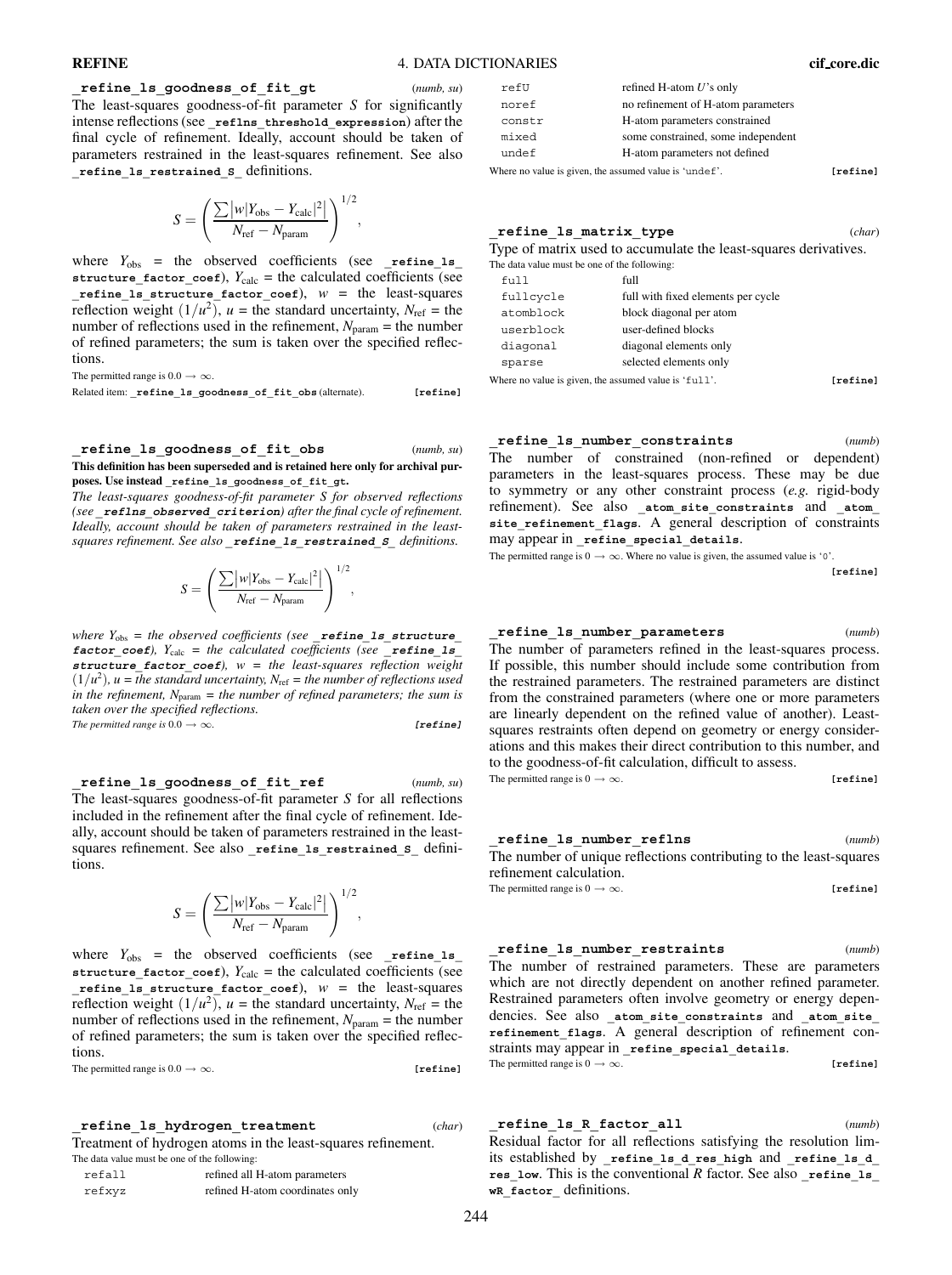**_refine_ls_goodness_of_fit_gt** (*numb, su*)

The least-squares goodness-of-fit parameter $S$ for significantly intense reflections (see **_reflns_threshold_expression**) after the final cycle of refinement. Ideally, account should be taken of parameters restrained in the least-squares refinement. See also **_refine_ls_restrained_S_** definitions.

$$S = \left( \frac{\sum |w|Y_{\rm obs} - Y_{\rm calc}|^2|}{N_{\rm ref} - N_{\rm param}} \right)^{1/2},$$

where $Y_{\rm obs}$ = the observed coefficients (see **_refine_ls_structure_factor_coef**), $Y_{\rm calc}$ = the calculated coefficients (see **_refine_ls_structure_factor_coef**), $w$ = the least-squares reflection weight $(1/u^2)$, $u$ = the standard uncertainty, $N_{\rm ref}$ = the number of reflections used in the refinement, $N_{\rm param}$ = the number of refined parameters; the sum is taken over the specified reflections.

The permitted range is $0.0 \rightarrow \infty$.

Related item: **_refine_ls_goodness_of_fit_obs** (alternate). **[refine]**

**_refine_ls_goodness_of_fit_obs** (*numb, su*)

**This definition has been superseded and is retained here only for archival purposes. Use instead _refine_ls_goodness_of_fit_gt.**

*The least-squares goodness-of-fit parameter S for observed reflections (see **_reflns_observed_criterion**) after the final cycle of refinement. Ideally, account should be taken of parameters restrained in the least-squares refinement. See also **_refine_ls_restrained_S_** definitions.*

$$S = \left( \frac{\sum |w|Y_{\rm obs} - Y_{\rm calc}|^2|}{N_{\rm ref} - N_{\rm param}} \right)^{1/2},$$

*where $Y_{\rm obs}$ = the observed coefficients (see **_refine_ls_structure_factor_coef**), $Y_{\rm calc}$ = the calculated coefficients (see **_refine_ls_structure_factor_coef**), $w$ = the least-squares reflection weight $(1/u^2)$, $u$ = the standard uncertainty, $N_{\rm ref}$ = the number of reflections used in the refinement, $N_{\rm param}$ = the number of refined parameters; the sum is taken over the specified reflections.*

*The permitted range is* $0.0 \rightarrow \infty$. **[refine]**

**_refine_ls_goodness_of_fit_ref** (*numb, su*)

The least-squares goodness-of-fit parameter $S$ for all reflections included in the refinement after the final cycle of refinement. Ideally, account should be taken of parameters restrained in the least-squares refinement. See also **_refine_ls_restrained_S_** definitions.

$$S = \left( \frac{\sum |w|Y_{\rm obs} - Y_{\rm calc}|^2|}{N_{\rm ref} - N_{\rm param}} \right)^{1/2},$$

where $Y_{\rm obs}$ = the observed coefficients (see **_refine_ls_structure_factor_coef**), $Y_{\rm calc}$ = the calculated coefficients (see **_refine_ls_structure_factor_coef**), $w$ = the least-squares reflection weight $(1/u^2)$, $u$ = the standard uncertainty, $N_{\rm ref}$ = the number of reflections used in the refinement, $N_{\rm param}$ = the number of refined parameters; the sum is taken over the specified reflections.

The permitted range is $0.0 \rightarrow \infty$. **[refine]**

**_refine_ls_hydrogen_treatment** (*char*)

Treatment of hydrogen atoms in the least-squares refinement.

The data value must be one of the following:

| | |
|---|---|
| refall | refined all H-atom parameters |
| refxyz | refined H-atom coordinates only |
| refU | refined H-atom $U$'s only |
| noref | no refinement of H-atom parameters |
| constr | H-atom parameters constrained |
| mixed | some constrained, some independent |
| undef | H-atom parameters not defined |

Where no value is given, the assumed value is 'undef'. **[refine]**

**_refine_ls_matrix_type** (*char*)

Type of matrix used to accumulate the least-squares derivatives.

The data value must be one of the following:

| | |
|---|---|
| full | full |
| fullcycle | full with fixed elements per cycle |
| atomblock | block diagonal per atom |
| userblock | user-defined blocks |
| diagonal | diagonal elements only |
| sparse | selected elements only |

Where no value is given, the assumed value is 'full'. **[refine]**

**_refine_ls_number_constraints** (*numb*)

The number of constrained (non-refined or dependent) parameters in the least-squares process. These may be due to symmetry or any other constraint process (*e.g.* rigid-body refinement). See also **_atom_site_constraints** and **_atom_site_refinement_flags**. A general description of constraints may appear in **_refine_special_details**.

The permitted range is $0 \rightarrow \infty$. Where no value is given, the assumed value is '0'. **[refine]**

**_refine_ls_number_parameters** (*numb*)

The number of parameters refined in the least-squares process. If possible, this number should include some contribution from the restrained parameters. The restrained parameters are distinct from the constrained parameters (where one or more parameters are linearly dependent on the refined value of another). Least-squares restraints often depend on geometry or energy considerations and this makes their direct contribution to this number, and to the goodness-of-fit calculation, difficult to assess.

The permitted range is $0 \rightarrow \infty$. **[refine]**

**_refine_ls_number_reflns** (*numb*)

The number of unique reflections contributing to the least-squares refinement calculation.

The permitted range is $0 \rightarrow \infty$. **[refine]**

**_refine_ls_number_restraints** (*numb*)

The number of restrained parameters. These are parameters which are not directly dependent on another refined parameter. Restrained parameters often involve geometry or energy dependencies. See also **_atom_site_constraints** and **_atom_site_refinement_flags**. A general description of refinement constraints may appear in **_refine_special_details**.

The permitted range is $0 \rightarrow \infty$. **[refine]**

**_refine_ls_R_factor_all** (*numb*)

Residual factor for all reflections satisfying the resolution limits established by **_refine_ls_d_res_high** and **_refine_ls_d_res_low**. This is the conventional $R$ factor. See also **_refine_ls_wR_factor_** definitions.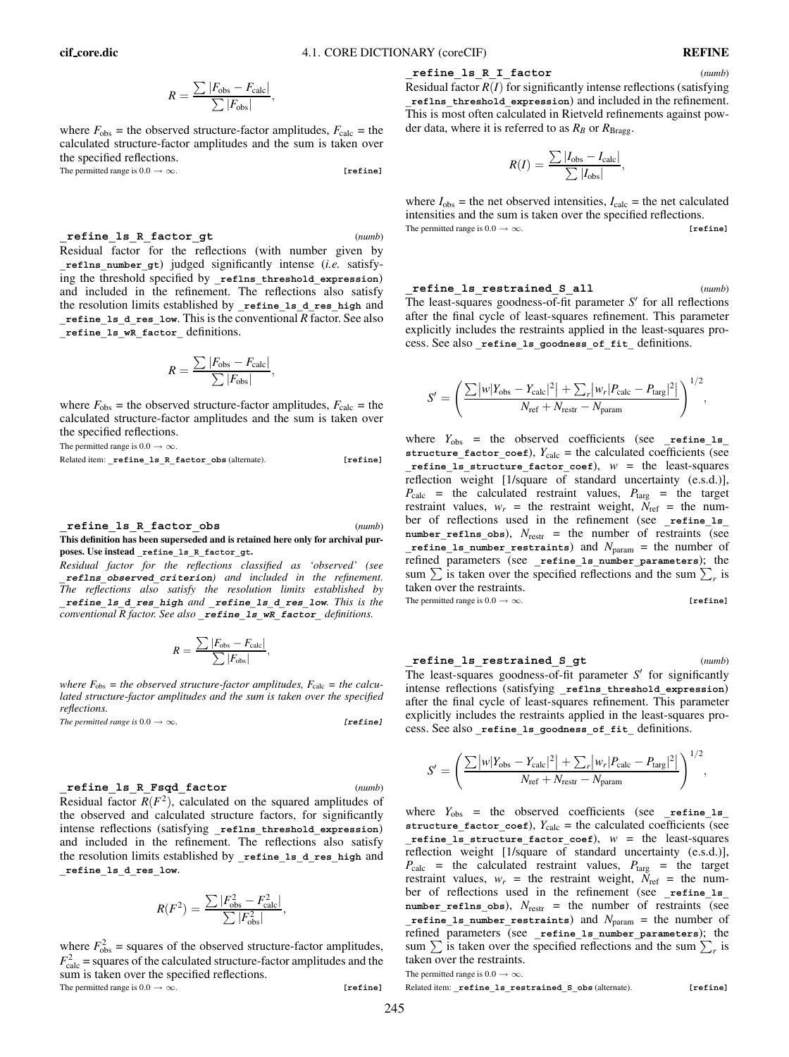$$R = \frac{\sum |F_{obs} - F_{calc}|}{\sum |F_{obs}|},$$

where $F_{obs}$ = the observed structure-factor amplitudes, $F_{calc}$ = the calculated structure-factor amplitudes and the sum is taken over the specified reflections.

The permitted range is $0.0 \rightarrow \infty$. **[refine]**

**_refine_ls_R_factor_gt** (*numb*)

Residual factor for the reflections (with number given by **_reflns_number_gt**) judged significantly intense (*i.e.* satisfying the threshold specified by **_reflns_threshold_expression**) and included in the refinement. The reflections also satisfy the resolution limits established by **_refine_ls_d_res_high** and **_refine_ls_d_res_low**. This is the conventional $R$ factor. See also **_refine_ls_wR_factor_** definitions.

$$R = \frac{\sum |F_{obs} - F_{calc}|}{\sum |F_{obs}|},$$

where $F_{obs}$ = the observed structure-factor amplitudes, $F_{calc}$ = the calculated structure-factor amplitudes and the sum is taken over the specified reflections.

The permitted range is $0.0 \rightarrow \infty$.

Related item: **_refine_ls_R_factor_obs** (alternate). **[refine]**

**_refine_ls_R_factor_obs** (*numb*)

**This definition has been superseded and is retained here only for archival purposes. Use instead _refine_ls_R_factor_gt.**

*Residual factor for the reflections classified as 'observed' (see **_reflns_observed_criterion**) and included in the refinement. The reflections also satisfy the resolution limits established by **_refine_ls_d_res_high** and **_refine_ls_d_res_low**. This is the conventional R factor. See also **_refine_ls_wR_factor_** definitions.*

$$R = \frac{\sum |F_{obs} - F_{calc}|}{\sum |F_{obs}|},$$

*where $F_{obs}$ = the observed structure-factor amplitudes, $F_{calc}$ = the calculated structure-factor amplitudes and the sum is taken over the specified reflections.*

*The permitted range is $0.0 \rightarrow \infty$.* ***[refine]***

**_refine_ls_R_Fsqd_factor** (*numb*)

Residual factor $R(F^2)$, calculated on the squared amplitudes of the observed and calculated structure factors, for significantly intense reflections (satisfying **_reflns_threshold_expression**) and included in the refinement. The reflections also satisfy the resolution limits established by **_refine_ls_d_res_high** and **_refine_ls_d_res_low**.

$$R(F^2) = \frac{\sum |F_{obs}^2 - F_{calc}^2|}{\sum |F_{obs}^2|},$$

where $F_{obs}^2$ = squares of the observed structure-factor amplitudes, $F_{calc}^2$ = squares of the calculated structure-factor amplitudes and the sum is taken over the specified reflections.

The permitted range is $0.0 \rightarrow \infty$. **[refine]**

**_refine_ls_R_I_factor** (*numb*)

Residual factor $R(I)$ for significantly intense reflections (satisfying **_reflns_threshold_expression**) and included in the refinement. This is most often calculated in Rietveld refinements against powder data, where it is referred to as $R_B$ or $R_{\rm Bragg}$.

$$R(I) = \frac{\sum |I_{obs} - I_{calc}|}{\sum |I_{obs}|},$$

where $I_{obs}$ = the net observed intensities, $I_{calc}$ = the net calculated intensities and the sum is taken over the specified reflections.

The permitted range is $0.0 \rightarrow \infty$. **[refine]**

**_refine_ls_restrained_S_all** (*numb*)

The least-squares goodness-of-fit parameter $S'$ for all reflections after the final cycle of least-squares refinement. This parameter explicitly includes the restraints applied in the least-squares process. See also **_refine_ls_goodness_of_fit_** definitions.

$$S' = \left( \frac{\sum \left| w|Y_{obs} - Y_{calc}|^2 \right| + \sum_r \left| w_r |P_{calc} - P_{targ}|^2 \right|}{N_{ref} + N_{restr} - N_{param}} \right)^{1/2},$$

where $Y_{obs}$ = the observed coefficients (see **_refine_ls_structure_factor_coef**), $Y_{calc}$ = the calculated coefficients (see **_refine_ls_structure_factor_coef**), $w$ = the least-squares reflection weight [1/square of standard uncertainty (e.s.d.)], $P_{calc}$ = the calculated restraint values, $P_{targ}$ = the target restraint values, $w_r$ = the restraint weight, $N_{ref}$ = the number of reflections used in the refinement (see **_refine_ls_number_reflns_obs**), $N_{restr}$ = the number of restraints (see **_refine_ls_number_restraints**) and $N_{param}$ = the number of refined parameters (see **_refine_ls_number_parameters**); the sum $\sum$ is taken over the specified reflections and the sum $\sum_r$ is taken over the restraints.

The permitted range is $0.0 \rightarrow \infty$. **[refine]**

**_refine_ls_restrained_S_gt** (*numb*)

The least-squares goodness-of-fit parameter $S'$ for significantly intense reflections (satisfying **_reflns_threshold_expression**) after the final cycle of least-squares refinement. This parameter explicitly includes the restraints applied in the least-squares process. See also **_refine_ls_goodness_of_fit_** definitions.

$$S' = \left( \frac{\sum \left| w|Y_{obs} - Y_{calc}|^2 \right| + \sum_r \left| w_r |P_{calc} - P_{targ}|^2 \right|}{N_{ref} + N_{restr} - N_{param}} \right)^{1/2},$$

where $Y_{obs}$ = the observed coefficients (see **_refine_ls_structure_factor_coef**), $Y_{calc}$ = the calculated coefficients (see **_refine_ls_structure_factor_coef**), $w$ = the least-squares reflection weight [1/square of standard uncertainty (e.s.d.)], $P_{calc}$ = the calculated restraint values, $P_{targ}$ = the target restraint values, $w_r$ = the restraint weight, $N_{ref}$ = the number of reflections used in the refinement (see **_refine_ls_number_reflns_obs**), $N_{restr}$ = the number of restraints (see **_refine_ls_number_restraints**) and $N_{param}$ = the number of refined parameters (see **_refine_ls_number_parameters**); the sum $\sum$ is taken over the specified reflections and the sum $\sum_r$ is taken over the restraints.

The permitted range is $0.0 \rightarrow \infty$.

Related item: **_refine_ls_restrained_S_obs** (alternate). **[refine]**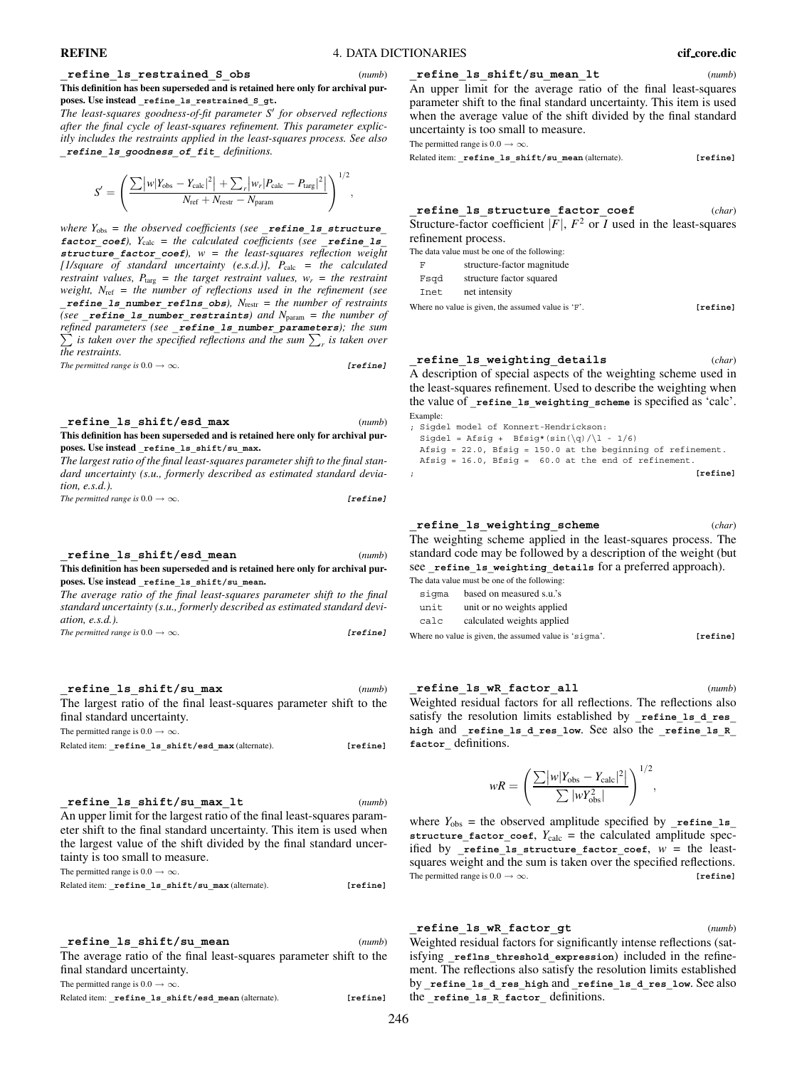**_refine_ls_restrained_S_obs** (*numb*)

**This definition has been superseded and is retained here only for archival purposes. Use instead _refine_ls_restrained_S_gt.**

*The least-squares goodness-of-fit parameter $S'$ for observed reflections after the final cycle of least-squares refinement. This parameter explicitly includes the restraints applied in the least-squares process. See also _refine_ls_goodness_of_fit_ definitions.*

$$S' = \left( \frac{\sum \left| w |Y_{\rm obs} - Y_{\rm calc}|^2 \right| + \sum_r \left| w_r |P_{\rm calc} - P_{\rm targ}|^2 \right|}{N_{\rm ref} + N_{\rm restr} - N_{\rm param}} \right)^{1/2},$$

*where $Y_{\rm obs}$ = the observed coefficients (see _refine_ls_structure_factor_coef), $Y_{\rm calc}$ = the calculated coefficients (see _refine_ls_structure_factor_coef), $w$ = the least-squares reflection weight [1/square of standard uncertainty (e.s.d.)], $P_{\rm calc}$ = the calculated restraint values, $P_{\rm targ}$ = the target restraint values, $w_r$ = the restraint weight, $N_{\rm ref}$ = the number of reflections used in the refinement (see _refine_ls_number_reflns_obs), $N_{\rm restr}$ = the number of restraints (see _refine_ls_number_restraints) and $N_{\rm param}$ = the number of refined parameters (see _refine_ls_number_parameters); the sum $\sum$ is taken over the specified reflections and the sum $\sum_r$ is taken over the restraints.*

*The permitted range is $0.0 \rightarrow \infty$.* **[refine]**

**_refine_ls_shift/esd_max** (*numb*)

**This definition has been superseded and is retained here only for archival purposes. Use instead _refine_ls_shift/su_max.**

*The largest ratio of the final least-squares parameter shift to the final standard uncertainty (s.u., formerly described as estimated standard deviation, e.s.d.).*

*The permitted range is $0.0 \rightarrow \infty$.* **[refine]**

**_refine_ls_shift/esd_mean** (*numb*)

**This definition has been superseded and is retained here only for archival purposes. Use instead _refine_ls_shift/su_mean.**

*The average ratio of the final least-squares parameter shift to the final standard uncertainty (s.u., formerly described as estimated standard deviation, e.s.d.).*

*The permitted range is $0.0 \rightarrow \infty$.* **[refine]**

**_refine_ls_shift/su_max** (*numb*)

The largest ratio of the final least-squares parameter shift to the final standard uncertainty.

The permitted range is $0.0 \rightarrow \infty$.

Related item: **_refine_ls_shift/esd_max** (alternate). **[refine]**

**_refine_ls_shift/su_max_lt** (*numb*)

An upper limit for the largest ratio of the final least-squares parameter shift to the final standard uncertainty. This item is used when the largest value of the shift divided by the final standard uncertainty is too small to measure.

The permitted range is $0.0 \rightarrow \infty$.

Related item: **_refine_ls_shift/su_max** (alternate). **[refine]**

**_refine_ls_shift/su_mean** (*numb*)

The average ratio of the final least-squares parameter shift to the final standard uncertainty.

The permitted range is $0.0 \rightarrow \infty$.

Related item: **_refine_ls_shift/esd_mean** (alternate). **[refine]**

**_refine_ls_shift/su_mean_lt** (*numb*)

An upper limit for the average ratio of the final least-squares parameter shift to the final standard uncertainty. This item is used when the average value of the shift divided by the final standard uncertainty is too small to measure.

The permitted range is $0.0 \rightarrow \infty$.

Related item: **_refine_ls_shift/su_mean** (alternate). **[refine]**

**_refine_ls_structure_factor_coef** (*char*)

Structure-factor coefficient $|F|$, $F^2$ or $I$ used in the least-squares refinement process.

The data value must be one of the following:

| | |
|---|---|
| F | structure-factor magnitude |
| Fsqd | structure factor squared |
| Inet | net intensity |

Where no value is given, the assumed value is 'F'. **[refine]**

**_refine_ls_weighting_details** (*char*)

A description of special aspects of the weighting scheme used in the least-squares refinement. Used to describe the weighting when the value of **_refine_ls_weighting_scheme** is specified as 'calc'.

Example:

```
; Sigdel model of Konnert-Hendrickson:
  Sigdel = Afsig +  Bfsig*(sin(\q)/\l - 1/6)
  Afsig = 22.0, Bfsig = 150.0 at the beginning of refinement.
  Afsig = 16.0, Bfsig =  60.0 at the end of refinement.
;
```

**[refine]**

**_refine_ls_weighting_scheme** (*char*)

The weighting scheme applied in the least-squares process. The standard code may be followed by a description of the weight (but see **_refine_ls_weighting_details** for a preferred approach).

The data value must be one of the following:

| | |
|---|---|
| sigma | based on measured s.u.'s |
| unit | unit or no weights applied |
| calc | calculated weights applied |

Where no value is given, the assumed value is 'sigma'. **[refine]**

**_refine_ls_wR_factor_all** (*numb*)

Weighted residual factors for all reflections. The reflections also satisfy the resolution limits established by **_refine_ls_d_res_high** and **_refine_ls_d_res_low**. See also the **_refine_ls_R_factor_** definitions.

$$wR = \left( \frac{\sum \left| w |Y_{\rm obs} - Y_{\rm calc}|^2 \right|}{\sum \left| w Y_{\rm obs}^2 \right|} \right)^{1/2},$$

where $Y_{\rm obs}$ = the observed amplitude specified by **_refine_ls_structure_factor_coef**, $Y_{\rm calc}$ = the calculated amplitude specified by **_refine_ls_structure_factor_coef**, $w$ = the least-squares weight and the sum is taken over the specified reflections.

The permitted range is $0.0 \rightarrow \infty$. **[refine]**

**_refine_ls_wR_factor_gt** (*numb*)

Weighted residual factors for significantly intense reflections (satisfying **_reflns_threshold_expression**) included in the refinement. The reflections also satisfy the resolution limits established by **_refine_ls_d_res_high** and **_refine_ls_d_res_low**. See also the **_refine_ls_R_factor_** definitions.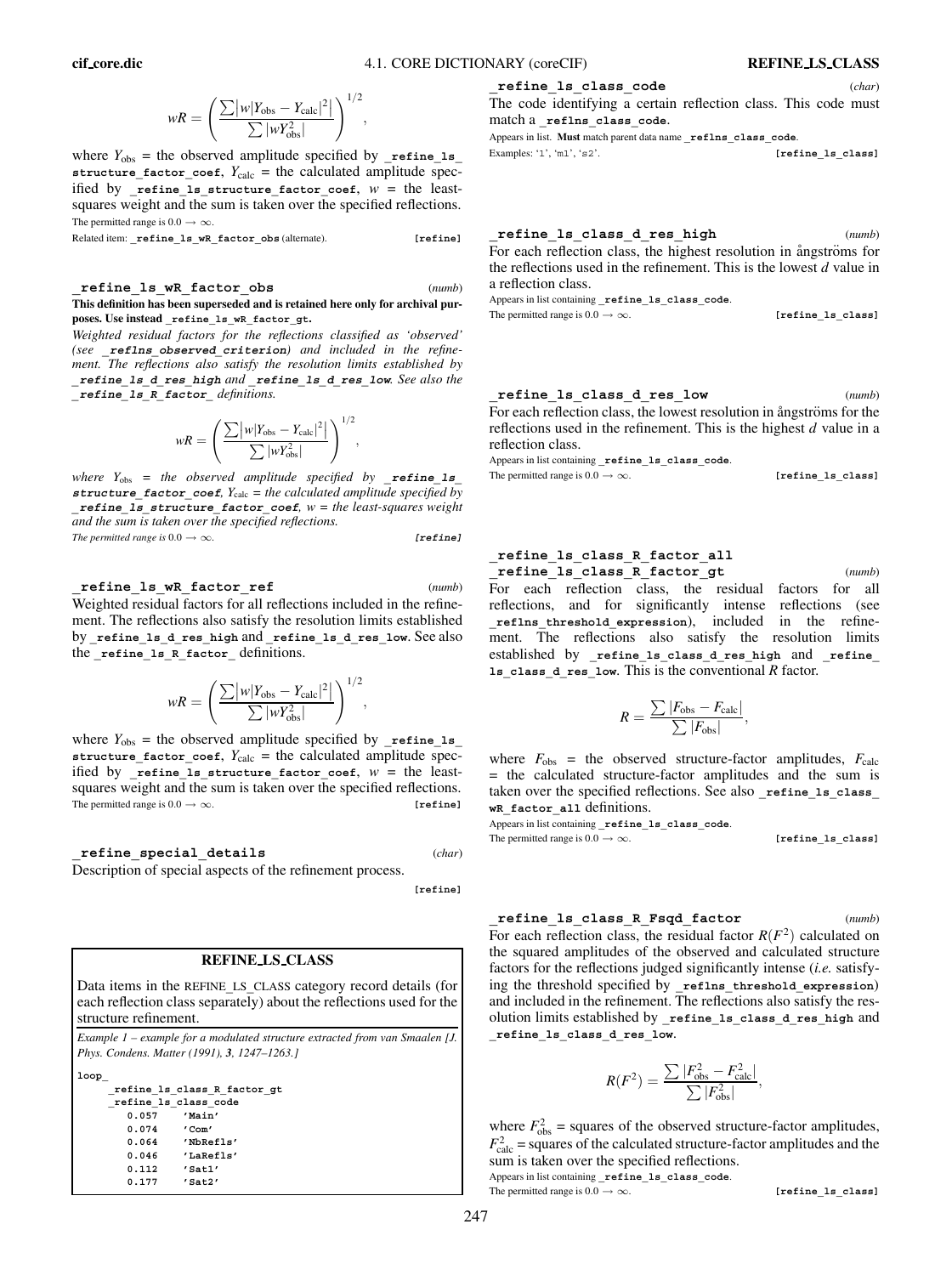$$wR = \left( \frac{\sum \left| w |Y_{\rm obs} - Y_{\rm calc}|^2 \right|}{\sum |w Y_{\rm obs}^2|} \right)^{1/2},$$

where $Y_{\rm obs}$ = the observed amplitude specified by **_refine_ls_structure_factor_coef**, $Y_{\rm calc}$ = the calculated amplitude specified by **_refine_ls_structure_factor_coef**, $w$ = the least-squares weight and the sum is taken over the specified reflections.

The permitted range is $0.0 \rightarrow \infty$.

Related item: **_refine_ls_wR_factor_obs** (alternate). **[refine]**

**_refine_ls_wR_factor_obs** (*numb*)

**This definition has been superseded and is retained here only for archival purposes. Use instead _refine_ls_wR_factor_gt.**

*Weighted residual factors for the reflections classified as 'observed' (see **_reflns_observed_criterion**) and included in the refinement. The reflections also satisfy the resolution limits established by **_refine_ls_d_res_high** and **_refine_ls_d_res_low**. See also the **_refine_ls_R_factor_** definitions.*

$$wR = \left( \frac{\sum \left| w |Y_{\rm obs} - Y_{\rm calc}|^2 \right|}{\sum |w Y_{\rm obs}^2|} \right)^{1/2},$$

*where $Y_{\rm obs}$ = the observed amplitude specified by **_refine_ls_structure_factor_coef**, $Y_{\rm calc}$ = the calculated amplitude specified by **_refine_ls_structure_factor_coef**, $w$ = the least-squares weight and the sum is taken over the specified reflections.*

*The permitted range is $0.0 \rightarrow \infty$.* ***[refine]***

**_refine_ls_wR_factor_ref** (*numb*)

Weighted residual factors for all reflections included in the refinement. The reflections also satisfy the resolution limits established by **_refine_ls_d_res_high** and **_refine_ls_d_res_low**. See also the **_refine_ls_R_factor_** definitions.

$$wR = \left( \frac{\sum \left| w |Y_{\rm obs} - Y_{\rm calc}|^2 \right|}{\sum |w Y_{\rm obs}^2|} \right)^{1/2},$$

where $Y_{\rm obs}$ = the observed amplitude specified by **_refine_ls_structure_factor_coef**, $Y_{\rm calc}$ = the calculated amplitude specified by **_refine_ls_structure_factor_coef**, $w$ = the least-squares weight and the sum is taken over the specified reflections.

The permitted range is $0.0 \rightarrow \infty$. **[refine]**

**_refine_special_details** (*char*)

Description of special aspects of the refinement process.

**[refine]**

## REFINE_LS_CLASS

Data items in the REFINE_LS_CLASS category record details (for each reflection class separately) about the reflections used for the structure refinement.

*Example 1 – example for a modulated structure extracted from van Smaalen [J. Phys. Condens. Matter (1991), 3, 1247–1263.]*

```
loop_
    _refine_ls_class_R_factor_gt
    _refine_ls_class_code
       0.057    'Main'
       0.074    'Com'
       0.064    'NbRefls'
       0.046    'LaRefls'
       0.112    'Sat1'
       0.177    'Sat2'
```

**_refine_ls_class_code** (*char*)

The code identifying a certain reflection class. This code must match a **_reflns_class_code**.

Appears in list. **Must** match parent data name **_reflns_class_code**.

Examples: '1', 'm1', 's2'. **[refine_ls_class]**

**_refine_ls_class_d_res_high** (*numb*)

For each reflection class, the highest resolution in ångströms for the reflections used in the refinement. This is the lowest $d$ value in a reflection class.

Appears in list containing **_refine_ls_class_code**.

The permitted range is $0.0 \rightarrow \infty$. **[refine_ls_class]**

**_refine_ls_class_d_res_low** (*numb*)

For each reflection class, the lowest resolution in ångströms for the reflections used in the refinement. This is the highest $d$ value in a reflection class.

Appears in list containing **_refine_ls_class_code**.

The permitted range is $0.0 \rightarrow \infty$. **[refine_ls_class]**

**_refine_ls_class_R_factor_all**
**_refine_ls_class_R_factor_gt** (*numb*)

For each reflection class, the residual factors for all reflections, and for significantly intense reflections (see **_reflns_threshold_expression**), included in the refinement. The reflections also satisfy the resolution limits established by **_refine_ls_class_d_res_high** and **_refine_ls_class_d_res_low**. This is the conventional $R$ factor.

$$R = \frac{\sum |F_{\rm obs} - F_{\rm calc}|}{\sum |F_{\rm obs}|},$$

where $F_{\rm obs}$ = the observed structure-factor amplitudes, $F_{\rm calc}$ = the calculated structure-factor amplitudes and the sum is taken over the specified reflections. See also **_refine_ls_class_wR_factor_all** definitions.

Appears in list containing **_refine_ls_class_code**.

The permitted range is $0.0 \rightarrow \infty$. **[refine_ls_class]**

**_refine_ls_class_R_Fsqd_factor** (*numb*)

For each reflection class, the residual factor $R(F^2)$ calculated on the squared amplitudes of the observed and calculated structure factors for the reflections judged significantly intense (*i.e.* satisfying the threshold specified by **_reflns_threshold_expression**) and included in the refinement. The reflections also satisfy the resolution limits established by **_refine_ls_class_d_res_high** and **_refine_ls_class_d_res_low**.

$$R(F^2) = \frac{\sum |F_{\rm obs}^2 - F_{\rm calc}^2|}{\sum |F_{\rm obs}^2|},$$

where $F_{\rm obs}^2$ = squares of the observed structure-factor amplitudes, $F_{\rm calc}^2$ = squares of the calculated structure-factor amplitudes and the sum is taken over the specified reflections.

Appears in list containing **_refine_ls_class_code**.

The permitted range is $0.0 \rightarrow \infty$. **[refine_ls_class]**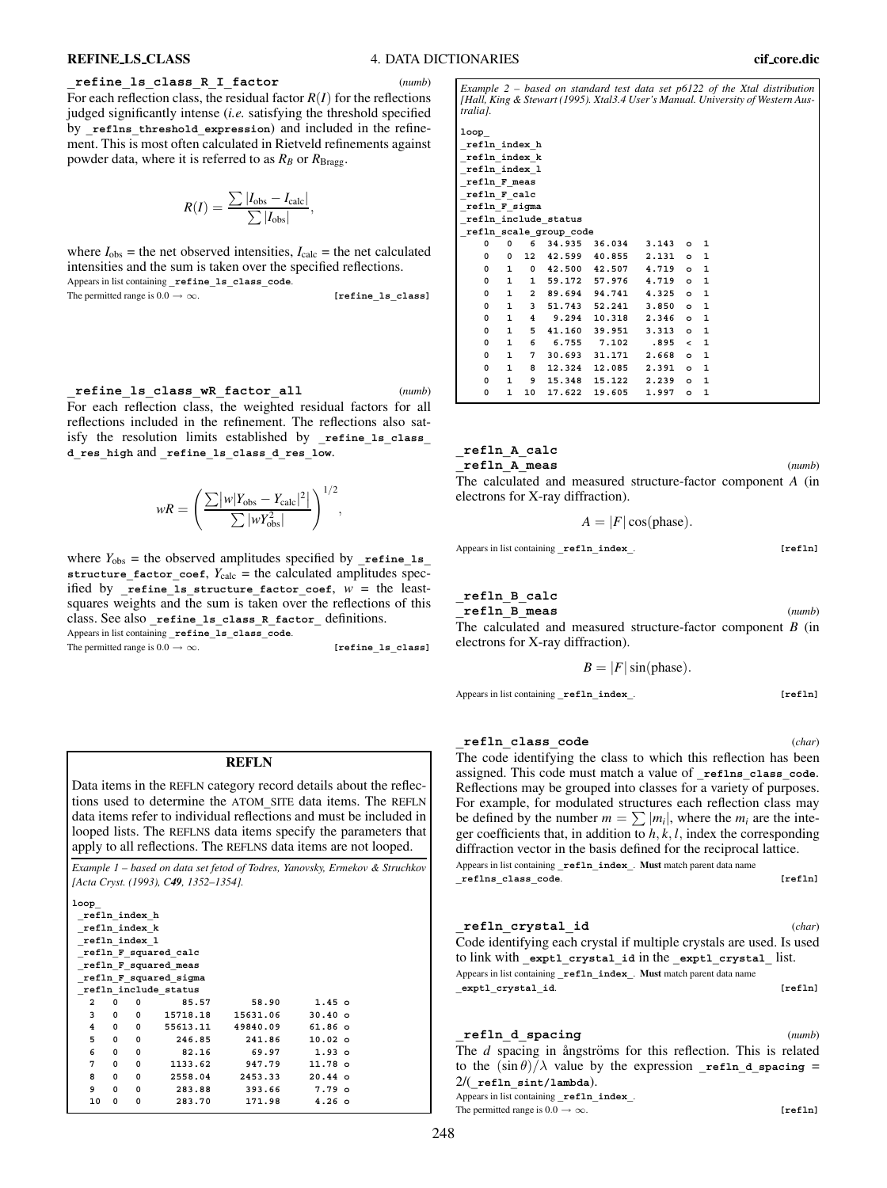**_refine_ls_class_R_I_factor** (*numb*)

For each reflection class, the residual factor $R(I)$ for the reflections judged significantly intense (*i.e.* satisfying the threshold specified by **_reflns_threshold_expression**) and included in the refinement. This is most often calculated in Rietveld refinements against powder data, where it is referred to as $R_B$ or $R_{\rm Bragg}$.

$$R(I) = \frac{\sum |I_{\rm obs} - I_{\rm calc}|}{\sum |I_{\rm obs}|},$$

where $I_{\rm obs}$ = the net observed intensities, $I_{\rm calc}$ = the net calculated intensities and the sum is taken over the specified reflections.

Appears in list containing **_refine_ls_class_code**.

The permitted range is $0.0 \rightarrow \infty$. **[refine_ls_class]**

**_refine_ls_class_wR_factor_all** (*numb*)

For each reflection class, the weighted residual factors for all reflections included in the refinement. The reflections also satisfy the resolution limits established by **_refine_ls_class_d_res_high** and **_refine_ls_class_d_res_low**.

$$wR = \left( \frac{\sum \left| w |Y_{\rm obs} - Y_{\rm calc}|^2 \right|}{\sum |w Y_{\rm obs}^2|} \right)^{1/2},$$

where $Y_{\rm obs}$ = the observed amplitudes specified by **_refine_ls_structure_factor_coef**, $Y_{\rm calc}$ = the calculated amplitudes specified by **_refine_ls_structure_factor_coef**, $w$ = the least-squares weights and the sum is taken over the reflections of this class. See also **_refine_ls_class_R_factor_** definitions.

Appears in list containing **_refine_ls_class_code**.

The permitted range is $0.0 \rightarrow \infty$. **[refine_ls_class]**

## REFLN

Data items in the REFLN category record details about the reflections used to determine the ATOM_SITE data items. The REFLN data items refer to individual reflections and must be included in looped lists. The REFLNS data items specify the parameters that apply to all reflections. The REFLNS data items are not looped.

*Example 1 – based on data set fetod of Todres, Yanovsky, Ermekov & Struchkov [Acta Cryst. (1993), C49, 1352–1354].*

```
loop_
 _refln_index_h
 _refln_index_k
 _refln_index_l
 _refln_F_squared_calc
 _refln_F_squared_meas
 _refln_F_squared_sigma
 _refln_include_status
   2   0   0       85.57       58.90      1.45 o
   3   0   0    15718.18    15631.06     30.40 o
   4   0   0    55613.11    49840.09     61.86 o
   5   0   0      246.85      241.86     10.02 o
   6   0   0       82.16       69.97      1.93 o
   7   0   0     1133.62      947.79     11.78 o
   8   0   0     2558.04     2453.33     20.44 o
   9   0   0      283.88      393.66      7.79 o
  10   0   0      283.70      171.98      4.26 o
```

*Example 2 – based on standard test data set p6122 of the Xtal distribution [Hall, King & Stewart (1995). Xtal3.4 User's Manual. University of Western Australia].*

```
loop_
_refln_index_h
_refln_index_k
_refln_index_l
_refln_F_meas
_refln_F_calc
_refln_F_sigma
_refln_include_status
_refln_scale_group_code
    0    0    6  34.935  36.034   3.143  o  1
    0    0   12  42.599  40.855   2.131  o  1
    0    1    0  42.500  42.507   4.719  o  1
    0    1    1  59.172  57.976   4.719  o  1
    0    1    2  89.694  94.741   4.325  o  1
    0    1    3  51.743  52.241   3.850  o  1
    0    1    4   9.294  10.318   2.346  o  1
    0    1    5  41.160  39.951   3.313  o  1
    0    1    6   6.755   7.102    .895  <  1
    0    1    7  30.693  31.171   2.668  o  1
    0    1    8  12.324  12.085   2.391  o  1
    0    1    9  15.348  15.122   2.239  o  1
    0    1   10  17.622  19.605   1.997  o  1
```

**_refln_A_calc**
**_refln_A_meas** (*numb*)

The calculated and measured structure-factor component $A$ (in electrons for X-ray diffraction).

$$A = |F| \cos(\text{phase}).$$

Appears in list containing **_refln_index_**. **[refln]**

**_refln_B_calc**
**_refln_B_meas** (*numb*)

The calculated and measured structure-factor component $B$ (in electrons for X-ray diffraction).

$$B = |F| \sin(\text{phase}).$$

Appears in list containing **_refln_index_**. **[refln]**

**_refln_class_code** (*char*)

The code identifying the class to which this reflection has been assigned. This code must match a value of **_reflns_class_code**. Reflections may be grouped into classes for a variety of purposes. For example, for modulated structures each reflection class may be defined by the number $m = \sum |m_i|$, where the $m_i$ are the integer coefficients that, in addition to $h, k, l$, index the corresponding diffraction vector in the basis defined for the reciprocal lattice.

Appears in list containing **_refln_index_**. **Must** match parent data name **_reflns_class_code**. **[refln]**

**_refln_crystal_id** (*char*)

Code identifying each crystal if multiple crystals are used. Is used to link with **_exptl_crystal_id** in the **_exptl_crystal_** list.

Appears in list containing **_refln_index_**. **Must** match parent data name **_exptl_crystal_id**. **[refln]**

**_refln_d_spacing** (*numb*)

The $d$ spacing in ångströms for this reflection. This is related to the $(\sin\theta)/\lambda$ value by the expression **_refln_d_spacing** = 2/(**_refln_sint/lambda**).

Appears in list containing **_refln_index_**.

The permitted range is $0.0 \rightarrow \infty$. **[refln]**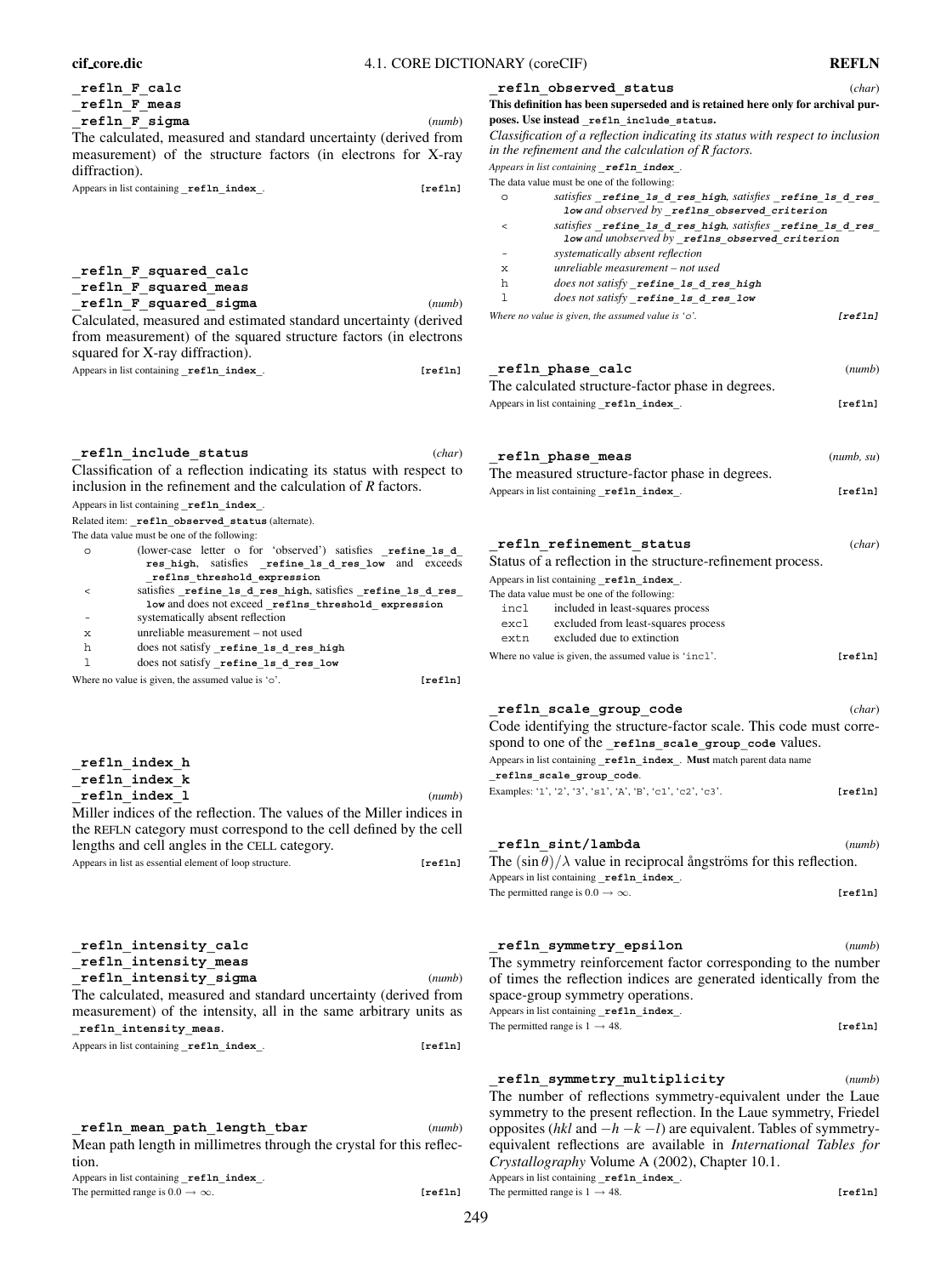**_refln_F_calc**
**_refln_F_meas**
**_refln_F_sigma** (*numb*)

The calculated, measured and standard uncertainty (derived from measurement) of the structure factors (in electrons for X-ray diffraction).

Appears in list containing **_refln_index_**. **[refln]**

**_refln_F_squared_calc**
**_refln_F_squared_meas**
**_refln_F_squared_sigma** (*numb*)

Calculated, measured and estimated standard uncertainty (derived from measurement) of the squared structure factors (in electrons squared for X-ray diffraction).

Appears in list containing **_refln_index_**. **[refln]**

**_refln_include_status** (*char*)

Classification of a reflection indicating its status with respect to inclusion in the refinement and the calculation of *R* factors.

Appears in list containing **_refln_index_**.
Related item: **_refln_observed_status** (alternate).
The data value must be one of the following:

| | |
|---|---|
| `o` | (lower-case letter o for 'observed') satisfies **_refine_ls_d_res_high**, satisfies **_refine_ls_d_res_low** and exceeds **_reflns_threshold_expression** |
| `<` | satisfies **_refine_ls_d_res_high**, satisfies **_refine_ls_d_res_low** and does not exceed **_reflns_threshold_expression** |
| `-` | systematically absent reflection |
| `x` | unreliable measurement – not used |
| `h` | does not satisfy **_refine_ls_d_res_high** |
| `l` | does not satisfy **_refine_ls_d_res_low** |

Where no value is given, the assumed value is 'o'. **[refln]**

**_refln_index_h**
**_refln_index_k**
**_refln_index_l** (*numb*)

Miller indices of the reflection. The values of the Miller indices in the REFLN category must correspond to the cell defined by the cell lengths and cell angles in the CELL category.

Appears in list as essential element of loop structure. **[refln]**

**_refln_intensity_calc**
**_refln_intensity_meas**
**_refln_intensity_sigma** (*numb*)

The calculated, measured and standard uncertainty (derived from measurement) of the intensity, all in the same arbitrary units as **_refln_intensity_meas**.

Appears in list containing **_refln_index_**. **[refln]**

**_refln_mean_path_length_tbar** (*numb*)

Mean path length in millimetres through the crystal for this reflection.

Appears in list containing **_refln_index_**.
The permitted range is $0.0 \rightarrow \infty$. **[refln]**

**_refln_observed_status** (*char*)

**This definition has been superseded and is retained here only for archival purposes. Use instead _refln_include_status.**

*Classification of a reflection indicating its status with respect to inclusion in the refinement and the calculation of R factors.*

*Appears in list containing* **_refln_index_**.
The data value must be one of the following:

| | |
|---|---|
| `o` | *satisfies* **_refine_ls_d_res_high**, *satisfies* **_refine_ls_d_res_low** *and observed by* **_reflns_observed_criterion** |
| `<` | *satisfies* **_refine_ls_d_res_high**, *satisfies* **_refine_ls_d_res_low** *and unobserved by* **_reflns_observed_criterion** |
| `-` | *systematically absent reflection* |
| `x` | *unreliable measurement – not used* |
| `h` | *does not satisfy* **_refine_ls_d_res_high** |
| `l` | *does not satisfy* **_refine_ls_d_res_low** |

*Where no value is given, the assumed value is 'o'.* **[refln]**

**_refln_phase_calc** (*numb*)

The calculated structure-factor phase in degrees.

Appears in list containing **_refln_index_**. **[refln]**

**_refln_phase_meas** (*numb, su*)

The measured structure-factor phase in degrees.

Appears in list containing **_refln_index_**. **[refln]**

**_refln_refinement_status** (*char*)

Status of a reflection in the structure-refinement process.

Appears in list containing **_refln_index_**.
The data value must be one of the following:

| | |
|---|---|
| `incl` | included in least-squares process |
| `excl` | excluded from least-squares process |
| `extn` | excluded due to extinction |

Where no value is given, the assumed value is 'incl'. **[refln]**

**_refln_scale_group_code** (*char*)

Code identifying the structure-factor scale. This code must correspond to one of the **_reflns_scale_group_code** values.

Appears in list containing **_refln_index_**. **Must** match parent data name **_reflns_scale_group_code**.
Examples: '1', '2', '3', 's1', 'A', 'B', 'c1', 'c2', 'c3'. **[refln]**

**_refln_sint/lambda** (*numb*)

The $(\sin\theta)/\lambda$ value in reciprocal ångströms for this reflection.

Appears in list containing **_refln_index_**.
The permitted range is $0.0 \rightarrow \infty$. **[refln]**

**_refln_symmetry_epsilon** (*numb*)

The symmetry reinforcement factor corresponding to the number of times the reflection indices are generated identically from the space-group symmetry operations.

Appears in list containing **_refln_index_**.
The permitted range is $1 \rightarrow 48$. **[refln]**

**_refln_symmetry_multiplicity** (*numb*)

The number of reflections symmetry-equivalent under the Laue symmetry to the present reflection. In the Laue symmetry, Friedel opposites (*hkl* and $-h\ -k\ -l$) are equivalent. Tables of symmetry-equivalent reflections are available in *International Tables for Crystallography* Volume A (2002), Chapter 10.1.

Appears in list containing **_refln_index_**.
The permitted range is $1 \rightarrow 48$. **[refln]**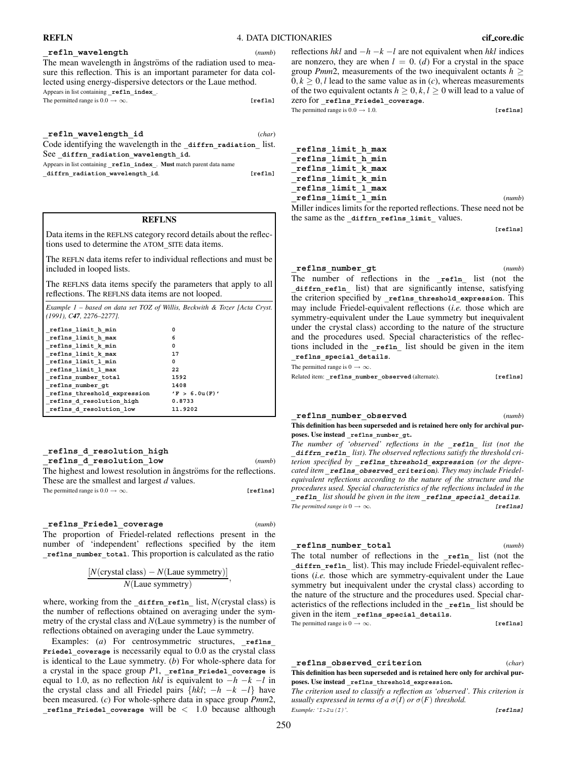**_refln_wavelength** (*numb*)

The mean wavelength in ångströms of the radiation used to measure this reflection. This is an important parameter for data collected using energy-dispersive detectors or the Laue method.

Appears in list containing **_refln_index_**.
The permitted range is $0.0 \rightarrow \infty$. **[refln]**

**_refln_wavelength_id** (*char*)

Code identifying the wavelength in the **_diffrn_radiation_** list. See **_diffrn_radiation_wavelength_id**.

Appears in list containing **_refln_index_**. **Must** match parent data name **_diffrn_radiation_wavelength_id**. **[refln]**

## REFLNS

Data items in the REFLNS category record details about the reflections used to determine the ATOM_SITE data items.

The REFLN data items refer to individual reflections and must be included in looped lists.

The REFLNS data items specify the parameters that apply to all reflections. The REFLNS data items are not looped.

*Example 1 – based on data set TOZ of Willis, Beckwith & Tozer [Acta Cryst. (1991), C47, 2276–2277].*

```
_reflns_limit_h_min            0
_reflns_limit_h_max            6
_reflns_limit_k_min            0
_reflns_limit_k_max            17
_reflns_limit_l_min            0
_reflns_limit_l_max            22
_reflns_number_total           1592
_reflns_number_gt              1408
_reflns_threshold_expression   'F > 6.0u(F)'
_reflns_d_resolution_high      0.8733
_reflns_d_resolution_low       11.9202
```

**_reflns_d_resolution_high**
**_reflns_d_resolution_low** (*numb*)

The highest and lowest resolution in ångströms for the reflections. These are the smallest and largest *d* values.

The permitted range is $0.0 \rightarrow \infty$. **[reflns]**

**_reflns_Friedel_coverage** (*numb*)

The proportion of Friedel-related reflections present in the number of 'independent' reflections specified by the item **_reflns_number_total**. This proportion is calculated as the ratio

$$\frac{[N(\text{crystal class}) - N(\text{Laue symmetry})]}{N(\text{Laue symmetry})},$$

where, working from the **_diffrn_refln_** list, *N*(crystal class) is the number of reflections obtained on averaging under the symmetry of the crystal class and *N*(Laue symmetry) is the number of reflections obtained on averaging under the Laue symmetry.

Examples: (*a*) For centrosymmetric structures, **_reflns_Friedel_coverage** is necessarily equal to 0.0 as the crystal class is identical to the Laue symmetry. (*b*) For whole-sphere data for a crystal in the space group *P*1, **_reflns_Friedel_coverage** is equal to 1.0, as no reflection *hkl* is equivalent to $-h\ -k\ -l$ in the crystal class and all Friedel pairs $\{hkl;\ -h\ -k\ -l\}$ have been measured. (*c*) For whole-sphere data in space group *Pmm*2, **_reflns_Friedel_coverage** will be $<\ 1.0$ because although reflections *hkl* and $-h\ -k\ -l$ are not equivalent when *hkl* indices are nonzero, they are when $l = 0$. (*d*) For a crystal in the space group *Pmm*2, measurements of the two inequivalent octants $h \geq 0, k \geq 0, l$ lead to the same value as in (*c*), whereas measurements of the two equivalent octants $h \geq 0, k, l \geq 0$ will lead to a value of zero for **_reflns_Friedel_coverage**.

The permitted range is $0.0 \rightarrow 1.0$. **[reflns]**

**_reflns_limit_h_max**
**_reflns_limit_h_min**
**_reflns_limit_k_max**
**_reflns_limit_k_min**
**_reflns_limit_l_max**
**_reflns_limit_l_min** (*numb*)

Miller indices limits for the reported reflections. These need not be the same as the **_diffrn_reflns_limit_** values. **[reflns]**

**_reflns_number_gt** (*numb*)

The number of reflections in the **_refln_** list (not the **_diffrn_refln_** list) that are significantly intense, satisfying the criterion specified by **_reflns_threshold_expression**. This may include Friedel-equivalent reflections (*i.e.* those which are symmetry-equivalent under the Laue symmetry but inequivalent under the crystal class) according to the nature of the structure and the procedures used. Special characteristics of the reflections included in the **_refln_** list should be given in the item **_reflns_special_details**.

The permitted range is $0 \rightarrow \infty$.
Related item: **_reflns_number_observed** (alternate). **[reflns]**

**_reflns_number_observed** (*numb*)

**This definition has been superseded and is retained here only for archival purposes. Use instead _reflns_number_gt.**

*The number of 'observed' reflections in the **_refln_** list (not the **_diffrn_refln_** list). The observed reflections satisfy the threshold criterion specified by **_reflns_threshold_expression** (or the deprecated item **_reflns_observed_criterion**). They may include Friedel-equivalent reflections according to the nature of the structure and the procedures used. Special characteristics of the reflections included in the **_refln_** list should be given in the item **_reflns_special_details**.*

*The permitted range is* $0 \rightarrow \infty$. ***[reflns]***

**_reflns_number_total** (*numb*)

The total number of reflections in the **_refln_** list (not the **_diffrn_refln_** list). This may include Friedel-equivalent reflections (*i.e.* those which are symmetry-equivalent under the Laue symmetry but inequivalent under the crystal class) according to the nature of the structure and the procedures used. Special characteristics of the reflections included in the **_refln_** list should be given in the item **_reflns_special_details**.

The permitted range is $0 \rightarrow \infty$. **[reflns]**

**_reflns_observed_criterion** (*char*)

**This definition has been superseded and is retained here only for archival purposes. Use instead _reflns_threshold_expression.**

*The criterion used to classify a reflection as 'observed'. This criterion is usually expressed in terms of a* $\sigma(I)$ *or* $\sigma(F)$ *threshold.*

*Example:* `'I>2u(I)'`. ***[reflns]***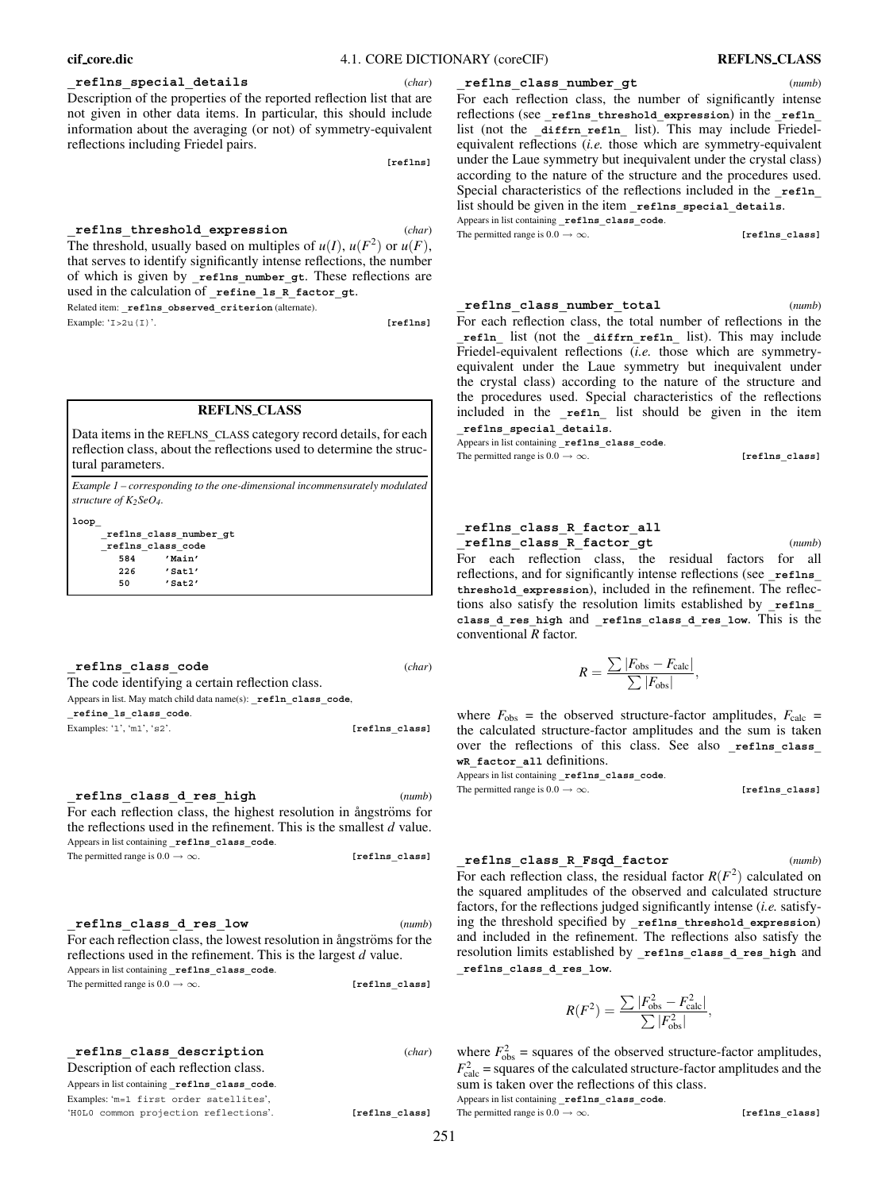**_reflns_special_details** (*char*)

Description of the properties of the reported reflection list that are not given in other data items. In particular, this should include information about the averaging (or not) of symmetry-equivalent reflections including Friedel pairs.

**[reflns]**

**_reflns_threshold_expression** (*char*)

The threshold, usually based on multiples of $u(I)$, $u(F^2)$ or $u(F)$, that serves to identify significantly intense reflections, the number of which is given by **_reflns_number_gt**. These reflections are used in the calculation of **_refine_ls_R_factor_gt**.

Related item: **_reflns_observed_criterion** (alternate).

Example: 'I>2u(I)'. **[reflns]**

## REFLNS_CLASS

Data items in the REFLNS_CLASS category record details, for each reflection class, about the reflections used to determine the structural parameters.

*Example 1 – corresponding to the one-dimensional incommensurately modulated structure of $K_2SeO_4$.*

```
loop_
    _reflns_class_number_gt
    _reflns_class_code
       584      'Main'
       226      'Sat1'
       50       'Sat2'
```

**_reflns_class_code** (*char*)

The code identifying a certain reflection class.

Appears in list. May match child data name(s): **_refln_class_code**, **_refine_ls_class_code**.

Examples: '1', 'm1', 's2'. **[reflns_class]**

**_reflns_class_d_res_high** (*numb*)

For each reflection class, the highest resolution in ångströms for the reflections used in the refinement. This is the smallest $d$ value.

Appears in list containing **_reflns_class_code**.

The permitted range is $0.0 \rightarrow \infty$. **[reflns_class]**

**_reflns_class_d_res_low** (*numb*)

For each reflection class, the lowest resolution in ångströms for the reflections used in the refinement. This is the largest $d$ value.

Appears in list containing **_reflns_class_code**.

The permitted range is $0.0 \rightarrow \infty$. **[reflns_class]**

**_reflns_class_description** (*char*)

Description of each reflection class.

Appears in list containing **_reflns_class_code**.

Examples: 'm=1 first order satellites', 'H0L0 common projection reflections'. **[reflns_class]**

**_reflns_class_number_gt** (*numb*)

For each reflection class, the number of significantly intense reflections (see **_reflns_threshold_expression**) in the **_refln_** list (not the **_diffrn_refln_** list). This may include Friedel-equivalent reflections (*i.e.* those which are symmetry-equivalent under the Laue symmetry but inequivalent under the crystal class) according to the nature of the structure and the procedures used. Special characteristics of the reflections included in the **_refln_** list should be given in the item **_reflns_special_details**.

Appears in list containing **_reflns_class_code**.

The permitted range is $0.0 \rightarrow \infty$. **[reflns_class]**

**_reflns_class_number_total** (*numb*)

For each reflection class, the total number of reflections in the **_refln_** list (not the **_diffrn_refln_** list). This may include Friedel-equivalent reflections (*i.e.* those which are symmetry-equivalent under the Laue symmetry but inequivalent under the crystal class) according to the nature of the structure and the procedures used. Special characteristics of the reflections included in the **_refln_** list should be given in the item **_reflns_special_details**.

Appears in list containing **_reflns_class_code**.

The permitted range is $0.0 \rightarrow \infty$. **[reflns_class]**

**_reflns_class_R_factor_all**
**_reflns_class_R_factor_gt** (*numb*)

For each reflection class, the residual factors for all reflections, and for significantly intense reflections (see **_reflns_threshold_expression**), included in the refinement. The reflections also satisfy the resolution limits established by **_reflns_class_d_res_high** and **_reflns_class_d_res_low**. This is the conventional $R$ factor.

$$R = \frac{\sum |F_{\rm obs} - F_{\rm calc}|}{\sum |F_{\rm obs}|},$$

where $F_{\rm obs}$ = the observed structure-factor amplitudes, $F_{\rm calc}$ = the calculated structure-factor amplitudes and the sum is taken over the reflections of this class. See also **_reflns_class_wR_factor_all** definitions.

Appears in list containing **_reflns_class_code**.

The permitted range is $0.0 \rightarrow \infty$. **[reflns_class]**

**_reflns_class_R_Fsqd_factor** (*numb*)

For each reflection class, the residual factor $R(F^2)$ calculated on the squared amplitudes of the observed and calculated structure factors, for the reflections judged significantly intense (*i.e.* satisfying the threshold specified by **_reflns_threshold_expression**) and included in the refinement. The reflections also satisfy the resolution limits established by **_reflns_class_d_res_high** and **_reflns_class_d_res_low**.

$$R(F^2) = \frac{\sum |F_{\rm obs}^2 - F_{\rm calc}^2|}{\sum |F_{\rm obs}^2|},$$

where $F_{\rm obs}^2$ = squares of the observed structure-factor amplitudes, $F_{\rm calc}^2$ = squares of the calculated structure-factor amplitudes and the sum is taken over the reflections of this class.

Appears in list containing **_reflns_class_code**.

The permitted range is $0.0 \rightarrow \infty$. **[reflns_class]**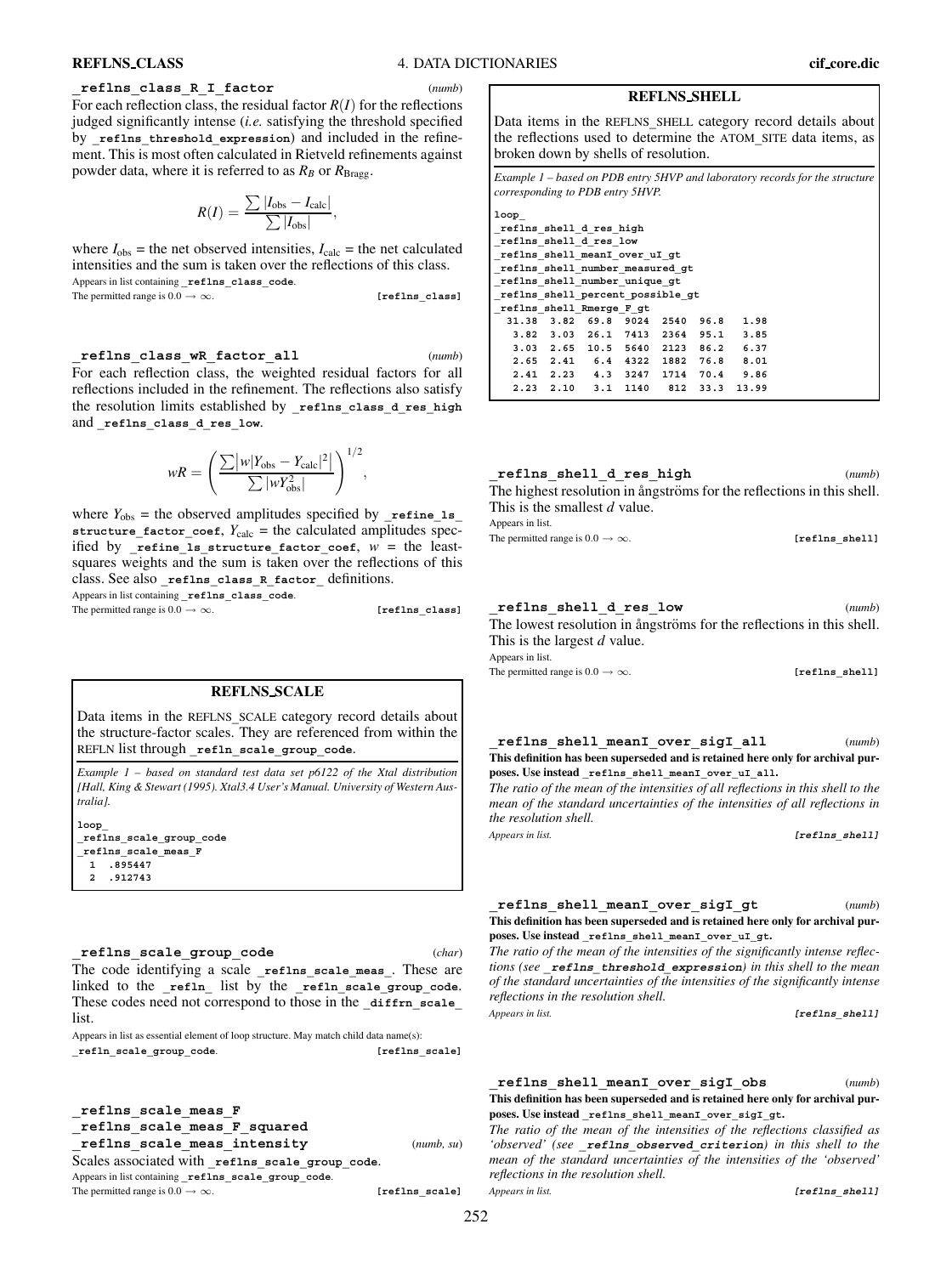**_reflns_class_R_I_factor** (*numb*)

For each reflection class, the residual factor $R(I)$ for the reflections judged significantly intense (*i.e.* satisfying the threshold specified by **_reflns_threshold_expression**) and included in the refinement. This is most often calculated in Rietveld refinements against powder data, where it is referred to as $R_B$ or $R_{\rm Bragg}$.

$$R(I) = \frac{\sum |I_{\rm obs} - I_{\rm calc}|}{\sum |I_{\rm obs}|},$$

where $I_{\rm obs}$ = the net observed intensities, $I_{\rm calc}$ = the net calculated intensities and the sum is taken over the reflections of this class.

Appears in list containing **_reflns_class_code**.

The permitted range is $0.0 \rightarrow \infty$. **[reflns_class]**

**_reflns_class_wR_factor_all** (*numb*)

For each reflection class, the weighted residual factors for all reflections included in the refinement. The reflections also satisfy the resolution limits established by **_reflns_class_d_res_high** and **_reflns_class_d_res_low**.

$$wR = \left( \frac{\sum |w|Y_{\rm obs} - Y_{\rm calc}|^2|}{\sum |wY_{\rm obs}^2|} \right)^{1/2},$$

where $Y_{\rm obs}$ = the observed amplitudes specified by **_refine_ls_structure_factor_coef**, $Y_{\rm calc}$ = the calculated amplitudes specified by **_refine_ls_structure_factor_coef**, $w$ = the least-squares weights and the sum is taken over the reflections of this class. See also **_reflns_class_R_factor_** definitions.

Appears in list containing **_reflns_class_code**.

The permitted range is $0.0 \rightarrow \infty$. **[reflns_class]**

## REFLNS_SCALE

Data items in the REFLNS_SCALE category record details about the structure-factor scales. They are referenced from within the REFLN list through **_refln_scale_group_code**.

*Example 1 – based on standard test data set p6122 of the Xtal distribution [Hall, King & Stewart (1995). Xtal3.4 User's Manual. University of Western Australia].*

```
loop_
_reflns_scale_group_code
_reflns_scale_meas_F
  1  .895447
  2  .912743
```

**_reflns_scale_group_code** (*char*)

The code identifying a scale **_reflns_scale_meas_**. These are linked to the **_refln_** list by the **_refln_scale_group_code**. These codes need not correspond to those in the **_diffrn_scale_** list.

Appears in list as essential element of loop structure. May match child data name(s): **_refln_scale_group_code**. **[reflns_scale]**

**_reflns_scale_meas_F**
**_reflns_scale_meas_F_squared**
**_reflns_scale_meas_intensity** (*numb, su*)

Scales associated with **_reflns_scale_group_code**.

Appears in list containing **_reflns_scale_group_code**.

The permitted range is $0.0 \rightarrow \infty$. **[reflns_scale]**

## REFLNS_SHELL

Data items in the REFLNS_SHELL category record details about the reflections used to determine the ATOM_SITE data items, as broken down by shells of resolution.

*Example 1 – based on PDB entry 5HVP and laboratory records for the structure corresponding to PDB entry 5HVP.*

```
loop_
_reflns_shell_d_res_high
_reflns_shell_d_res_low
_reflns_shell_meanI_over_uI_gt
_reflns_shell_number_measured_gt
_reflns_shell_number_unique_gt
_reflns_shell_percent_possible_gt
_reflns_shell_Rmerge_F_gt
  31.38  3.82  69.8  9024  2540  96.8   1.98
   3.82  3.03  26.1  7413  2364  95.1   3.85
   3.03  2.65  10.5  5640  2123  86.2   6.37
   2.65  2.41   6.4  4322  1882  76.8   8.01
   2.41  2.23   4.3  3247  1714  70.4   9.86
   2.23  2.10   3.1  1140   812  33.3  13.99
```

**_reflns_shell_d_res_high** (*numb*)

The highest resolution in ångströms for the reflections in this shell. This is the smallest $d$ value.

Appears in list.

The permitted range is $0.0 \rightarrow \infty$. **[reflns_shell]**

**_reflns_shell_d_res_low** (*numb*)

The lowest resolution in ångströms for the reflections in this shell. This is the largest $d$ value.

Appears in list.

The permitted range is $0.0 \rightarrow \infty$. **[reflns_shell]**

**_reflns_shell_meanI_over_sigI_all** (*numb*)

**This definition has been superseded and is retained here only for archival purposes. Use instead _reflns_shell_meanI_over_uI_all.**

*The ratio of the mean of the intensities of all reflections in this shell to the mean of the standard uncertainties of the intensities of all reflections in the resolution shell.*

*Appears in list.* ***[reflns_shell]***

**_reflns_shell_meanI_over_sigI_gt** (*numb*)

**This definition has been superseded and is retained here only for archival purposes. Use instead _reflns_shell_meanI_over_uI_gt.**

*The ratio of the mean of the intensities of the significantly intense reflections (see **_reflns_threshold_expression**) in this shell to the mean of the standard uncertainties of the intensities of the significantly intense reflections in the resolution shell.*

*Appears in list.* ***[reflns_shell]***

**_reflns_shell_meanI_over_sigI_obs** (*numb*)

**This definition has been superseded and is retained here only for archival purposes. Use instead _reflns_shell_meanI_over_sigI_gt.**

*The ratio of the mean of the intensities of the reflections classified as 'observed' (see **_reflns_observed_criterion**) in this shell to the mean of the standard uncertainties of the intensities of the 'observed' reflections in the resolution shell.*

*Appears in list.* ***[reflns_shell]***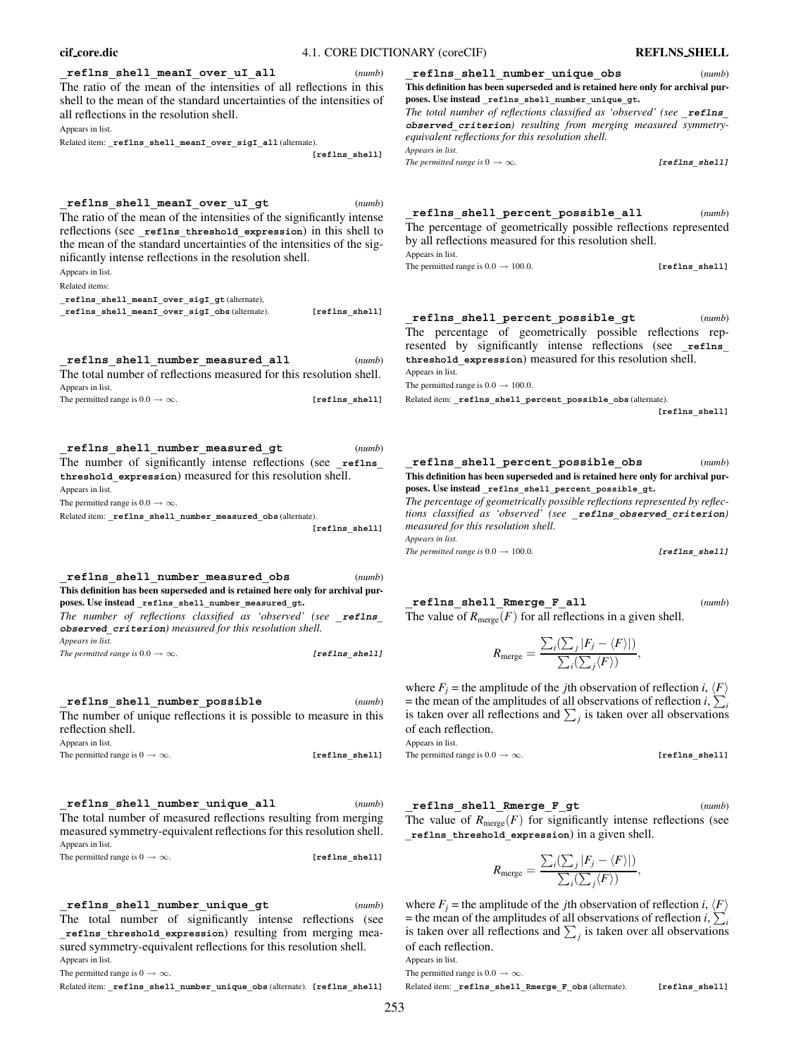**_reflns_shell_meanI_over_uI_all** (*numb*)

The ratio of the mean of the intensities of all reflections in this shell to the mean of the standard uncertainties of the intensities of all reflections in the resolution shell.

Appears in list.

Related item: **_reflns_shell_meanI_over_sigI_all** (alternate).

**[reflns_shell]**

**_reflns_shell_meanI_over_uI_gt** (*numb*)

The ratio of the mean of the intensities of the significantly intense reflections (see **_reflns_threshold_expression**) in this shell to the mean of the standard uncertainties of the intensities of the significantly intense reflections in the resolution shell.

Appears in list.

Related items:

**_reflns_shell_meanI_over_sigI_gt** (alternate),
**_reflns_shell_meanI_over_sigI_obs** (alternate). **[reflns_shell]**

**_reflns_shell_number_measured_all** (*numb*)

The total number of reflections measured for this resolution shell.

Appears in list.

The permitted range is $0.0 \rightarrow \infty$. **[reflns_shell]**

**_reflns_shell_number_measured_gt** (*numb*)

The number of significantly intense reflections (see **_reflns_threshold_expression**) measured for this resolution shell.

Appears in list.

The permitted range is $0.0 \rightarrow \infty$.

Related item: **_reflns_shell_number_measured_obs** (alternate).

**[reflns_shell]**

**_reflns_shell_number_measured_obs** (*numb*)

**This definition has been superseded and is retained here only for archival purposes. Use instead _reflns_shell_number_measured_gt.**

*The number of reflections classified as 'observed' (see **_reflns_observed_criterion**) measured for this resolution shell.*

*Appears in list.*

*The permitted range is* $0.0 \rightarrow \infty$. ***[reflns_shell]***

**_reflns_shell_number_possible** (*numb*)

The number of unique reflections it is possible to measure in this reflection shell.

Appears in list.

The permitted range is $0 \rightarrow \infty$. **[reflns_shell]**

**_reflns_shell_number_unique_all** (*numb*)

The total number of measured reflections resulting from merging measured symmetry-equivalent reflections for this resolution shell.

Appears in list.

The permitted range is $0 \rightarrow \infty$. **[reflns_shell]**

**_reflns_shell_number_unique_gt** (*numb*)

The total number of significantly intense reflections (see **_reflns_threshold_expression**) resulting from merging measured symmetry-equivalent reflections for this resolution shell.

Appears in list.

The permitted range is $0 \rightarrow \infty$.

Related item: **_reflns_shell_number_unique_obs** (alternate). **[reflns_shell]**

**_reflns_shell_number_unique_obs** (*numb*)

**This definition has been superseded and is retained here only for archival purposes. Use instead _reflns_shell_number_unique_gt.**

*The total number of reflections classified as 'observed' (see **_reflns_observed_criterion**) resulting from merging measured symmetry-equivalent reflections for this resolution shell.*

*Appears in list.*

*The permitted range is* $0 \rightarrow \infty$. ***[reflns_shell]***

**_reflns_shell_percent_possible_all** (*numb*)

The percentage of geometrically possible reflections represented by all reflections measured for this resolution shell.

Appears in list.

The permitted range is $0.0 \rightarrow 100.0$. **[reflns_shell]**

**_reflns_shell_percent_possible_gt** (*numb*)

The percentage of geometrically possible reflections represented by significantly intense reflections (see **_reflns_threshold_expression**) measured for this resolution shell.

Appears in list.

The permitted range is $0.0 \rightarrow 100.0$.

Related item: **_reflns_shell_percent_possible_obs** (alternate).

**[reflns_shell]**

**_reflns_shell_percent_possible_obs** (*numb*)

**This definition has been superseded and is retained here only for archival purposes. Use instead _reflns_shell_percent_possible_gt.**

*The percentage of geometrically possible reflections represented by reflections classified as 'observed' (see **_reflns_observed_criterion**) measured for this resolution shell.*

*Appears in list.*

*The permitted range is* $0.0 \rightarrow 100.0$. ***[reflns_shell]***

**_reflns_shell_Rmerge_F_all** (*numb*)

The value of $R_{\rm merge}(F)$ for all reflections in a given shell.

$$R_{\rm merge} = \frac{\sum_i (\sum_j |F_j - \langle F \rangle|)}{\sum_i (\sum_j \langle F \rangle)},$$

where $F_j$ = the amplitude of the $j$th observation of reflection $i$, $\langle F \rangle$ = the mean of the amplitudes of all observations of reflection $i$, $\sum_i$ is taken over all reflections and $\sum_j$ is taken over all observations of each reflection.

Appears in list.

The permitted range is $0.0 \rightarrow \infty$. **[reflns_shell]**

**_reflns_shell_Rmerge_F_gt** (*numb*)

The value of $R_{\rm merge}(F)$ for significantly intense reflections (see **_reflns_threshold_expression**) in a given shell.

$$R_{\rm merge} = \frac{\sum_i (\sum_j |F_j - \langle F \rangle|)}{\sum_i (\sum_j \langle F \rangle)},$$

where $F_j$ = the amplitude of the $j$th observation of reflection $i$, $\langle F \rangle$ = the mean of the amplitudes of all observations of reflection $i$, $\sum_i$ is taken over all reflections and $\sum_j$ is taken over all observations of each reflection.

Appears in list.

The permitted range is $0.0 \rightarrow \infty$.

Related item: **_reflns_shell_Rmerge_F_obs** (alternate). **[reflns_shell]**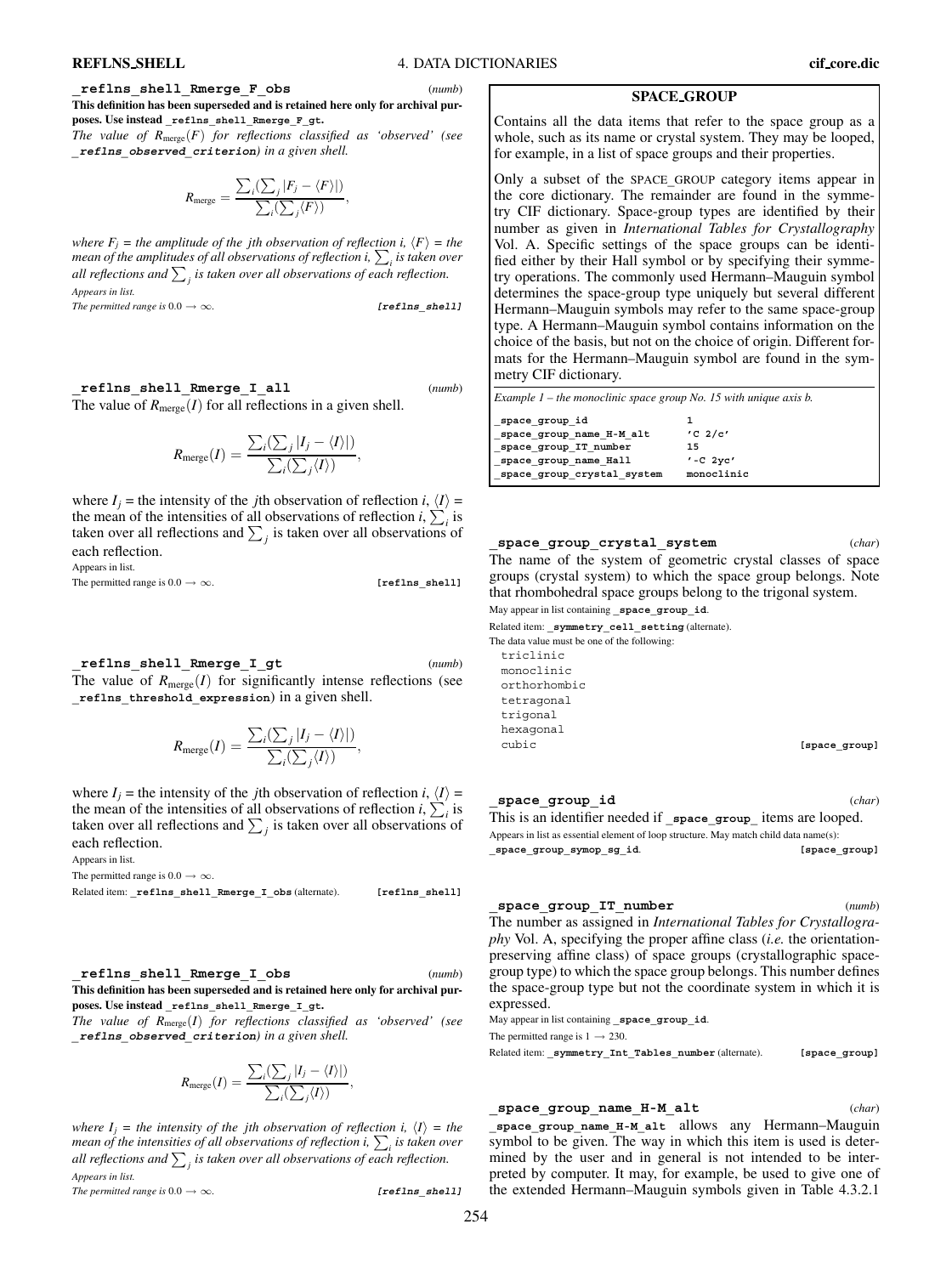**_reflns_shell_Rmerge_F_obs** (*numb*)

**This definition has been superseded and is retained here only for archival purposes. Use instead _reflns_shell_Rmerge_F_gt.**

*The value of $R_{\rm merge}(F)$ for reflections classified as 'observed' (see **_reflns_observed_criterion**) in a given shell.*

$$R_{\rm merge} = \frac{\sum_i(\sum_j |F_j - \langle F\rangle|)}{\sum_i(\sum_j\langle F\rangle)},$$

*where $F_j$ = the amplitude of the jth observation of reflection i, $\langle F\rangle$ = the mean of the amplitudes of all observations of reflection i, $\sum_i$ is taken over all reflections and $\sum_j$ is taken over all observations of each reflection.*

*Appears in list.*

*The permitted range is $0.0 \rightarrow \infty$.* **[reflns_shell]**

**_reflns_shell_Rmerge_I_all** (*numb*)

The value of $R_{\rm merge}(I)$ for all reflections in a given shell.

$$R_{\rm merge}(I) = \frac{\sum_i(\sum_j |I_j - \langle I\rangle|)}{\sum_i(\sum_j\langle I\rangle)},$$

where $I_j$ = the intensity of the $j$th observation of reflection $i$, $\langle I\rangle$ = the mean of the intensities of all observations of reflection $i$, $\sum_i$ is taken over all reflections and $\sum_j$ is taken over all observations of each reflection.

Appears in list.

The permitted range is $0.0 \rightarrow \infty$. **[reflns_shell]**

**_reflns_shell_Rmerge_I_gt** (*numb*)

The value of $R_{\rm merge}(I)$ for significantly intense reflections (see **_reflns_threshold_expression**) in a given shell.

$$R_{\rm merge}(I) = \frac{\sum_i(\sum_j |I_j - \langle I\rangle|)}{\sum_i(\sum_j\langle I\rangle)},$$

where $I_j$ = the intensity of the $j$th observation of reflection $i$, $\langle I\rangle$ = the mean of the intensities of all observations of reflection $i$, $\sum_i$ is taken over all reflections and $\sum_j$ is taken over all observations of each reflection.

Appears in list.

The permitted range is $0.0 \rightarrow \infty$.

Related item: **_reflns_shell_Rmerge_I_obs** (alternate). **[reflns_shell]**

**_reflns_shell_Rmerge_I_obs** (*numb*)

**This definition has been superseded and is retained here only for archival purposes. Use instead _reflns_shell_Rmerge_I_gt.**

*The value of $R_{\rm merge}(I)$ for reflections classified as 'observed' (see **_reflns_observed_criterion**) in a given shell.*

$$R_{\rm merge}(I) = \frac{\sum_i(\sum_j |I_j - \langle I\rangle|)}{\sum_i(\sum_j\langle I\rangle)},$$

*where $I_j$ = the intensity of the jth observation of reflection i, $\langle I\rangle$ = the mean of the intensities of all observations of reflection i, $\sum_i$ is taken over all reflections and $\sum_j$ is taken over all observations of each reflection.*

*Appears in list.*

*The permitted range is $0.0 \rightarrow \infty$.* **[reflns_shell]**

## SPACE_GROUP

Contains all the data items that refer to the space group as a whole, such as its name or crystal system. They may be looped, for example, in a list of space groups and their properties.

Only a subset of the SPACE_GROUP category items appear in the core dictionary. The remainder are found in the symmetry CIF dictionary. Space-group types are identified by their number as given in *International Tables for Crystallography* Vol. A. Specific settings of the space groups can be identified either by their Hall symbol or by specifying their symmetry operations. The commonly used Hermann–Mauguin symbol determines the space-group type uniquely but several different Hermann–Mauguin symbols may refer to the same space-group type. A Hermann–Mauguin symbol contains information on the choice of the basis, but not on the choice of origin. Different formats for the Hermann–Mauguin symbol are found in the symmetry CIF dictionary.

*Example 1 – the monoclinic space group No. 15 with unique axis b.*

```
_space_group_id                  1
_space_group_name_H-M_alt        'C 2/c'
_space_group_IT_number           15
_space_group_name_Hall           '-C 2yc'
_space_group_crystal_system      monoclinic
```

**_space_group_crystal_system** (*char*)

The name of the system of geometric crystal classes of space groups (crystal system) to which the space group belongs. Note that rhombohedral space groups belong to the trigonal system.

May appear in list containing **_space_group_id**.

Related item: **_symmetry_cell_setting** (alternate).

The data value must be one of the following:

```
triclinic
monoclinic
orthorhombic
tetragonal
trigonal
hexagonal
cubic
```

**[space_group]**

**_space_group_id** (*char*)

This is an identifier needed if **_space_group_** items are looped.

Appears in list as essential element of loop structure. May match child data name(s): **_space_group_symop_sg_id**. **[space_group]**

**_space_group_IT_number** (*numb*)

The number as assigned in *International Tables for Crystallography* Vol. A, specifying the proper affine class (*i.e.* the orientation-preserving affine class) of space groups (crystallographic space-group type) to which the space group belongs. This number defines the space-group type but not the coordinate system in which it is expressed.

May appear in list containing **_space_group_id**.

The permitted range is $1 \rightarrow 230$.

Related item: **_symmetry_Int_Tables_number** (alternate). **[space_group]**

**_space_group_name_H-M_alt** (*char*)

**_space_group_name_H-M_alt** allows any Hermann–Mauguin symbol to be given. The way in which this item is used is determined by the user and in general is not intended to be interpreted by computer. It may, for example, be used to give one of the extended Hermann–Mauguin symbols given in Table 4.3.2.1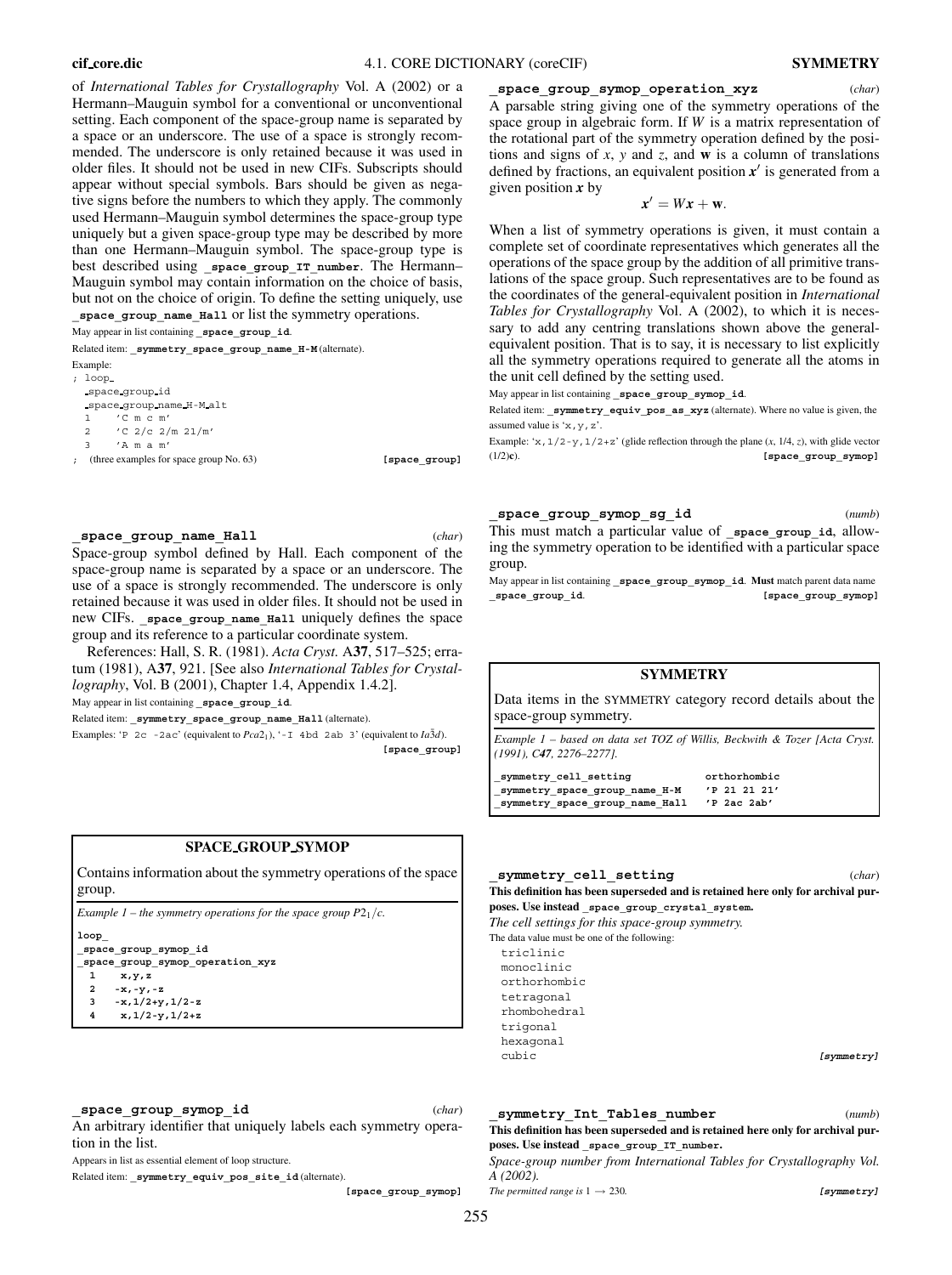of *International Tables for Crystallography* Vol. A (2002) or a Hermann–Mauguin symbol for a conventional or unconventional setting. Each component of the space-group name is separated by a space or an underscore. The use of a space is strongly recommended. The underscore is only retained because it was used in older files. It should not be used in new CIFs. Subscripts should appear without special symbols. Bars should be given as negative signs before the numbers to which they apply. The commonly used Hermann–Mauguin symbol determines the space-group type uniquely but a given space-group type may be described by more than one Hermann–Mauguin symbol. The space-group type is best described using **_space_group_IT_number**. The Hermann–Mauguin symbol may contain information on the choice of basis, but not on the choice of origin. To define the setting uniquely, use **_space_group_name_Hall** or list the symmetry operations.

May appear in list containing **_space_group_id**.

Related item: **_symmetry_space_group_name_H-M** (alternate).

Example:

```
; loop_
  _space_group_id
  _space_group_name_H-M_alt
  1    'C m c m'
  2    'C 2/c 2/m 21/m'
  3    'A m a m'
;   (three examples for space group No. 63)
```

**[space_group]**

**_space_group_name_Hall** (*char*)

Space-group symbol defined by Hall. Each component of the space-group name is separated by a space or an underscore. The use of a space is strongly recommended. The underscore is only retained because it was used in older files. It should not be used in new CIFs. **_space_group_name_Hall** uniquely defines the space group and its reference to a particular coordinate system.

References: Hall, S. R. (1981). *Acta Cryst.* A**37**, 517–525; erratum (1981), A**37**, 921. [See also *International Tables for Crystallography*, Vol. B (2001), Chapter 1.4, Appendix 1.4.2].

May appear in list containing **_space_group_id**.

Related item: **_symmetry_space_group_name_Hall** (alternate).

Examples: 'P 2c -2ac' (equivalent to $Pca2_1$), '-I 4bd 2ab 3' (equivalent to $Ia\bar{3}d$).

**[space_group]**

## SPACE_GROUP_SYMOP

Contains information about the symmetry operations of the space group.

*Example 1 – the symmetry operations for the space group $P2_1/c$.*

```
loop_
_space_group_symop_id
_space_group_symop_operation_xyz
  1    x,y,z
  2   -x,-y,-z
  3   -x,1/2+y,1/2-z
  4    x,1/2-y,1/2+z
```

**_space_group_symop_id** (*char*)

An arbitrary identifier that uniquely labels each symmetry operation in the list.

Appears in list as essential element of loop structure.

Related item: **_symmetry_equiv_pos_site_id** (alternate).

**[space_group_symop]**

**_space_group_symop_operation_xyz** (*char*)

A parsable string giving one of the symmetry operations of the space group in algebraic form. If $W$ is a matrix representation of the rotational part of the symmetry operation defined by the positions and signs of $x$, $y$ and $z$, and $\mathbf{w}$ is a column of translations defined by fractions, an equivalent position $\boldsymbol{x}'$ is generated from a given position $\boldsymbol{x}$ by

$$\boldsymbol{x}' = W\boldsymbol{x} + \mathbf{w}.$$

When a list of symmetry operations is given, it must contain a complete set of coordinate representatives which generates all the operations of the space group by the addition of all primitive translations of the space group. Such representatives are to be found as the coordinates of the general-equivalent position in *International Tables for Crystallography* Vol. A (2002), to which it is necessary to add any centring translations shown above the general-equivalent position. That is to say, it is necessary to list explicitly all the symmetry operations required to generate all the atoms in the unit cell defined by the setting used.

May appear in list containing **_space_group_symop_id**.

Related item: **_symmetry_equiv_pos_as_xyz** (alternate). Where no value is given, the assumed value is 'x,y,z'.

Example: 'x,1/2-y,1/2+z' (glide reflection through the plane ($x$, 1/4, $z$), with glide vector (1/2)**c**).

**[space_group_symop]**

**_space_group_symop_sg_id** (*numb*)

This must match a particular value of **_space_group_id**, allowing the symmetry operation to be identified with a particular space group.

May appear in list containing **_space_group_symop_id**. **Must** match parent data name **_space_group_id**.

**[space_group_symop]**

## SYMMETRY

Data items in the SYMMETRY category record details about the space-group symmetry.

*Example 1 – based on data set TOZ of Willis, Beckwith & Tozer [Acta Cryst. (1991), C47, 2276–2277].*

```
_symmetry_cell_setting           orthorhombic
_symmetry_space_group_name_H-M   'P 21 21 21'
_symmetry_space_group_name_Hall  'P 2ac 2ab'
```

**_symmetry_cell_setting** (*char*)

**This definition has been superseded and is retained here only for archival purposes. Use instead _space_group_crystal_system.**

*The cell settings for this space-group symmetry.*

The data value must be one of the following:

```
triclinic
monoclinic
orthorhombic
tetragonal
rhombohedral
trigonal
hexagonal
cubic
```

***[symmetry]***

**_symmetry_Int_Tables_number** (*numb*)

**This definition has been superseded and is retained here only for archival purposes. Use instead _space_group_IT_number.**

*Space-group number from International Tables for Crystallography Vol. A (2002).*

*The permitted range is* $1 \rightarrow 230$.

***[symmetry]***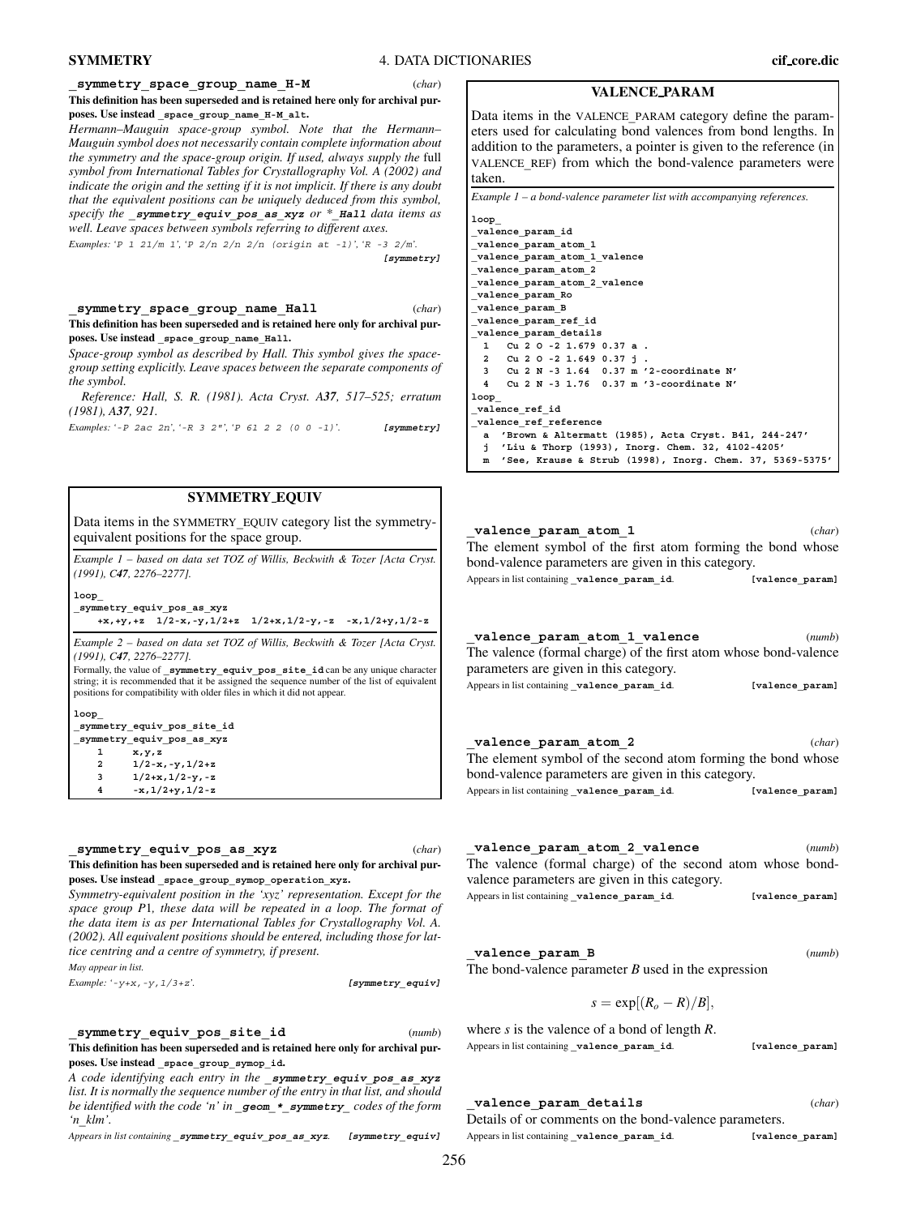**_symmetry_space_group_name_H-M** (*char*)

**This definition has been superseded and is retained here only for archival purposes. Use instead _space_group_name_H-M_alt.**

*Hermann–Mauguin space-group symbol. Note that the Hermann–Mauguin symbol does not necessarily contain complete information about the symmetry and the space-group origin. If used, always supply the* full *symbol from International Tables for Crystallography Vol. A (2002) and indicate the origin and the setting if it is not implicit. If there is any doubt that the equivalent positions can be uniquely deduced from this symbol, specify the* **_symmetry_equiv_pos_as_xyz** *or* ***_Hall** *data items as well. Leave spaces between symbols referring to different axes.*

*Examples:* 'P 1 21/m 1', 'P 2/n 2/n 2/n (origin at -1)', 'R -3 2/m'. **[symmetry]**

**_symmetry_space_group_name_Hall** (*char*)

**This definition has been superseded and is retained here only for archival purposes. Use instead _space_group_name_Hall.**

*Space-group symbol as described by Hall. This symbol gives the space-group setting explicitly. Leave spaces between the separate components of the symbol.*

*Reference: Hall, S. R. (1981). Acta Cryst. A***37***, 517–525; erratum (1981),* **A37***, 921.*

*Examples:* '-P 2ac 2n', '-R 3 2"', 'P 61 2 2 (0 0 -1)'. **[symmetry]**

## SYMMETRY_EQUIV

Data items in the SYMMETRY_EQUIV category list the symmetry-equivalent positions for the space group.

*Example 1 – based on data set TOZ of Willis, Beckwith & Tozer [Acta Cryst. (1991), C47, 2276–2277].*

```
loop_
_symmetry_equiv_pos_as_xyz
    +x,+y,+z  1/2-x,-y,1/2+z  1/2+x,1/2-y,-z  -x,1/2+y,1/2-z
```

*Example 2 – based on data set TOZ of Willis, Beckwith & Tozer [Acta Cryst. (1991), C47, 2276–2277].*

Formally, the value of **_symmetry_equiv_pos_site_id** can be any unique character string; it is recommended that it be assigned the sequence number of the list of equivalent positions for compatibility with older files in which it did not appear.

```
loop_
_symmetry_equiv_pos_site_id
_symmetry_equiv_pos_as_xyz
    1      x,y,z
    2      1/2-x,-y,1/2+z
    3      1/2+x,1/2-y,-z
    4      -x,1/2+y,1/2-z
```

**_symmetry_equiv_pos_as_xyz** (*char*)

**This definition has been superseded and is retained here only for archival purposes. Use instead _space_group_symop_operation_xyz.**

*Symmetry-equivalent position in the 'xyz' representation. Except for the space group P*1*, these data will be repeated in a loop. The format of the data item is as per International Tables for Crystallography Vol. A. (2002). All equivalent positions should be entered, including those for lattice centring and a centre of symmetry, if present.*

*May appear in list.*

*Example:* '-y+x,-y,1/3+z'. **[symmetry_equiv]**

**_symmetry_equiv_pos_site_id** (*numb*)

**This definition has been superseded and is retained here only for archival purposes. Use instead _space_group_symop_id.**

*A code identifying each entry in the* **_symmetry_equiv_pos_as_xyz** *list. It is normally the sequence number of the entry in that list, and should be identified with the code 'n' in* **_geom_*_symmetry_** *codes of the form 'n_klm'.*

*Appears in list containing* **_symmetry_equiv_pos_as_xyz**. **[symmetry_equiv]**

## VALENCE_PARAM

Data items in the VALENCE_PARAM category define the parameters used for calculating bond valences from bond lengths. In addition to the parameters, a pointer is given to the reference (in VALENCE_REF) from which the bond-valence parameters were taken.

*Example 1 – a bond-valence parameter list with accompanying references.*

```
loop_
_valence_param_id
_valence_param_atom_1
_valence_param_atom_1_valence
_valence_param_atom_2
_valence_param_atom_2_valence
_valence_param_Ro
_valence_param_B
_valence_param_ref_id
_valence_param_details
  1   Cu 2 O -2 1.679 0.37 a .
  2   Cu 2 O -2 1.649 0.37 j .
  3   Cu 2 N -3 1.64  0.37 m '2-coordinate N'
  4   Cu 2 N -3 1.76  0.37 m '3-coordinate N'
loop_
_valence_ref_id
_valence_ref_reference
  a  'Brown & Altermatt (1985), Acta Cryst. B41, 244-247'
  j  'Liu & Thorp (1993), Inorg. Chem. 32, 4102-4205'
  m  'See, Krause & Strub (1998), Inorg. Chem. 37, 5369-5375'
```

**_valence_param_atom_1** (*char*)

The element symbol of the first atom forming the bond whose bond-valence parameters are given in this category.

Appears in list containing **_valence_param_id**. **[valence_param]**

**_valence_param_atom_1_valence** (*numb*)

The valence (formal charge) of the first atom whose bond-valence parameters are given in this category.

Appears in list containing **_valence_param_id**. **[valence_param]**

**_valence_param_atom_2** (*char*)

The element symbol of the second atom forming the bond whose bond-valence parameters are given in this category.

Appears in list containing **_valence_param_id**. **[valence_param]**

**_valence_param_atom_2_valence** (*numb*)

The valence (formal charge) of the second atom whose bond-valence parameters are given in this category.

Appears in list containing **_valence_param_id**. **[valence_param]**

**_valence_param_B** (*numb*)

The bond-valence parameter *B* used in the expression

$$s = \exp[(R_o - R)/B],$$

where *s* is the valence of a bond of length *R*.

Appears in list containing **_valence_param_id**. **[valence_param]**

**_valence_param_details** (*char*)

Details of or comments on the bond-valence parameters.

Appears in list containing **_valence_param_id**. **[valence_param]**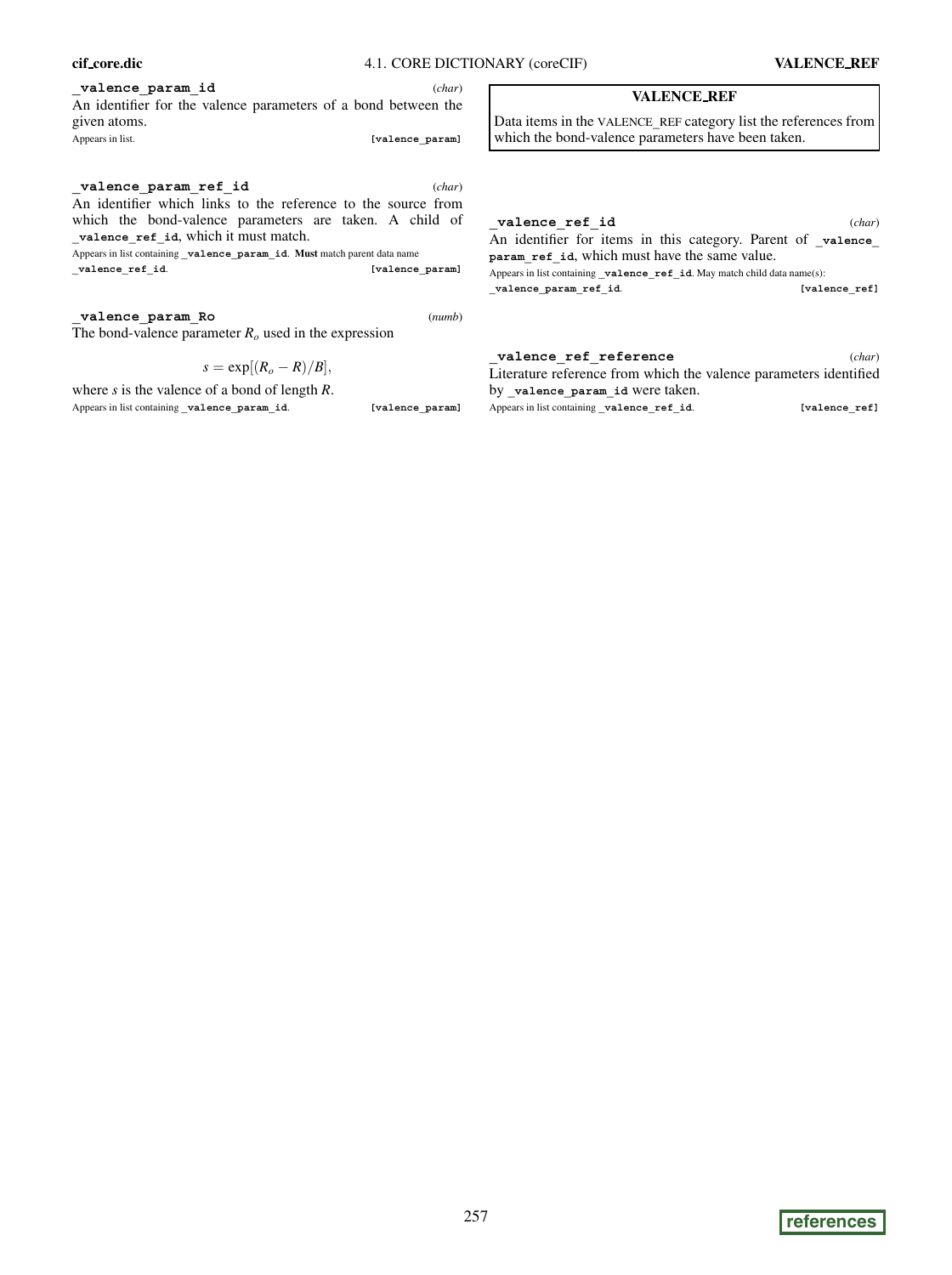**_valence_param_id** (*char*)

An identifier for the valence parameters of a bond between the given atoms.

Appears in list. **[valence_param]**

**_valence_param_ref_id** (*char*)

An identifier which links to the reference to the source from which the bond-valence parameters are taken. A child of **_valence_ref_id**, which it must match.

Appears in list containing **_valence_param_id**. **Must** match parent data name **_valence_ref_id**. **[valence_param]**

**_valence_param_Ro** (*numb*)

The bond-valence parameter $R_o$ used in the expression

$$s = \exp[(R_o - R)/B],$$

where $s$ is the valence of a bond of length $R$.

Appears in list containing **_valence_param_id**. **[valence_param]**

## VALENCE_REF

Data items in the VALENCE_REF category list the references from which the bond-valence parameters have been taken.

**_valence_ref_id** (*char*)

An identifier for items in this category. Parent of **_valence_param_ref_id**, which must have the same value.

Appears in list containing **_valence_ref_id**. May match child data name(s): **_valence_param_ref_id**. **[valence_ref]**

**_valence_ref_reference** (*char*)

Literature reference from which the valence parameters identified by **_valence_param_id** were taken.

Appears in list containing **_valence_ref_id**. **[valence_ref]**